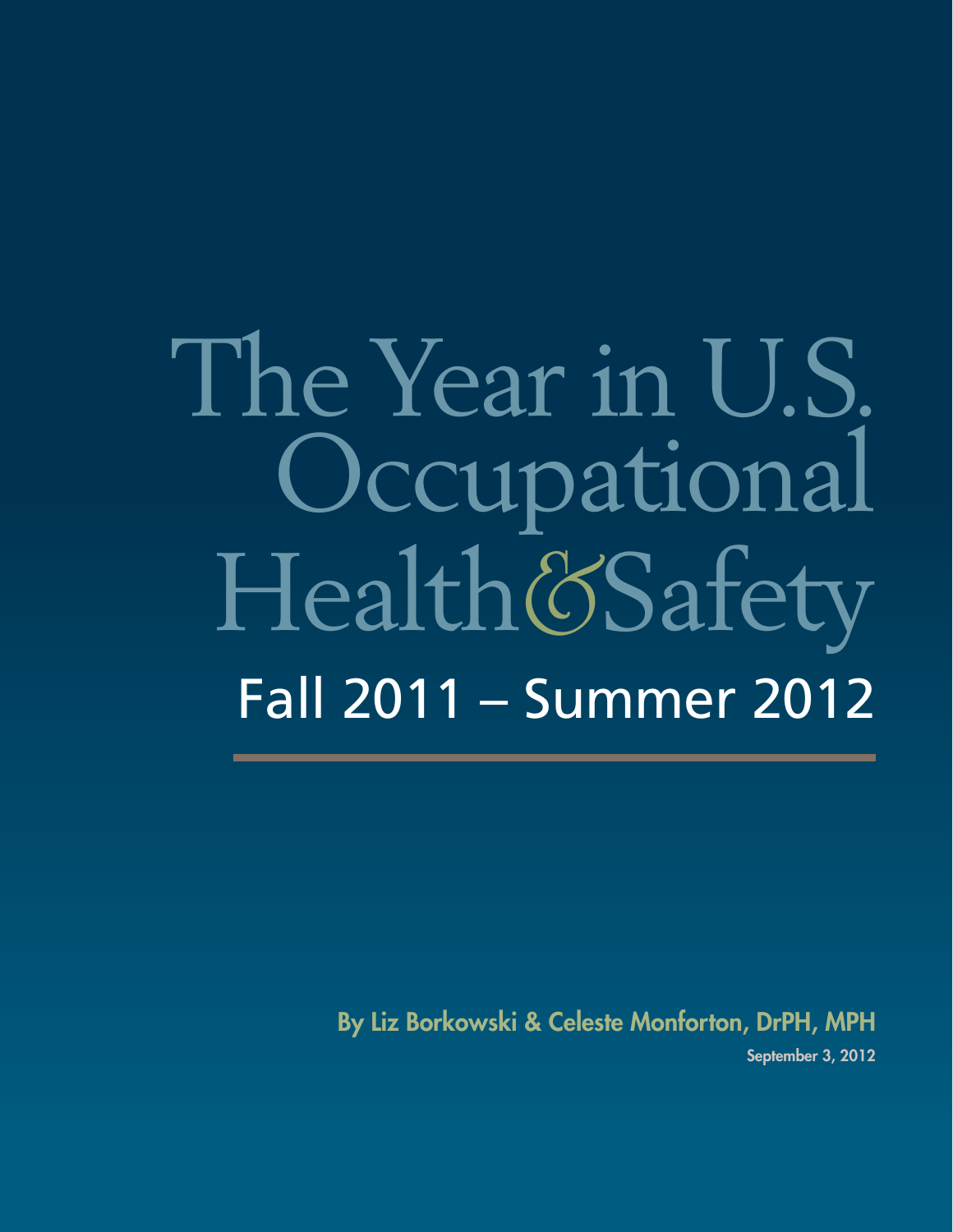# The Year in U.S. Occupational Health & Safety

## Fall 2011 – Summer 2012

**By Liz Borkowski & Celeste Monforton, DrPH, MPH**

**September 3, 2012**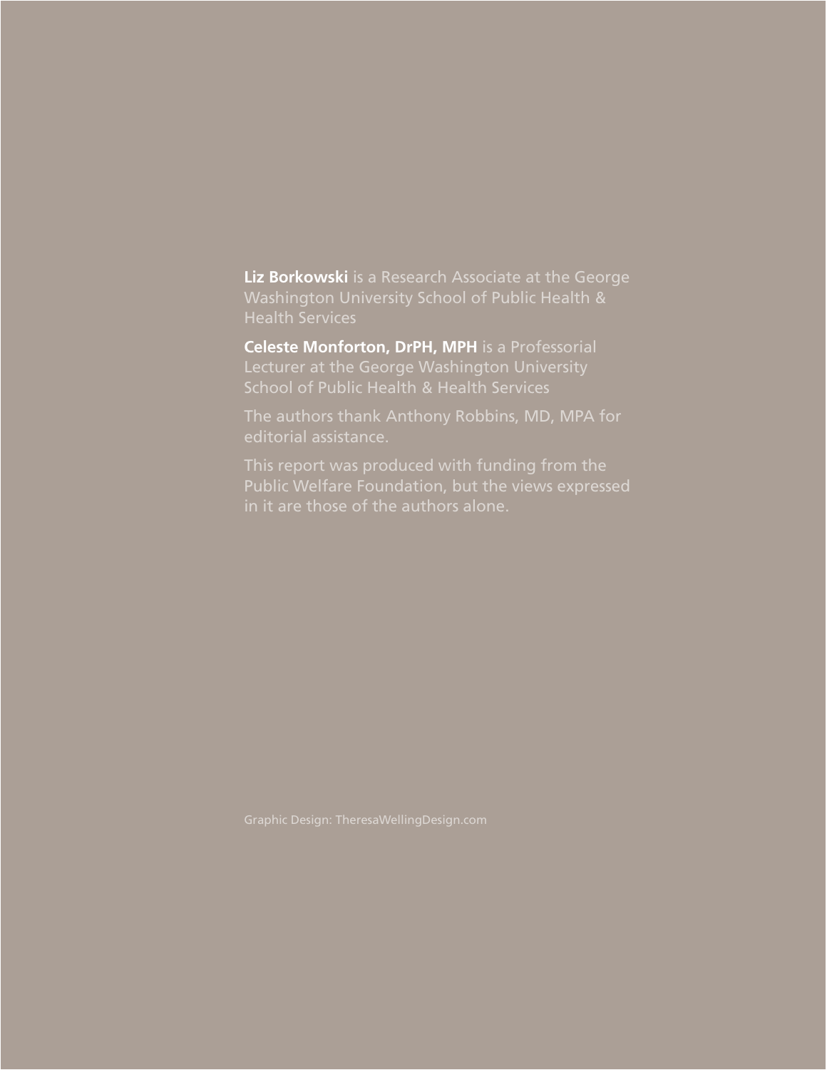**Liz Borkowski** is a Research Associate at the George Washington University School of Public Health & Health Services

**Celeste Monforton, DrPH, MPH** is a Professorial Lecturer at the George Washington University School of Public Health & Health Services

The authors thank Anthony Robbins, MD, MPA for editorial assistance.

This report was produced with funding from the Public Welfare Foundation, but the views expressed in it are those of the authors alone.

Graphic Design: TheresaWellingDesign.com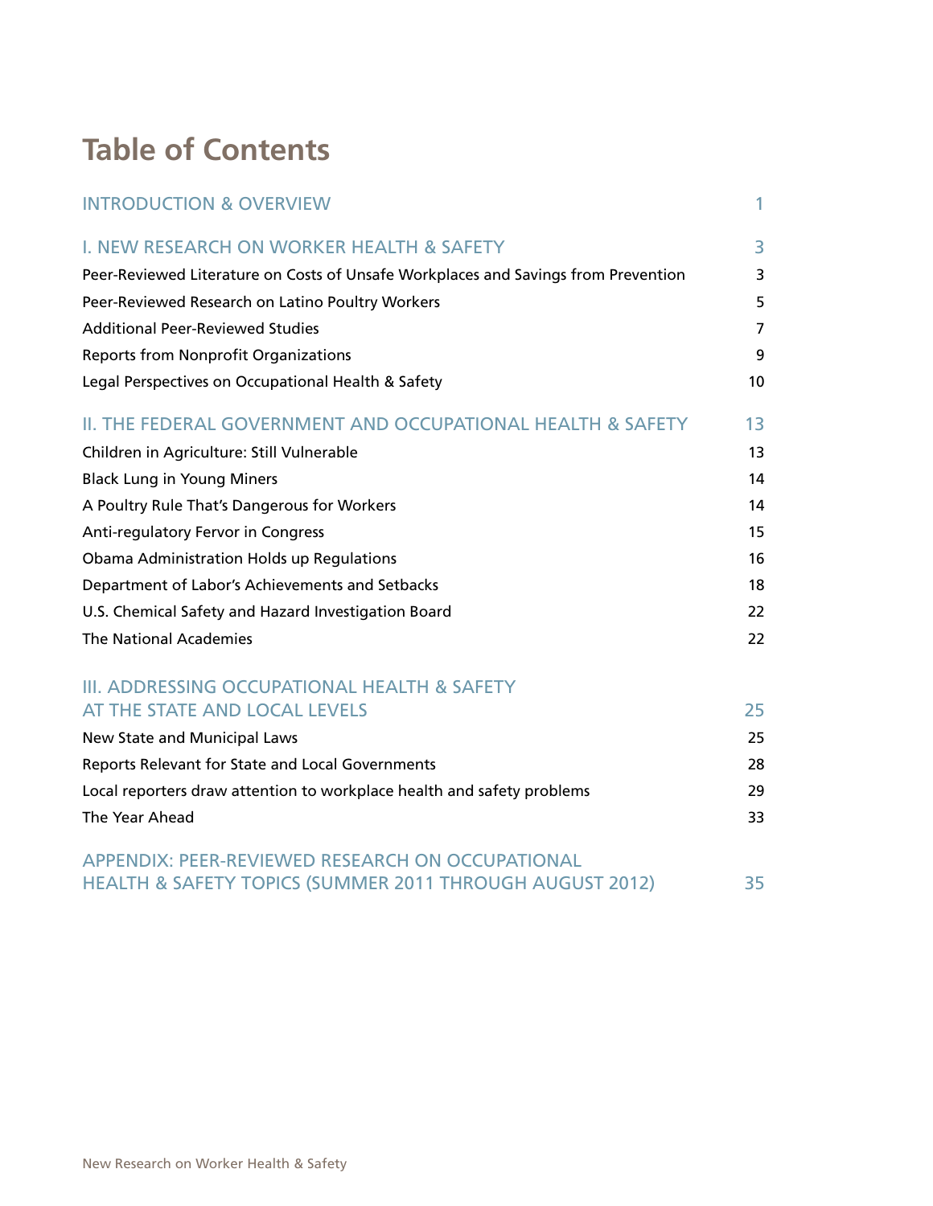# Table of Contents

| | |
|---|---|
| **INTRODUCTION & OVERVIEW** | **1** |
| **I. NEW RESEARCH ON WORKER HEALTH & SAFETY** | **3** |
| Peer-Reviewed Literature on Costs of Unsafe Workplaces and Savings from Prevention | 3 |
| Peer-Reviewed Research on Latino Poultry Workers | 5 |
| Additional Peer-Reviewed Studies | 7 |
| Reports from Nonprofit Organizations | 9 |
| Legal Perspectives on Occupational Health & Safety | 10 |
| **II. THE FEDERAL GOVERNMENT AND OCCUPATIONAL HEALTH & SAFETY** | **13** |
| Children in Agriculture: Still Vulnerable | 13 |
| Black Lung in Young Miners | 14 |
| A Poultry Rule That's Dangerous for Workers | 14 |
| Anti-regulatory Fervor in Congress | 15 |
| Obama Administration Holds up Regulations | 16 |
| Department of Labor's Achievements and Setbacks | 18 |
| U.S. Chemical Safety and Hazard Investigation Board | 22 |
| The National Academies | 22 |
| **III. ADDRESSING OCCUPATIONAL HEALTH & SAFETY AT THE STATE AND LOCAL LEVELS** | **25** |
| New State and Municipal Laws | 25 |
| Reports Relevant for State and Local Governments | 28 |
| Local reporters draw attention to workplace health and safety problems | 29 |
| The Year Ahead | 33 |
| **APPENDIX: PEER-REVIEWED RESEARCH ON OCCUPATIONAL HEALTH & SAFETY TOPICS (SUMMER 2011 THROUGH AUGUST 2012)** | **35** |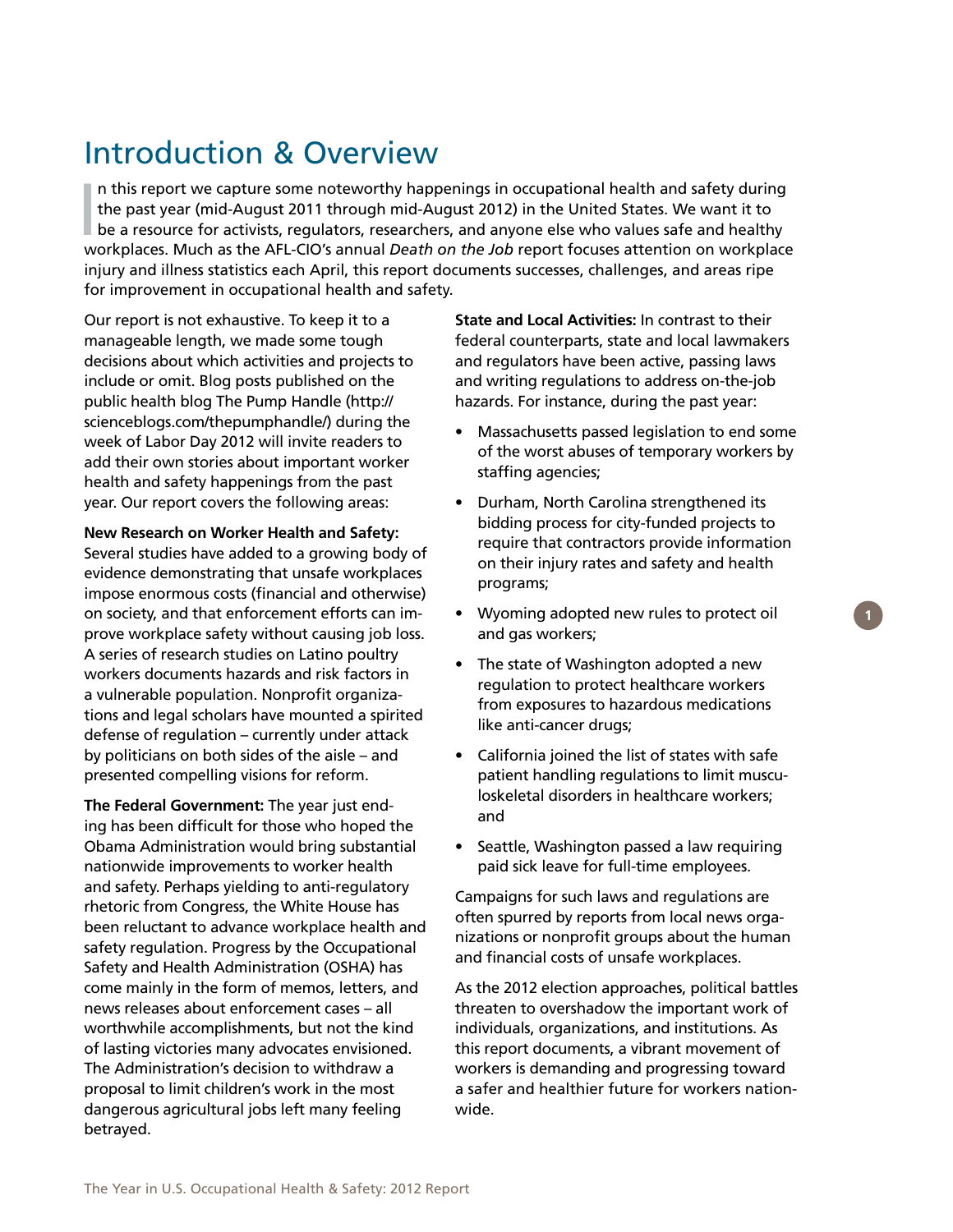# Introduction & Overview

In this report we capture some noteworthy happenings in occupational health and safety during the past year (mid-August 2011 through mid-August 2012) in the United States. We want it to be a resource for activists, regulators, researchers, and anyone else who values safe and healthy workplaces. Much as the AFL-CIO's annual *Death on the Job* report focuses attention on workplace injury and illness statistics each April, this report documents successes, challenges, and areas ripe for improvement in occupational health and safety.

Our report is not exhaustive. To keep it to a manageable length, we made some tough decisions about which activities and projects to include or omit. Blog posts published on the public health blog The Pump Handle (http://scienceblogs.com/thepumphandle/) during the week of Labor Day 2012 will invite readers to add their own stories about important worker health and safety happenings from the past year. Our report covers the following areas:

**New Research on Worker Health and Safety:** Several studies have added to a growing body of evidence demonstrating that unsafe workplaces impose enormous costs (financial and otherwise) on society, and that enforcement efforts can improve workplace safety without causing job loss. A series of research studies on Latino poultry workers documents hazards and risk factors in a vulnerable population. Nonprofit organizations and legal scholars have mounted a spirited defense of regulation – currently under attack by politicians on both sides of the aisle – and presented compelling visions for reform.

**The Federal Government:** The year just ending has been difficult for those who hoped the Obama Administration would bring substantial nationwide improvements to worker health and safety. Perhaps yielding to anti-regulatory rhetoric from Congress, the White House has been reluctant to advance workplace health and safety regulation. Progress by the Occupational Safety and Health Administration (OSHA) has come mainly in the form of memos, letters, and news releases about enforcement cases – all worthwhile accomplishments, but not the kind of lasting victories many advocates envisioned. The Administration's decision to withdraw a proposal to limit children's work in the most dangerous agricultural jobs left many feeling betrayed.

**State and Local Activities:** In contrast to their federal counterparts, state and local lawmakers and regulators have been active, passing laws and writing regulations to address on-the-job hazards. For instance, during the past year:

- Massachusetts passed legislation to end some of the worst abuses of temporary workers by staffing agencies;
- Durham, North Carolina strengthened its bidding process for city-funded projects to require that contractors provide information on their injury rates and safety and health programs;
- Wyoming adopted new rules to protect oil and gas workers;
- The state of Washington adopted a new regulation to protect healthcare workers from exposures to hazardous medications like anti-cancer drugs;
- California joined the list of states with safe patient handling regulations to limit musculoskeletal disorders in healthcare workers; and
- Seattle, Washington passed a law requiring paid sick leave for full-time employees.

Campaigns for such laws and regulations are often spurred by reports from local news organizations or nonprofit groups about the human and financial costs of unsafe workplaces.

As the 2012 election approaches, political battles threaten to overshadow the important work of individuals, organizations, and institutions. As this report documents, a vibrant movement of workers is demanding and progressing toward a safer and healthier future for workers nationwide.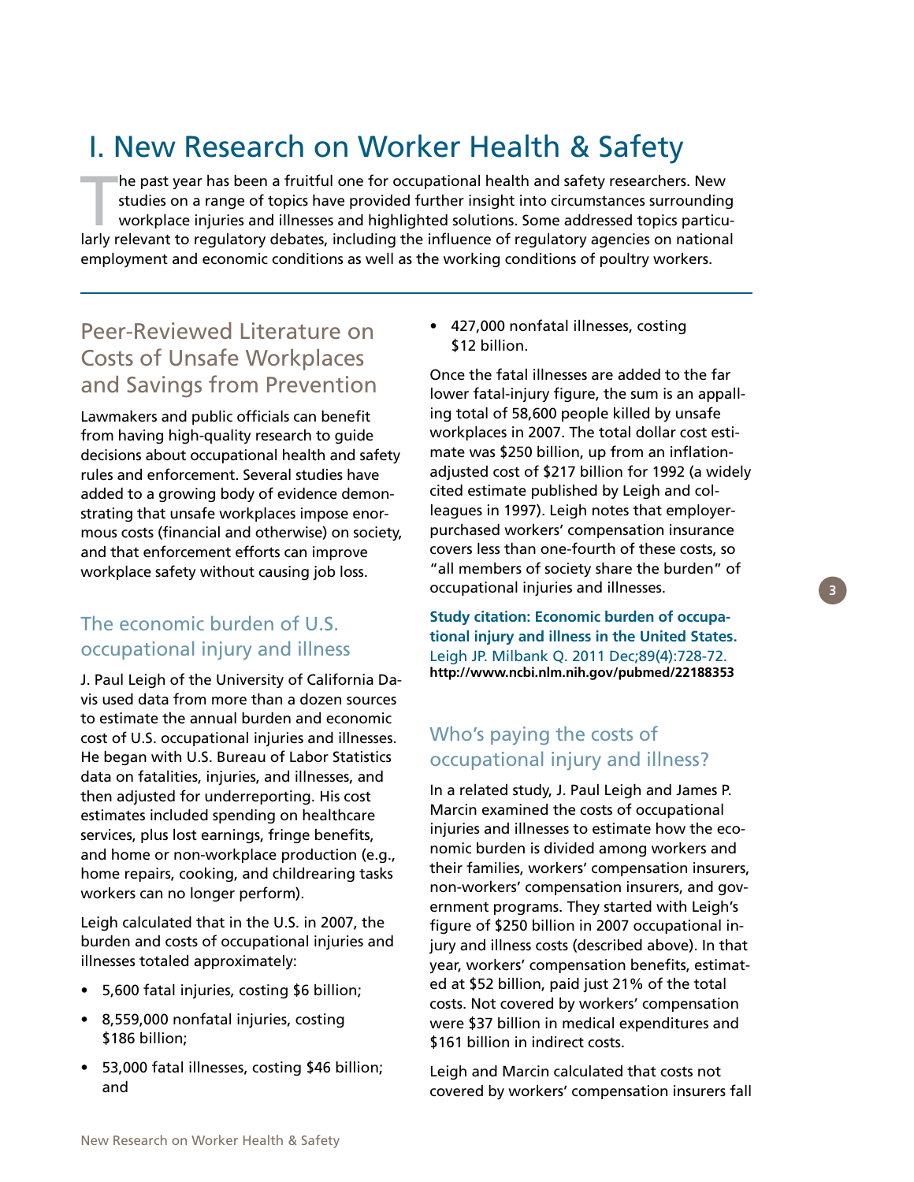# I. New Research on Worker Health & Safety

The past year has been a fruitful one for occupational health and safety researchers. New studies on a range of topics have provided further insight into circumstances surrounding workplace injuries and illnesses and highlighted solutions. Some addressed topics particularly relevant to regulatory debates, including the influence of regulatory agencies on national employment and economic conditions as well as the working conditions of poultry workers.

## Peer-Reviewed Literature on Costs of Unsafe Workplaces and Savings from Prevention

Lawmakers and public officials can benefit from having high-quality research to guide decisions about occupational health and safety rules and enforcement. Several studies have added to a growing body of evidence demonstrating that unsafe workplaces impose enormous costs (financial and otherwise) on society, and that enforcement efforts can improve workplace safety without causing job loss.

### The economic burden of U.S. occupational injury and illness

J. Paul Leigh of the University of California Davis used data from more than a dozen sources to estimate the annual burden and economic cost of U.S. occupational injuries and illnesses. He began with U.S. Bureau of Labor Statistics data on fatalities, injuries, and illnesses, and then adjusted for underreporting. His cost estimates included spending on healthcare services, plus lost earnings, fringe benefits, and home or non-workplace production (e.g., home repairs, cooking, and childrearing tasks workers can no longer perform).

Leigh calculated that in the U.S. in 2007, the burden and costs of occupational injuries and illnesses totaled approximately:

- 5,600 fatal injuries, costing $6 billion;
- 8,559,000 nonfatal injuries, costing $186 billion;
- 53,000 fatal illnesses, costing $46 billion; and
- 427,000 nonfatal illnesses, costing $12 billion.

Once the fatal illnesses are added to the far lower fatal-injury figure, the sum is an appalling total of 58,600 people killed by unsafe workplaces in 2007. The total dollar cost estimate was $250 billion, up from an inflation-adjusted cost of $217 billion for 1992 (a widely cited estimate published by Leigh and colleagues in 1997). Leigh notes that employer-purchased workers' compensation insurance covers less than one-fourth of these costs, so "all members of society share the burden" of occupational injuries and illnesses.

**Study citation: Economic burden of occupational injury and illness in the United States.** Leigh JP. Milbank Q. 2011 Dec;89(4):728-72. **http://www.ncbi.nlm.nih.gov/pubmed/22188353**

### Who's paying the costs of occupational injury and illness?

In a related study, J. Paul Leigh and James P. Marcin examined the costs of occupational injuries and illnesses to estimate how the economic burden is divided among workers and their families, workers' compensation insurers, non-workers' compensation insurers, and government programs. They started with Leigh's figure of $250 billion in 2007 occupational injury and illness costs (described above). In that year, workers' compensation benefits, estimated at $52 billion, paid just 21% of the total costs. Not covered by workers' compensation were $37 billion in medical expenditures and $161 billion in indirect costs.

Leigh and Marcin calculated that costs not covered by workers' compensation insurers fall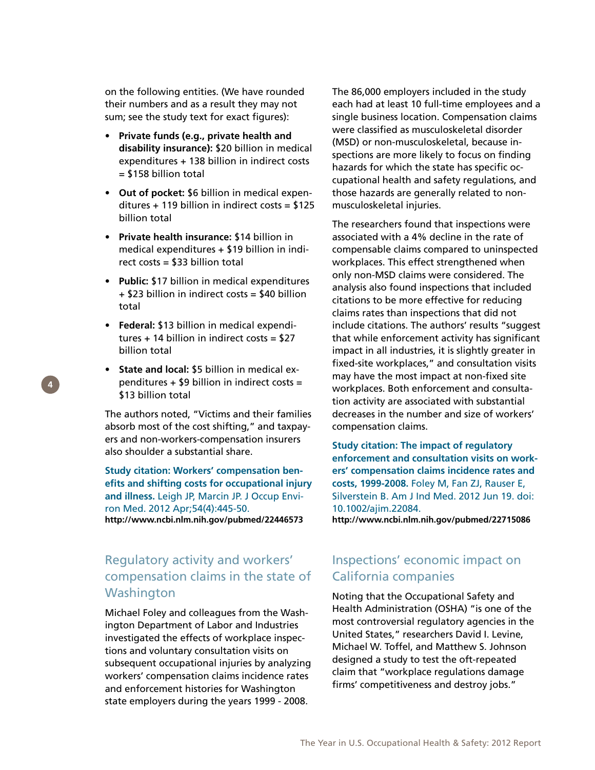on the following entities. (We have rounded their numbers and as a result they may not sum; see the study text for exact figures):

- **Private funds (e.g., private health and disability insurance):** $20 billion in medical expenditures + 138 billion in indirect costs = $158 billion total
- **Out of pocket:** $6 billion in medical expenditures + 119 billion in indirect costs = $125 billion total
- **Private health insurance:** $14 billion in medical expenditures + $19 billion in indirect costs = $33 billion total
- **Public:** $17 billion in medical expenditures + $23 billion in indirect costs = $40 billion total
- **Federal:** $13 billion in medical expenditures + 14 billion in indirect costs = $27 billion total
- **State and local:** $5 billion in medical expenditures + $9 billion in indirect costs = $13 billion total

The authors noted, "Victims and their families absorb most of the cost shifting," and taxpayers and non-workers-compensation insurers also shoulder a substantial share.

**Study citation: Workers' compensation benefits and shifting costs for occupational injury and illness.** Leigh JP, Marcin JP. J Occup Environ Med. 2012 Apr;54(4):445-50.
**http://www.ncbi.nlm.nih.gov/pubmed/22446573**

## Regulatory activity and workers' compensation claims in the state of Washington

Michael Foley and colleagues from the Washington Department of Labor and Industries investigated the effects of workplace inspections and voluntary consultation visits on subsequent occupational injuries by analyzing workers' compensation claims incidence rates and enforcement histories for Washington state employers during the years 1999 - 2008.

The 86,000 employers included in the study each had at least 10 full-time employees and a single business location. Compensation claims were classified as musculoskeletal disorder (MSD) or non-musculoskeletal, because inspections are more likely to focus on finding hazards for which the state has specific occupational health and safety regulations, and those hazards are generally related to non-musculoskeletal injuries.

The researchers found that inspections were associated with a 4% decline in the rate of compensable claims compared to uninspected workplaces. This effect strengthened when only non-MSD claims were considered. The analysis also found inspections that included citations to be more effective for reducing claims rates than inspections that did not include citations. The authors' results "suggest that while enforcement activity has significant impact in all industries, it is slightly greater in fixed-site workplaces," and consultation visits may have the most impact at non-fixed site workplaces. Both enforcement and consultation activity are associated with substantial decreases in the number and size of workers' compensation claims.

**Study citation: The impact of regulatory enforcement and consultation visits on workers' compensation claims incidence rates and costs, 1999-2008.** Foley M, Fan ZJ, Rauser E, Silverstein B. Am J Ind Med. 2012 Jun 19. doi: 10.1002/ajim.22084.
**http://www.ncbi.nlm.nih.gov/pubmed/22715086**

## Inspections' economic impact on California companies

Noting that the Occupational Safety and Health Administration (OSHA) "is one of the most controversial regulatory agencies in the United States," researchers David I. Levine, Michael W. Toffel, and Matthew S. Johnson designed a study to test the oft-repeated claim that "workplace regulations damage firms' competitiveness and destroy jobs."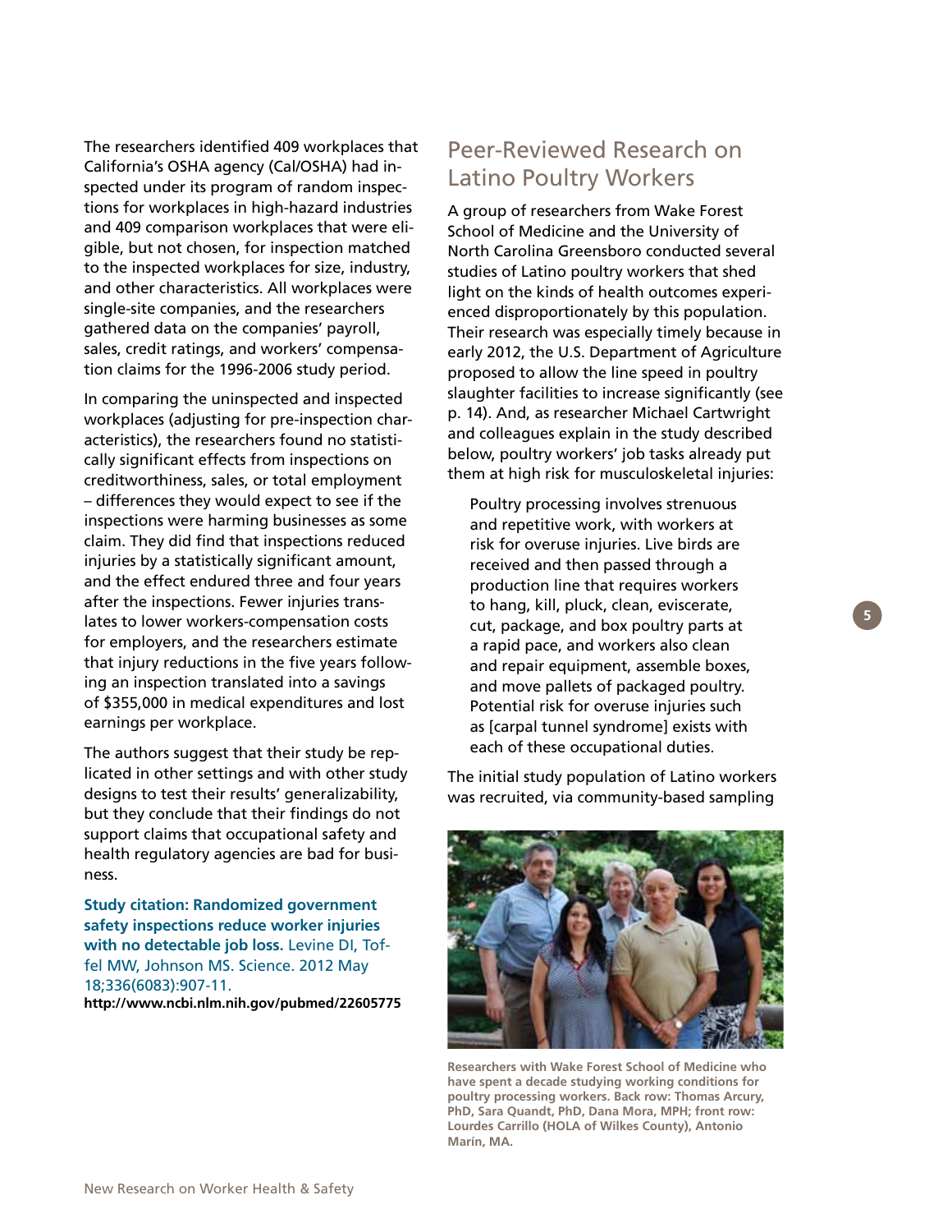The researchers identified 409 workplaces that California's OSHA agency (Cal/OSHA) had inspected under its program of random inspections for workplaces in high-hazard industries and 409 comparison workplaces that were eligible, but not chosen, for inspection matched to the inspected workplaces for size, industry, and other characteristics. All workplaces were single-site companies, and the researchers gathered data on the companies' payroll, sales, credit ratings, and workers' compensation claims for the 1996-2006 study period.

In comparing the uninspected and inspected workplaces (adjusting for pre-inspection characteristics), the researchers found no statistically significant effects from inspections on creditworthiness, sales, or total employment – differences they would expect to see if the inspections were harming businesses as some claim. They did find that inspections reduced injuries by a statistically significant amount, and the effect endured three and four years after the inspections. Fewer injuries translates to lower workers-compensation costs for employers, and the researchers estimate that injury reductions in the five years following an inspection translated into a savings of $355,000 in medical expenditures and lost earnings per workplace.

The authors suggest that their study be replicated in other settings and with other study designs to test their results' generalizability, but they conclude that their findings do not support claims that occupational safety and health regulatory agencies are bad for business.

**Study citation: Randomized government safety inspections reduce worker injuries with no detectable job loss.** Levine DI, Toffel MW, Johnson MS. Science. 2012 May 18;336(6083):907-11.
**http://www.ncbi.nlm.nih.gov/pubmed/22605775**

## Peer-Reviewed Research on Latino Poultry Workers

A group of researchers from Wake Forest School of Medicine and the University of North Carolina Greensboro conducted several studies of Latino poultry workers that shed light on the kinds of health outcomes experienced disproportionately by this population. Their research was especially timely because in early 2012, the U.S. Department of Agriculture proposed to allow the line speed in poultry slaughter facilities to increase significantly (see p. 14). And, as researcher Michael Cartwright and colleagues explain in the study described below, poultry workers' job tasks already put them at high risk for musculoskeletal injuries:

> Poultry processing involves strenuous and repetitive work, with workers at risk for overuse injuries. Live birds are received and then passed through a production line that requires workers to hang, kill, pluck, clean, eviscerate, cut, package, and box poultry parts at a rapid pace, and workers also clean and repair equipment, assemble boxes, and move pallets of packaged poultry. Potential risk for overuse injuries such as [carpal tunnel syndrome] exists with each of these occupational duties.

The initial study population of Latino workers was recruited, via community-based sampling

**Researchers with Wake Forest School of Medicine who have spent a decade studying working conditions for poultry processing workers. Back row: Thomas Arcury, PhD, Sara Quandt, PhD, Dana Mora, MPH; front row: Lourdes Carrillo (HOLA of Wilkes County), Antonio Marín, MA.**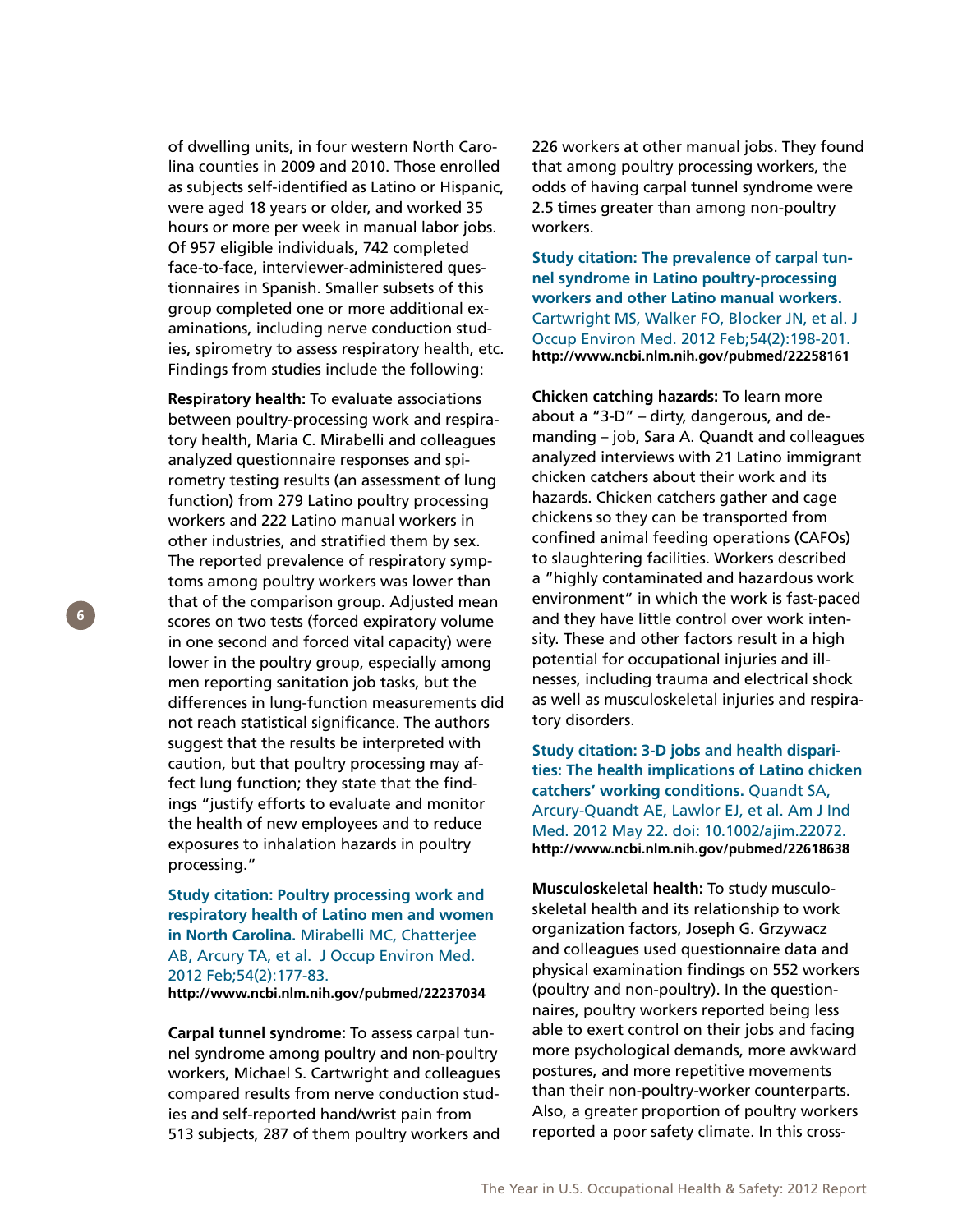of dwelling units, in four western North Carolina counties in 2009 and 2010. Those enrolled as subjects self-identified as Latino or Hispanic, were aged 18 years or older, and worked 35 hours or more per week in manual labor jobs. Of 957 eligible individuals, 742 completed face-to-face, interviewer-administered questionnaires in Spanish. Smaller subsets of this group completed one or more additional examinations, including nerve conduction studies, spirometry to assess respiratory health, etc. Findings from studies include the following:

**Respiratory health:** To evaluate associations between poultry-processing work and respiratory health, Maria C. Mirabelli and colleagues analyzed questionnaire responses and spirometry testing results (an assessment of lung function) from 279 Latino poultry processing workers and 222 Latino manual workers in other industries, and stratified them by sex. The reported prevalence of respiratory symptoms among poultry workers was lower than that of the comparison group. Adjusted mean scores on two tests (forced expiratory volume in one second and forced vital capacity) were lower in the poultry group, especially among men reporting sanitation job tasks, but the differences in lung-function measurements did not reach statistical significance. The authors suggest that the results be interpreted with caution, but that poultry processing may affect lung function; they state that the findings "justify efforts to evaluate and monitor the health of new employees and to reduce exposures to inhalation hazards in poultry processing."

**Study citation: Poultry processing work and respiratory health of Latino men and women in North Carolina.** Mirabelli MC, Chatterjee AB, Arcury TA, et al. J Occup Environ Med. 2012 Feb;54(2):177-83.
**http://www.ncbi.nlm.nih.gov/pubmed/22237034**

**Carpal tunnel syndrome:** To assess carpal tunnel syndrome among poultry and non-poultry workers, Michael S. Cartwright and colleagues compared results from nerve conduction studies and self-reported hand/wrist pain from 513 subjects, 287 of them poultry workers and 226 workers at other manual jobs. They found that among poultry processing workers, the odds of having carpal tunnel syndrome were 2.5 times greater than among non-poultry workers.

**Study citation: The prevalence of carpal tunnel syndrome in Latino poultry-processing workers and other Latino manual workers.** Cartwright MS, Walker FO, Blocker JN, et al. J Occup Environ Med. 2012 Feb;54(2):198-201.
**http://www.ncbi.nlm.nih.gov/pubmed/22258161**

**Chicken catching hazards:** To learn more about a "3-D" – dirty, dangerous, and demanding – job, Sara A. Quandt and colleagues analyzed interviews with 21 Latino immigrant chicken catchers about their work and its hazards. Chicken catchers gather and cage chickens so they can be transported from confined animal feeding operations (CAFOs) to slaughtering facilities. Workers described a "highly contaminated and hazardous work environment" in which the work is fast-paced and they have little control over work intensity. These and other factors result in a high potential for occupational injuries and illnesses, including trauma and electrical shock as well as musculoskeletal injuries and respiratory disorders.

**Study citation: 3-D jobs and health disparities: The health implications of Latino chicken catchers' working conditions.** Quandt SA, Arcury-Quandt AE, Lawlor EJ, et al. Am J Ind Med. 2012 May 22. doi: 10.1002/ajim.22072.
**http://www.ncbi.nlm.nih.gov/pubmed/22618638**

**Musculoskeletal health:** To study musculoskeletal health and its relationship to work organization factors, Joseph G. Grzywacz and colleagues used questionnaire data and physical examination findings on 552 workers (poultry and non-poultry). In the questionnaires, poultry workers reported being less able to exert control on their jobs and facing more psychological demands, more awkward postures, and more repetitive movements than their non-poultry-worker counterparts. Also, a greater proportion of poultry workers reported a poor safety climate. In this cross-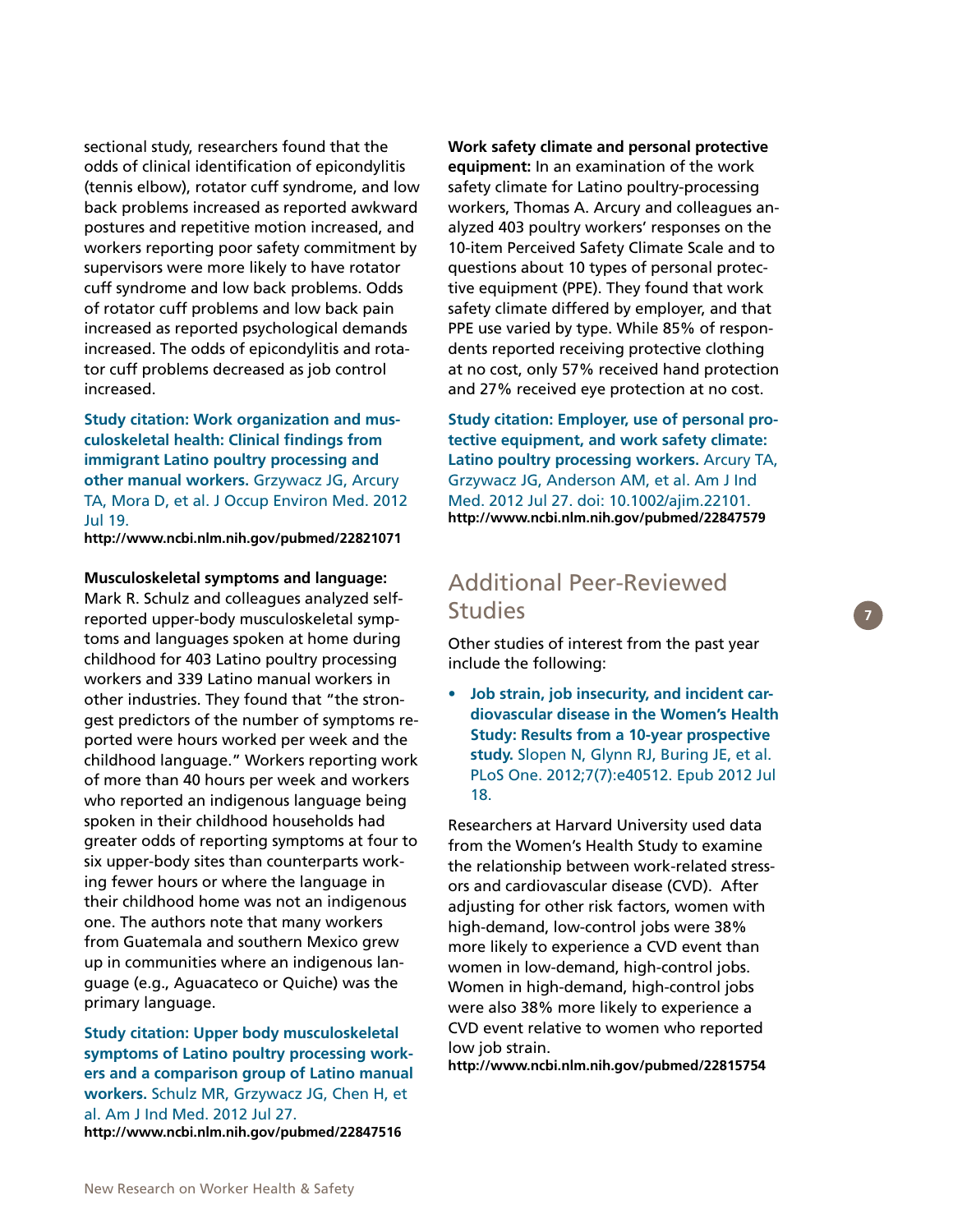sectional study, researchers found that the odds of clinical identification of epicondylitis (tennis elbow), rotator cuff syndrome, and low back problems increased as reported awkward postures and repetitive motion increased, and workers reporting poor safety commitment by supervisors were more likely to have rotator cuff syndrome and low back problems. Odds of rotator cuff problems and low back pain increased as reported psychological demands increased. The odds of epicondylitis and rotator cuff problems decreased as job control increased.

**Study citation: Work organization and musculoskeletal health: Clinical findings from immigrant Latino poultry processing and other manual workers.** Grzywacz JG, Arcury TA, Mora D, et al. J Occup Environ Med. 2012 Jul 19.
**http://www.ncbi.nlm.nih.gov/pubmed/22821071**

**Musculoskeletal symptoms and language:** Mark R. Schulz and colleagues analyzed self-reported upper-body musculoskeletal symptoms and languages spoken at home during childhood for 403 Latino poultry processing workers and 339 Latino manual workers in other industries. They found that "the strongest predictors of the number of symptoms reported were hours worked per week and the childhood language." Workers reporting work of more than 40 hours per week and workers who reported an indigenous language being spoken in their childhood households had greater odds of reporting symptoms at four to six upper-body sites than counterparts working fewer hours or where the language in their childhood home was not an indigenous one. The authors note that many workers from Guatemala and southern Mexico grew up in communities where an indigenous language (e.g., Aguacateco or Quiche) was the primary language.

**Study citation: Upper body musculoskeletal symptoms of Latino poultry processing workers and a comparison group of Latino manual workers.** Schulz MR, Grzywacz JG, Chen H, et al. Am J Ind Med. 2012 Jul 27.
**http://www.ncbi.nlm.nih.gov/pubmed/22847516**

**Work safety climate and personal protective equipment:** In an examination of the work safety climate for Latino poultry-processing workers, Thomas A. Arcury and colleagues analyzed 403 poultry workers' responses on the 10-item Perceived Safety Climate Scale and to questions about 10 types of personal protective equipment (PPE). They found that work safety climate differed by employer, and that PPE use varied by type. While 85% of respondents reported receiving protective clothing at no cost, only 57% received hand protection and 27% received eye protection at no cost.

**Study citation: Employer, use of personal protective equipment, and work safety climate: Latino poultry processing workers.** Arcury TA, Grzywacz JG, Anderson AM, et al. Am J Ind Med. 2012 Jul 27. doi: 10.1002/ajim.22101.
**http://www.ncbi.nlm.nih.gov/pubmed/22847579**

## Additional Peer-Reviewed Studies

Other studies of interest from the past year include the following:

- **Job strain, job insecurity, and incident cardiovascular disease in the Women's Health Study: Results from a 10-year prospective study.** Slopen N, Glynn RJ, Buring JE, et al. PLoS One. 2012;7(7):e40512. Epub 2012 Jul 18.

Researchers at Harvard University used data from the Women's Health Study to examine the relationship between work-related stressors and cardiovascular disease (CVD). After adjusting for other risk factors, women with high-demand, low-control jobs were 38% more likely to experience a CVD event than women in low-demand, high-control jobs. Women in high-demand, high-control jobs were also 38% more likely to experience a CVD event relative to women who reported low job strain.
**http://www.ncbi.nlm.nih.gov/pubmed/22815754**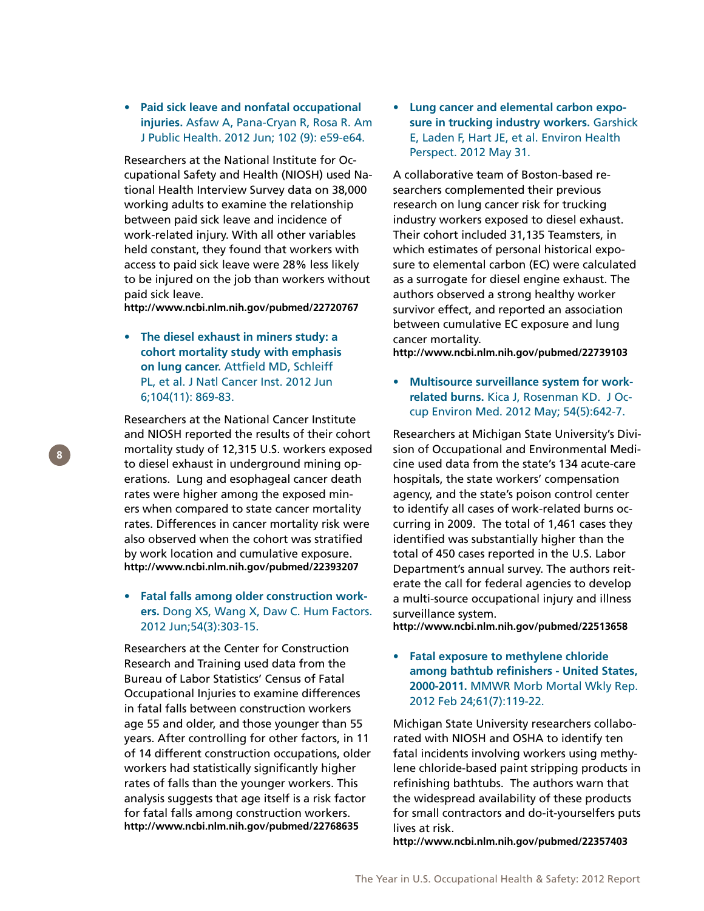- **Paid sick leave and nonfatal occupational injuries.** Asfaw A, Pana-Cryan R, Rosa R. Am J Public Health. 2012 Jun; 102 (9): e59-e64.

Researchers at the National Institute for Occupational Safety and Health (NIOSH) used National Health Interview Survey data on 38,000 working adults to examine the relationship between paid sick leave and incidence of work-related injury. With all other variables held constant, they found that workers with access to paid sick leave were 28% less likely to be injured on the job than workers without paid sick leave.
**http://www.ncbi.nlm.nih.gov/pubmed/22720767**

- **The diesel exhaust in miners study: a cohort mortality study with emphasis on lung cancer.** Attfield MD, Schleiff PL, et al. J Natl Cancer Inst. 2012 Jun 6;104(11): 869-83.

Researchers at the National Cancer Institute and NIOSH reported the results of their cohort mortality study of 12,315 U.S. workers exposed to diesel exhaust in underground mining operations. Lung and esophageal cancer death rates were higher among the exposed miners when compared to state cancer mortality rates. Differences in cancer mortality risk were also observed when the cohort was stratified by work location and cumulative exposure.
**http://www.ncbi.nlm.nih.gov/pubmed/22393207**

- **Fatal falls among older construction workers.** Dong XS, Wang X, Daw C. Hum Factors. 2012 Jun;54(3):303-15.

Researchers at the Center for Construction Research and Training used data from the Bureau of Labor Statistics' Census of Fatal Occupational Injuries to examine differences in fatal falls between construction workers age 55 and older, and those younger than 55 years. After controlling for other factors, in 11 of 14 different construction occupations, older workers had statistically significantly higher rates of falls than the younger workers. This analysis suggests that age itself is a risk factor for fatal falls among construction workers.
**http://www.ncbi.nlm.nih.gov/pubmed/22768635**

- **Lung cancer and elemental carbon exposure in trucking industry workers.** Garshick E, Laden F, Hart JE, et al. Environ Health Perspect. 2012 May 31.

A collaborative team of Boston-based researchers complemented their previous research on lung cancer risk for trucking industry workers exposed to diesel exhaust. Their cohort included 31,135 Teamsters, in which estimates of personal historical exposure to elemental carbon (EC) were calculated as a surrogate for diesel engine exhaust. The authors observed a strong healthy worker survivor effect, and reported an association between cumulative EC exposure and lung cancer mortality.
**http://www.ncbi.nlm.nih.gov/pubmed/22739103**

- **Multisource surveillance system for work-related burns.** Kica J, Rosenman KD. J Occup Environ Med. 2012 May; 54(5):642-7.

Researchers at Michigan State University's Division of Occupational and Environmental Medicine used data from the state's 134 acute-care hospitals, the state workers' compensation agency, and the state's poison control center to identify all cases of work-related burns occurring in 2009. The total of 1,461 cases they identified was substantially higher than the total of 450 cases reported in the U.S. Labor Department's annual survey. The authors reiterate the call for federal agencies to develop a multi-source occupational injury and illness surveillance system.
**http://www.ncbi.nlm.nih.gov/pubmed/22513658**

- **Fatal exposure to methylene chloride among bathtub refinishers - United States, 2000-2011.** MMWR Morb Mortal Wkly Rep. 2012 Feb 24;61(7):119-22.

Michigan State University researchers collaborated with NIOSH and OSHA to identify ten fatal incidents involving workers using methylene chloride-based paint stripping products in refinishing bathtubs. The authors warn that the widespread availability of these products for small contractors and do-it-yourselfers puts lives at risk.
**http://www.ncbi.nlm.nih.gov/pubmed/22357403**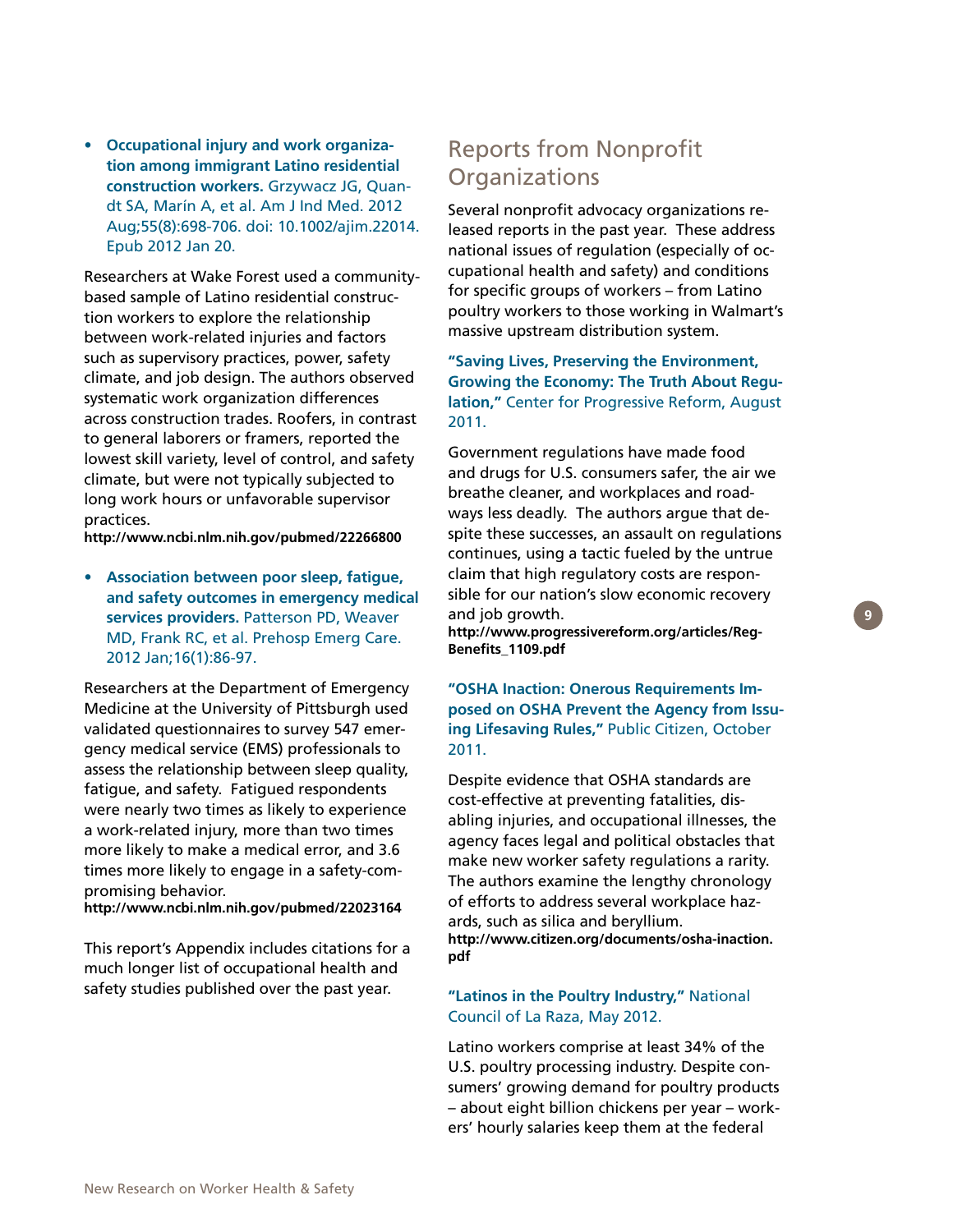- **Occupational injury and work organization among immigrant Latino residential construction workers.** Grzywacz JG, Quandt SA, Marín A, et al. Am J Ind Med. 2012 Aug;55(8):698-706. doi: 10.1002/ajim.22014. Epub 2012 Jan 20.

Researchers at Wake Forest used a community-based sample of Latino residential construction workers to explore the relationship between work-related injuries and factors such as supervisory practices, power, safety climate, and job design. The authors observed systematic work organization differences across construction trades. Roofers, in contrast to general laborers or framers, reported the lowest skill variety, level of control, and safety climate, but were not typically subjected to long work hours or unfavorable supervisor practices.
**http://www.ncbi.nlm.nih.gov/pubmed/22266800**

- **Association between poor sleep, fatigue, and safety outcomes in emergency medical services providers.** Patterson PD, Weaver MD, Frank RC, et al. Prehosp Emerg Care. 2012 Jan;16(1):86-97.

Researchers at the Department of Emergency Medicine at the University of Pittsburgh used validated questionnaires to survey 547 emergency medical service (EMS) professionals to assess the relationship between sleep quality, fatigue, and safety. Fatigued respondents were nearly two times as likely to experience a work-related injury, more than two times more likely to make a medical error, and 3.6 times more likely to engage in a safety-compromising behavior.
**http://www.ncbi.nlm.nih.gov/pubmed/22023164**

This report's Appendix includes citations for a much longer list of occupational health and safety studies published over the past year.

## Reports from Nonprofit Organizations

Several nonprofit advocacy organizations released reports in the past year. These address national issues of regulation (especially of occupational health and safety) and conditions for specific groups of workers – from Latino poultry workers to those working in Walmart's massive upstream distribution system.

**"Saving Lives, Preserving the Environment, Growing the Economy: The Truth About Regulation,"** Center for Progressive Reform, August 2011.

Government regulations have made food and drugs for U.S. consumers safer, the air we breathe cleaner, and workplaces and roadways less deadly. The authors argue that despite these successes, an assault on regulations continues, using a tactic fueled by the untrue claim that high regulatory costs are responsible for our nation's slow economic recovery and job growth.
**http://www.progressivereform.org/articles/RegBenefits_1109.pdf**

**"OSHA Inaction: Onerous Requirements Imposed on OSHA Prevent the Agency from Issuing Lifesaving Rules,"** Public Citizen, October 2011.

Despite evidence that OSHA standards are cost-effective at preventing fatalities, disabling injuries, and occupational illnesses, the agency faces legal and political obstacles that make new worker safety regulations a rarity. The authors examine the lengthy chronology of efforts to address several workplace hazards, such as silica and beryllium.
**http://www.citizen.org/documents/osha-inaction.pdf**

**"Latinos in the Poultry Industry,"** National Council of La Raza, May 2012.

Latino workers comprise at least 34% of the U.S. poultry processing industry. Despite consumers' growing demand for poultry products – about eight billion chickens per year – workers' hourly salaries keep them at the federal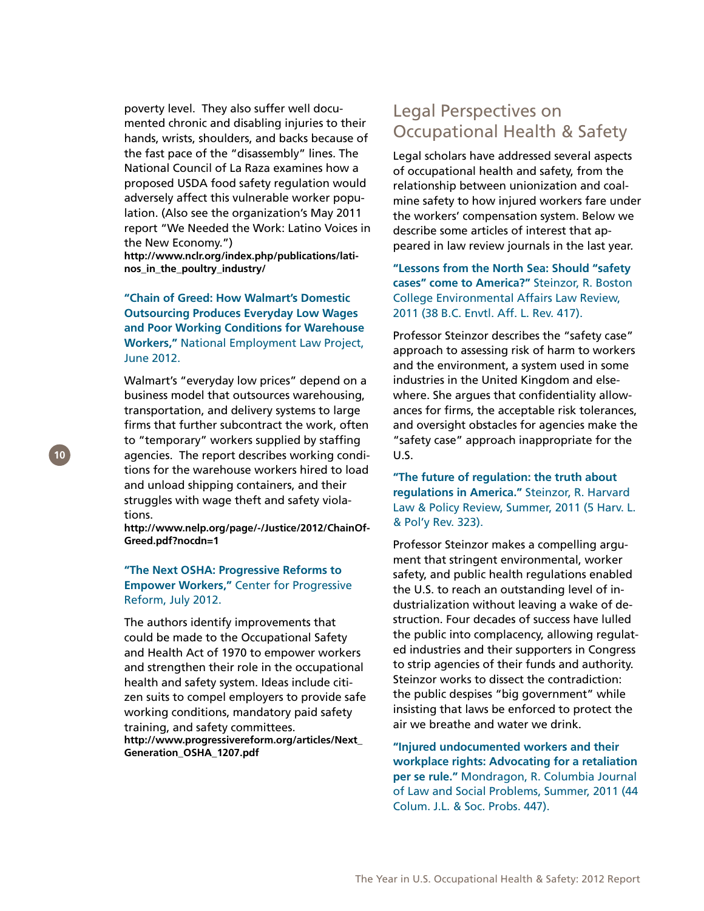poverty level. They also suffer well documented chronic and disabling injuries to their hands, wrists, shoulders, and backs because of the fast pace of the "disassembly" lines. The National Council of La Raza examines how a proposed USDA food safety regulation would adversely affect this vulnerable worker population. (Also see the organization's May 2011 report "We Needed the Work: Latino Voices in the New Economy.")
**http://www.nclr.org/index.php/publications/latinos_in_the_poultry_industry/**

**"Chain of Greed: How Walmart's Domestic Outsourcing Produces Everyday Low Wages and Poor Working Conditions for Warehouse Workers,"** National Employment Law Project, June 2012.

Walmart's "everyday low prices" depend on a business model that outsources warehousing, transportation, and delivery systems to large firms that further subcontract the work, often to "temporary" workers supplied by staffing agencies. The report describes working conditions for the warehouse workers hired to load and unload shipping containers, and their struggles with wage theft and safety violations.
**http://www.nelp.org/page/-/Justice/2012/ChainOfGreed.pdf?nocdn=1**

**"The Next OSHA: Progressive Reforms to Empower Workers,"** Center for Progressive Reform, July 2012.

The authors identify improvements that could be made to the Occupational Safety and Health Act of 1970 to empower workers and strengthen their role in the occupational health and safety system. Ideas include citizen suits to compel employers to provide safe working conditions, mandatory paid safety training, and safety committees.
**http://www.progressivereform.org/articles/Next_Generation_OSHA_1207.pdf**

## Legal Perspectives on Occupational Health & Safety

Legal scholars have addressed several aspects of occupational health and safety, from the relationship between unionization and coal-mine safety to how injured workers fare under the workers' compensation system. Below we describe some articles of interest that appeared in law review journals in the last year.

**"Lessons from the North Sea: Should "safety cases" come to America?"** Steinzor, R. Boston College Environmental Affairs Law Review, 2011 (38 B.C. Envtl. Aff. L. Rev. 417).

Professor Steinzor describes the "safety case" approach to assessing risk of harm to workers and the environment, a system used in some industries in the United Kingdom and elsewhere. She argues that confidentiality allowances for firms, the acceptable risk tolerances, and oversight obstacles for agencies make the "safety case" approach inappropriate for the U.S.

**"The future of regulation: the truth about regulations in America."** Steinzor, R. Harvard Law & Policy Review, Summer, 2011 (5 Harv. L. & Pol'y Rev. 323).

Professor Steinzor makes a compelling argument that stringent environmental, worker safety, and public health regulations enabled the U.S. to reach an outstanding level of industrialization without leaving a wake of destruction. Four decades of success have lulled the public into complacency, allowing regulated industries and their supporters in Congress to strip agencies of their funds and authority. Steinzor works to dissect the contradiction: the public despises "big government" while insisting that laws be enforced to protect the air we breathe and water we drink.

**"Injured undocumented workers and their workplace rights: Advocating for a retaliation per se rule."** Mondragon, R. Columbia Journal of Law and Social Problems, Summer, 2011 (44 Colum. J.L. & Soc. Probs. 447).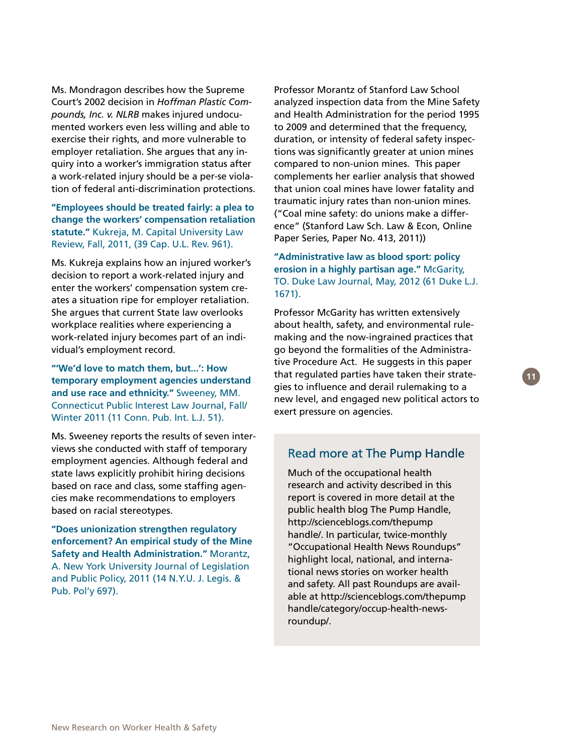Ms. Mondragon describes how the Supreme Court's 2002 decision in *Hoffman Plastic Compounds, Inc. v. NLRB* makes injured undocumented workers even less willing and able to exercise their rights, and more vulnerable to employer retaliation. She argues that any inquiry into a worker's immigration status after a work-related injury should be a per-se violation of federal anti-discrimination protections.

**"Employees should be treated fairly: a plea to change the workers' compensation retaliation statute."** Kukreja, M. Capital University Law Review, Fall, 2011, (39 Cap. U.L. Rev. 961).

Ms. Kukreja explains how an injured worker's decision to report a work-related injury and enter the workers' compensation system creates a situation ripe for employer retaliation. She argues that current State law overlooks workplace realities where experiencing a work-related injury becomes part of an individual's employment record.

**"'We'd love to match them, but...': How temporary employment agencies understand and use race and ethnicity."** Sweeney, MM. Connecticut Public Interest Law Journal, Fall/Winter 2011 (11 Conn. Pub. Int. L.J. 51).

Ms. Sweeney reports the results of seven interviews she conducted with staff of temporary employment agencies. Although federal and state laws explicitly prohibit hiring decisions based on race and class, some staffing agencies make recommendations to employers based on racial stereotypes.

**"Does unionization strengthen regulatory enforcement? An empirical study of the Mine Safety and Health Administration."** Morantz, A. New York University Journal of Legislation and Public Policy, 2011 (14 N.Y.U. J. Legis. & Pub. Pol'y 697).

Professor Morantz of Stanford Law School analyzed inspection data from the Mine Safety and Health Administration for the period 1995 to 2009 and determined that the frequency, duration, or intensity of federal safety inspections was significantly greater at union mines compared to non-union mines. This paper complements her earlier analysis that showed that union coal mines have lower fatality and traumatic injury rates than non-union mines. ("Coal mine safety: do unions make a difference" (Stanford Law Sch. Law & Econ, Online Paper Series, Paper No. 413, 2011))

**"Administrative law as blood sport: policy erosion in a highly partisan age."** McGarity, TO. Duke Law Journal, May, 2012 (61 Duke L.J. 1671).

Professor McGarity has written extensively about health, safety, and environmental rulemaking and the now-ingrained practices that go beyond the formalities of the Administrative Procedure Act. He suggests in this paper that regulated parties have taken their strategies to influence and derail rulemaking to a new level, and engaged new political actors to exert pressure on agencies.

## Read more at The Pump Handle

Much of the occupational health research and activity described in this report is covered in more detail at the public health blog The Pump Handle, http://scienceblogs.com/thepumphandle/. In particular, twice-monthly "Occupational Health News Roundups" highlight local, national, and international news stories on worker health and safety. All past Roundups are available at http://scienceblogs.com/thepumphandle/category/occup-health-news-roundup/.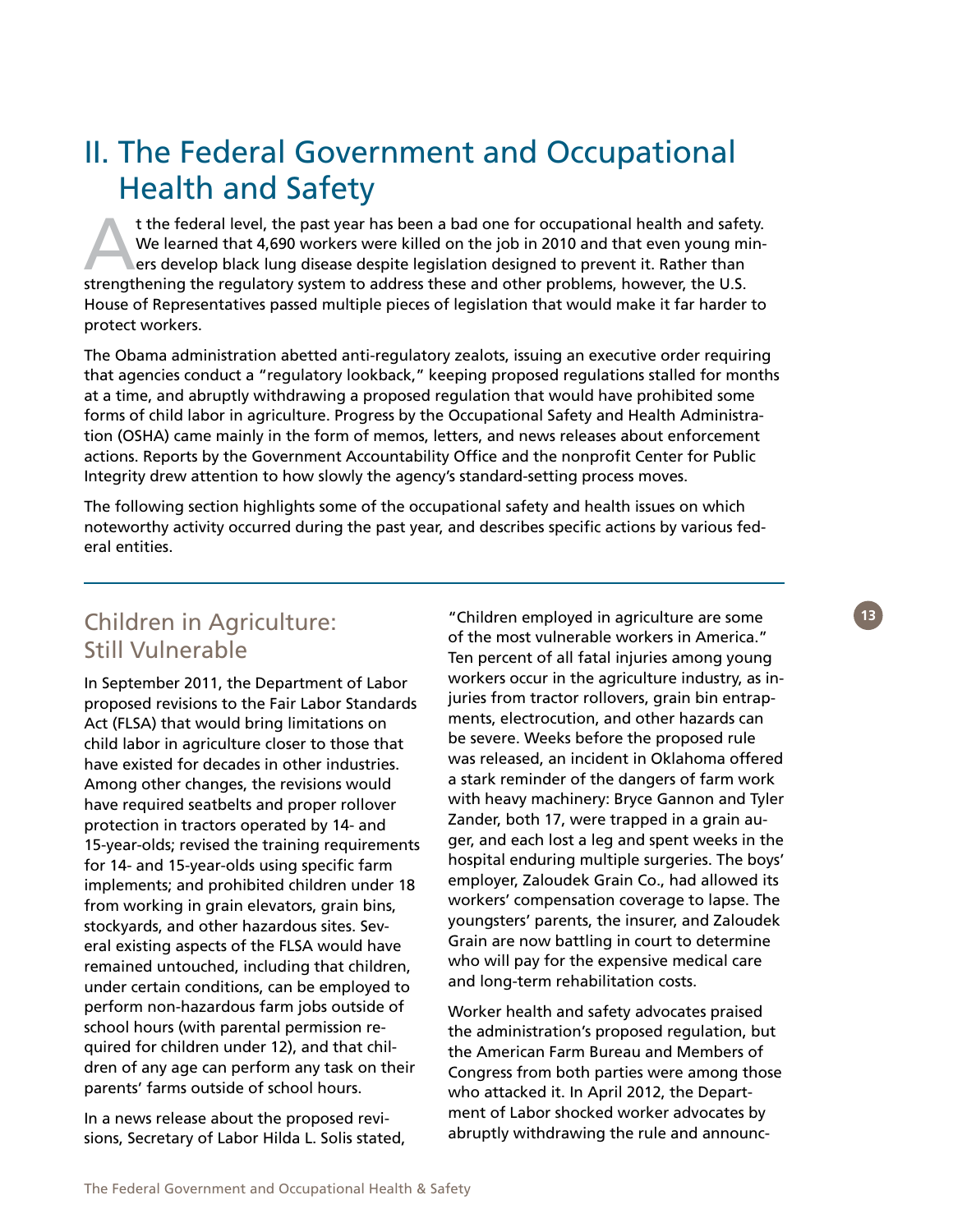# II. The Federal Government and Occupational Health and Safety

At the federal level, the past year has been a bad one for occupational health and safety. We learned that 4,690 workers were killed on the job in 2010 and that even young miners develop black lung disease despite legislation designed to prevent it. Rather than strengthening the regulatory system to address these and other problems, however, the U.S. House of Representatives passed multiple pieces of legislation that would make it far harder to protect workers.

The Obama administration abetted anti-regulatory zealots, issuing an executive order requiring that agencies conduct a "regulatory lookback," keeping proposed regulations stalled for months at a time, and abruptly withdrawing a proposed regulation that would have prohibited some forms of child labor in agriculture. Progress by the Occupational Safety and Health Administration (OSHA) came mainly in the form of memos, letters, and news releases about enforcement actions. Reports by the Government Accountability Office and the nonprofit Center for Public Integrity drew attention to how slowly the agency's standard-setting process moves.

The following section highlights some of the occupational safety and health issues on which noteworthy activity occurred during the past year, and describes specific actions by various federal entities.

## Children in Agriculture: Still Vulnerable

In September 2011, the Department of Labor proposed revisions to the Fair Labor Standards Act (FLSA) that would bring limitations on child labor in agriculture closer to those that have existed for decades in other industries. Among other changes, the revisions would have required seatbelts and proper rollover protection in tractors operated by 14- and 15-year-olds; revised the training requirements for 14- and 15-year-olds using specific farm implements; and prohibited children under 18 from working in grain elevators, grain bins, stockyards, and other hazardous sites. Several existing aspects of the FLSA would have remained untouched, including that children, under certain conditions, can be employed to perform non-hazardous farm jobs outside of school hours (with parental permission required for children under 12), and that children of any age can perform any task on their parents' farms outside of school hours.

In a news release about the proposed revisions, Secretary of Labor Hilda L. Solis stated, "Children employed in agriculture are some of the most vulnerable workers in America." Ten percent of all fatal injuries among young workers occur in the agriculture industry, as injuries from tractor rollovers, grain bin entrapments, electrocution, and other hazards can be severe. Weeks before the proposed rule was released, an incident in Oklahoma offered a stark reminder of the dangers of farm work with heavy machinery: Bryce Gannon and Tyler Zander, both 17, were trapped in a grain auger, and each lost a leg and spent weeks in the hospital enduring multiple surgeries. The boys' employer, Zaloudek Grain Co., had allowed its workers' compensation coverage to lapse. The youngsters' parents, the insurer, and Zaloudek Grain are now battling in court to determine who will pay for the expensive medical care and long-term rehabilitation costs.

Worker health and safety advocates praised the administration's proposed regulation, but the American Farm Bureau and Members of Congress from both parties were among those who attacked it. In April 2012, the Department of Labor shocked worker advocates by abruptly withdrawing the rule and announc-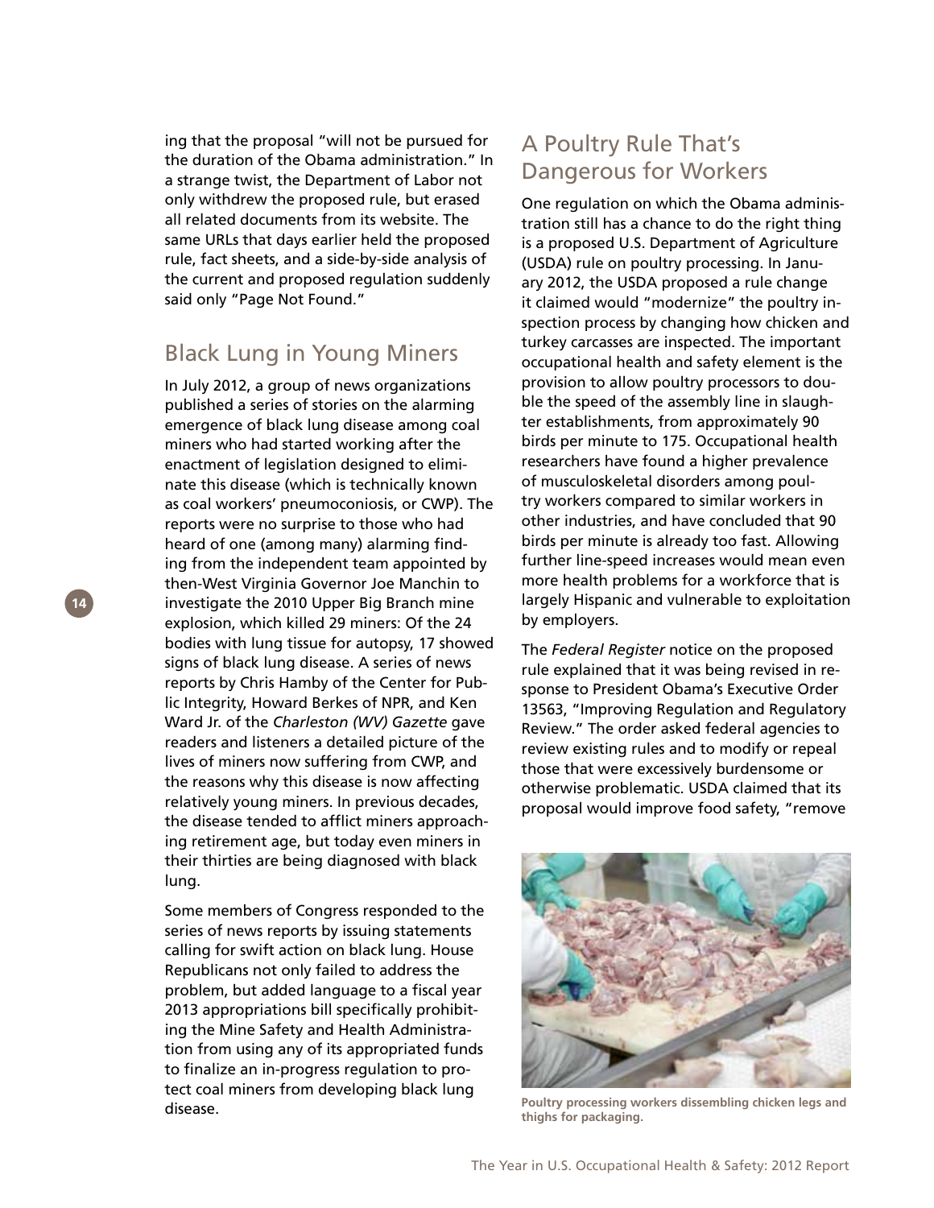ing that the proposal "will not be pursued for the duration of the Obama administration." In a strange twist, the Department of Labor not only withdrew the proposed rule, but erased all related documents from its website. The same URLs that days earlier held the proposed rule, fact sheets, and a side-by-side analysis of the current and proposed regulation suddenly said only "Page Not Found."

## Black Lung in Young Miners

In July 2012, a group of news organizations published a series of stories on the alarming emergence of black lung disease among coal miners who had started working after the enactment of legislation designed to eliminate this disease (which is technically known as coal workers' pneumoconiosis, or CWP). The reports were no surprise to those who had heard of one (among many) alarming finding from the independent team appointed by then-West Virginia Governor Joe Manchin to investigate the 2010 Upper Big Branch mine explosion, which killed 29 miners: Of the 24 bodies with lung tissue for autopsy, 17 showed signs of black lung disease. A series of news reports by Chris Hamby of the Center for Public Integrity, Howard Berkes of NPR, and Ken Ward Jr. of the *Charleston (WV) Gazette* gave readers and listeners a detailed picture of the lives of miners now suffering from CWP, and the reasons why this disease is now affecting relatively young miners. In previous decades, the disease tended to afflict miners approaching retirement age, but today even miners in their thirties are being diagnosed with black lung.

Some members of Congress responded to the series of news reports by issuing statements calling for swift action on black lung. House Republicans not only failed to address the problem, but added language to a fiscal year 2013 appropriations bill specifically prohibiting the Mine Safety and Health Administration from using any of its appropriated funds to finalize an in-progress regulation to protect coal miners from developing black lung disease.

## A Poultry Rule That's Dangerous for Workers

One regulation on which the Obama administration still has a chance to do the right thing is a proposed U.S. Department of Agriculture (USDA) rule on poultry processing. In January 2012, the USDA proposed a rule change it claimed would "modernize" the poultry inspection process by changing how chicken and turkey carcasses are inspected. The important occupational health and safety element is the provision to allow poultry processors to double the speed of the assembly line in slaughter establishments, from approximately 90 birds per minute to 175. Occupational health researchers have found a higher prevalence of musculoskeletal disorders among poultry workers compared to similar workers in other industries, and have concluded that 90 birds per minute is already too fast. Allowing further line-speed increases would mean even more health problems for a workforce that is largely Hispanic and vulnerable to exploitation by employers.

The *Federal Register* notice on the proposed rule explained that it was being revised in response to President Obama's Executive Order 13563, "Improving Regulation and Regulatory Review." The order asked federal agencies to review existing rules and to modify or repeal those that were excessively burdensome or otherwise problematic. USDA claimed that its proposal would improve food safety, "remove

**Poultry processing workers dissembling chicken legs and thighs for packaging.**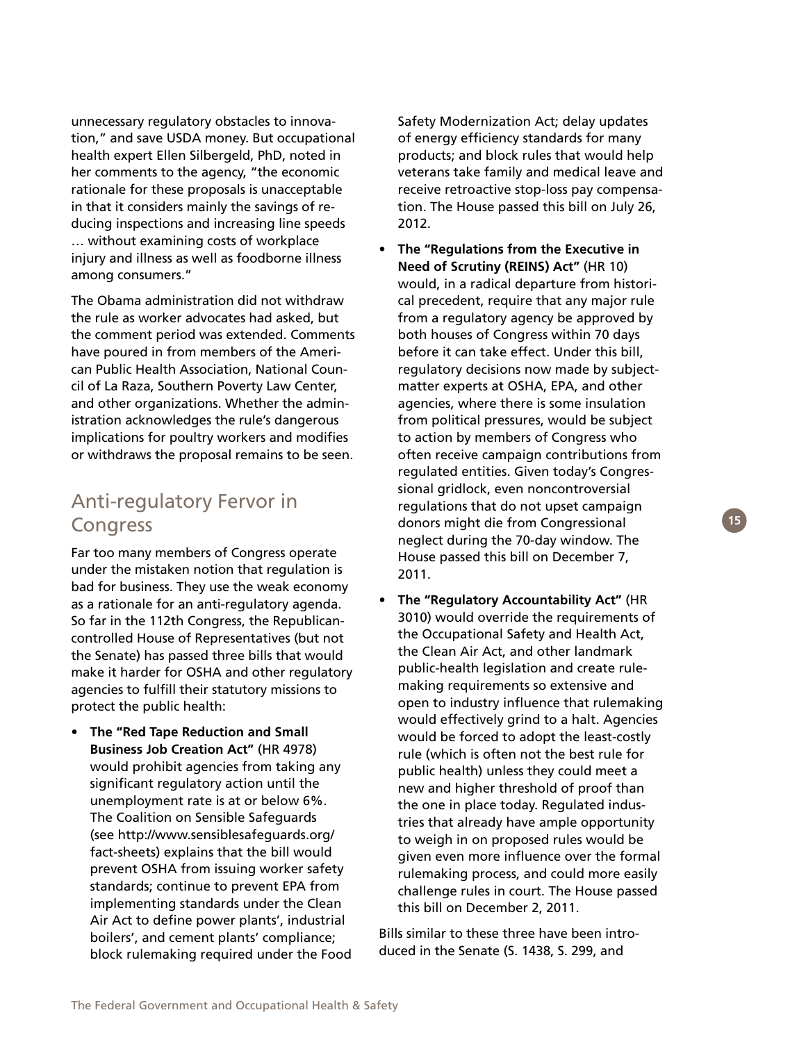unnecessary regulatory obstacles to innovation," and save USDA money. But occupational health expert Ellen Silbergeld, PhD, noted in her comments to the agency, "the economic rationale for these proposals is unacceptable in that it considers mainly the savings of reducing inspections and increasing line speeds … without examining costs of workplace injury and illness as well as foodborne illness among consumers."

The Obama administration did not withdraw the rule as worker advocates had asked, but the comment period was extended. Comments have poured in from members of the American Public Health Association, National Council of La Raza, Southern Poverty Law Center, and other organizations. Whether the administration acknowledges the rule's dangerous implications for poultry workers and modifies or withdraws the proposal remains to be seen.

## Anti-regulatory Fervor in Congress

Far too many members of Congress operate under the mistaken notion that regulation is bad for business. They use the weak economy as a rationale for an anti-regulatory agenda. So far in the 112th Congress, the Republican-controlled House of Representatives (but not the Senate) has passed three bills that would make it harder for OSHA and other regulatory agencies to fulfill their statutory missions to protect the public health:

- **The "Red Tape Reduction and Small Business Job Creation Act"** (HR 4978) would prohibit agencies from taking any significant regulatory action until the unemployment rate is at or below 6%. The Coalition on Sensible Safeguards (see http://www.sensiblesafeguards.org/fact-sheets) explains that the bill would prevent OSHA from issuing worker safety standards; continue to prevent EPA from implementing standards under the Clean Air Act to define power plants', industrial boilers', and cement plants' compliance; block rulemaking required under the Food Safety Modernization Act; delay updates of energy efficiency standards for many products; and block rules that would help veterans take family and medical leave and receive retroactive stop-loss pay compensation. The House passed this bill on July 26, 2012.
- **The "Regulations from the Executive in Need of Scrutiny (REINS) Act"** (HR 10) would, in a radical departure from historical precedent, require that any major rule from a regulatory agency be approved by both houses of Congress within 70 days before it can take effect. Under this bill, regulatory decisions now made by subject-matter experts at OSHA, EPA, and other agencies, where there is some insulation from political pressures, would be subject to action by members of Congress who often receive campaign contributions from regulated entities. Given today's Congressional gridlock, even noncontroversial regulations that do not upset campaign donors might die from Congressional neglect during the 70-day window. The House passed this bill on December 7, 2011.
- **The "Regulatory Accountability Act"** (HR 3010) would override the requirements of the Occupational Safety and Health Act, the Clean Air Act, and other landmark public-health legislation and create rulemaking requirements so extensive and open to industry influence that rulemaking would effectively grind to a halt. Agencies would be forced to adopt the least-costly rule (which is often not the best rule for public health) unless they could meet a new and higher threshold of proof than the one in place today. Regulated industries that already have ample opportunity to weigh in on proposed rules would be given even more influence over the formal rulemaking process, and could more easily challenge rules in court. The House passed this bill on December 2, 2011.

Bills similar to these three have been introduced in the Senate (S. 1438, S. 299, and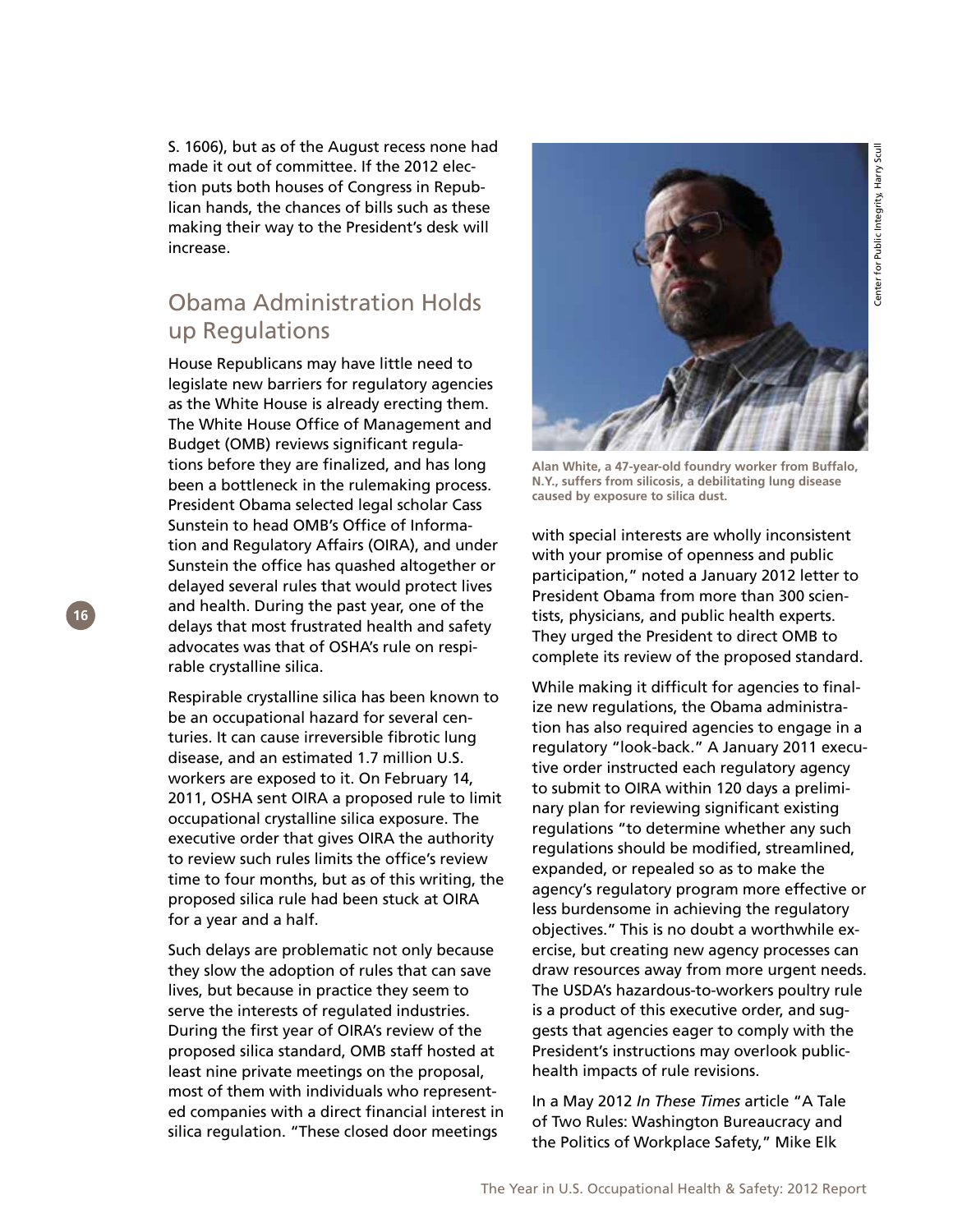S. 1606), but as of the August recess none had made it out of committee. If the 2012 election puts both houses of Congress in Republican hands, the chances of bills such as these making their way to the President's desk will increase.

## Obama Administration Holds up Regulations

House Republicans may have little need to legislate new barriers for regulatory agencies as the White House is already erecting them. The White House Office of Management and Budget (OMB) reviews significant regulations before they are finalized, and has long been a bottleneck in the rulemaking process. President Obama selected legal scholar Cass Sunstein to head OMB's Office of Information and Regulatory Affairs (OIRA), and under Sunstein the office has quashed altogether or delayed several rules that would protect lives and health. During the past year, one of the delays that most frustrated health and safety advocates was that of OSHA's rule on respirable crystalline silica.

Respirable crystalline silica has been known to be an occupational hazard for several centuries. It can cause irreversible fibrotic lung disease, and an estimated 1.7 million U.S. workers are exposed to it. On February 14, 2011, OSHA sent OIRA a proposed rule to limit occupational crystalline silica exposure. The executive order that gives OIRA the authority to review such rules limits the office's review time to four months, but as of this writing, the proposed silica rule had been stuck at OIRA for a year and a half.

Such delays are problematic not only because they slow the adoption of rules that can save lives, but because in practice they seem to serve the interests of regulated industries. During the first year of OIRA's review of the proposed silica standard, OMB staff hosted at least nine private meetings on the proposal, most of them with individuals who represented companies with a direct financial interest in silica regulation. "These closed door meetings with special interests are wholly inconsistent with your promise of openness and public participation," noted a January 2012 letter to President Obama from more than 300 scientists, physicians, and public health experts. They urged the President to direct OMB to complete its review of the proposed standard.

Center for Public Integrity, Harry Scull

**Alan White, a 47-year-old foundry worker from Buffalo, N.Y., suffers from silicosis, a debilitating lung disease caused by exposure to silica dust.**

While making it difficult for agencies to finalize new regulations, the Obama administration has also required agencies to engage in a regulatory "look-back." A January 2011 executive order instructed each regulatory agency to submit to OIRA within 120 days a preliminary plan for reviewing significant existing regulations "to determine whether any such regulations should be modified, streamlined, expanded, or repealed so as to make the agency's regulatory program more effective or less burdensome in achieving the regulatory objectives." This is no doubt a worthwhile exercise, but creating new agency processes can draw resources away from more urgent needs. The USDA's hazardous-to-workers poultry rule is a product of this executive order, and suggests that agencies eager to comply with the President's instructions may overlook public-health impacts of rule revisions.

In a May 2012 *In These Times* article "A Tale of Two Rules: Washington Bureaucracy and the Politics of Workplace Safety," Mike Elk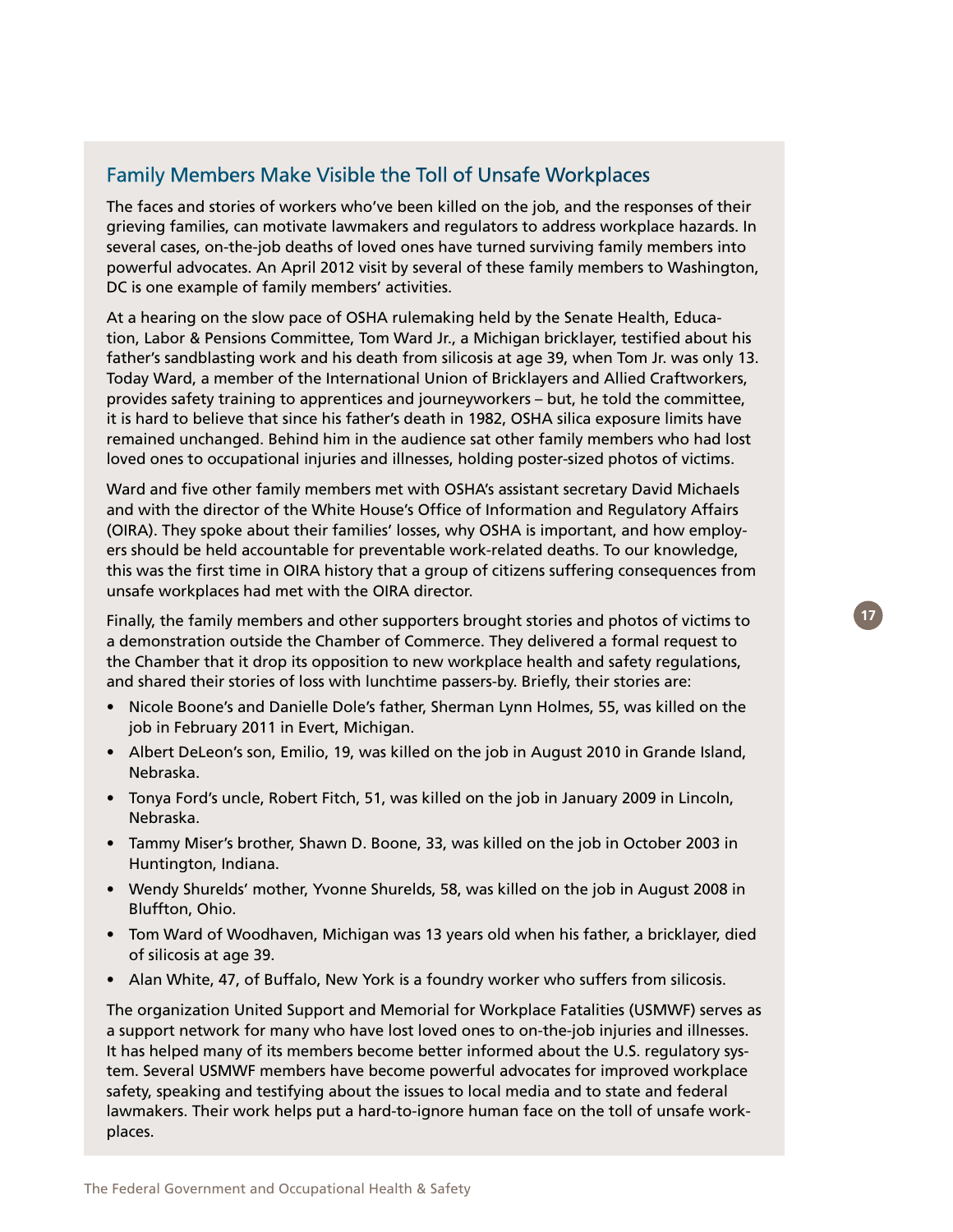## Family Members Make Visible the Toll of Unsafe Workplaces

The faces and stories of workers who've been killed on the job, and the responses of their grieving families, can motivate lawmakers and regulators to address workplace hazards. In several cases, on-the-job deaths of loved ones have turned surviving family members into powerful advocates. An April 2012 visit by several of these family members to Washington, DC is one example of family members' activities.

At a hearing on the slow pace of OSHA rulemaking held by the Senate Health, Education, Labor & Pensions Committee, Tom Ward Jr., a Michigan bricklayer, testified about his father's sandblasting work and his death from silicosis at age 39, when Tom Jr. was only 13. Today Ward, a member of the International Union of Bricklayers and Allied Craftworkers, provides safety training to apprentices and journeyworkers – but, he told the committee, it is hard to believe that since his father's death in 1982, OSHA silica exposure limits have remained unchanged. Behind him in the audience sat other family members who had lost loved ones to occupational injuries and illnesses, holding poster-sized photos of victims.

Ward and five other family members met with OSHA's assistant secretary David Michaels and with the director of the White House's Office of Information and Regulatory Affairs (OIRA). They spoke about their families' losses, why OSHA is important, and how employers should be held accountable for preventable work-related deaths. To our knowledge, this was the first time in OIRA history that a group of citizens suffering consequences from unsafe workplaces had met with the OIRA director.

Finally, the family members and other supporters brought stories and photos of victims to a demonstration outside the Chamber of Commerce. They delivered a formal request to the Chamber that it drop its opposition to new workplace health and safety regulations, and shared their stories of loss with lunchtime passers-by. Briefly, their stories are:

- Nicole Boone's and Danielle Dole's father, Sherman Lynn Holmes, 55, was killed on the job in February 2011 in Evert, Michigan.
- Albert DeLeon's son, Emilio, 19, was killed on the job in August 2010 in Grande Island, Nebraska.
- Tonya Ford's uncle, Robert Fitch, 51, was killed on the job in January 2009 in Lincoln, Nebraska.
- Tammy Miser's brother, Shawn D. Boone, 33, was killed on the job in October 2003 in Huntington, Indiana.
- Wendy Shurelds' mother, Yvonne Shurelds, 58, was killed on the job in August 2008 in Bluffton, Ohio.
- Tom Ward of Woodhaven, Michigan was 13 years old when his father, a bricklayer, died of silicosis at age 39.
- Alan White, 47, of Buffalo, New York is a foundry worker who suffers from silicosis.

The organization United Support and Memorial for Workplace Fatalities (USMWF) serves as a support network for many who have lost loved ones to on-the-job injuries and illnesses. It has helped many of its members become better informed about the U.S. regulatory system. Several USMWF members have become powerful advocates for improved workplace safety, speaking and testifying about the issues to local media and to state and federal lawmakers. Their work helps put a hard-to-ignore human face on the toll of unsafe workplaces.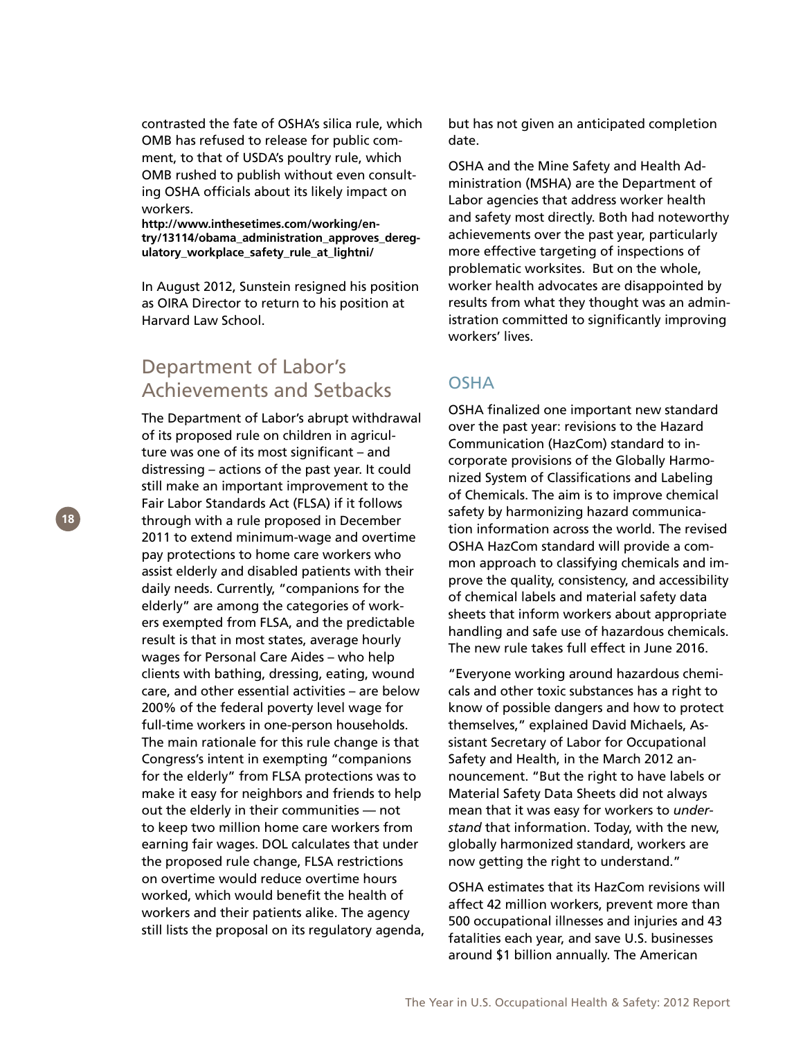contrasted the fate of OSHA's silica rule, which OMB has refused to release for public comment, to that of USDA's poultry rule, which OMB rushed to publish without even consulting OSHA officials about its likely impact on workers.
**http://www.inthesetimes.com/working/entry/13114/obama_administration_approves_deregulatory_workplace_safety_rule_at_lightni/**

In August 2012, Sunstein resigned his position as OIRA Director to return to his position at Harvard Law School.

## Department of Labor's Achievements and Setbacks

The Department of Labor's abrupt withdrawal of its proposed rule on children in agriculture was one of its most significant – and distressing – actions of the past year. It could still make an important improvement to the Fair Labor Standards Act (FLSA) if it follows through with a rule proposed in December 2011 to extend minimum-wage and overtime pay protections to home care workers who assist elderly and disabled patients with their daily needs. Currently, "companions for the elderly" are among the categories of workers exempted from FLSA, and the predictable result is that in most states, average hourly wages for Personal Care Aides – who help clients with bathing, dressing, eating, wound care, and other essential activities – are below 200% of the federal poverty level wage for full-time workers in one-person households. The main rationale for this rule change is that Congress's intent in exempting "companions for the elderly" from FLSA protections was to make it easy for neighbors and friends to help out the elderly in their communities — not to keep two million home care workers from earning fair wages. DOL calculates that under the proposed rule change, FLSA restrictions on overtime would reduce overtime hours worked, which would benefit the health of workers and their patients alike. The agency still lists the proposal on its regulatory agenda, but has not given an anticipated completion date.

OSHA and the Mine Safety and Health Administration (MSHA) are the Department of Labor agencies that address worker health and safety most directly. Both had noteworthy achievements over the past year, particularly more effective targeting of inspections of problematic worksites. But on the whole, worker health advocates are disappointed by results from what they thought was an administration committed to significantly improving workers' lives.

### OSHA

OSHA finalized one important new standard over the past year: revisions to the Hazard Communication (HazCom) standard to incorporate provisions of the Globally Harmonized System of Classifications and Labeling of Chemicals. The aim is to improve chemical safety by harmonizing hazard communication information across the world. The revised OSHA HazCom standard will provide a common approach to classifying chemicals and improve the quality, consistency, and accessibility of chemical labels and material safety data sheets that inform workers about appropriate handling and safe use of hazardous chemicals. The new rule takes full effect in June 2016.

"Everyone working around hazardous chemicals and other toxic substances has a right to know of possible dangers and how to protect themselves," explained David Michaels, Assistant Secretary of Labor for Occupational Safety and Health, in the March 2012 announcement. "But the right to have labels or Material Safety Data Sheets did not always mean that it was easy for workers to *understand* that information. Today, with the new, globally harmonized standard, workers are now getting the right to understand."

OSHA estimates that its HazCom revisions will affect 42 million workers, prevent more than 500 occupational illnesses and injuries and 43 fatalities each year, and save U.S. businesses around $1 billion annually. The American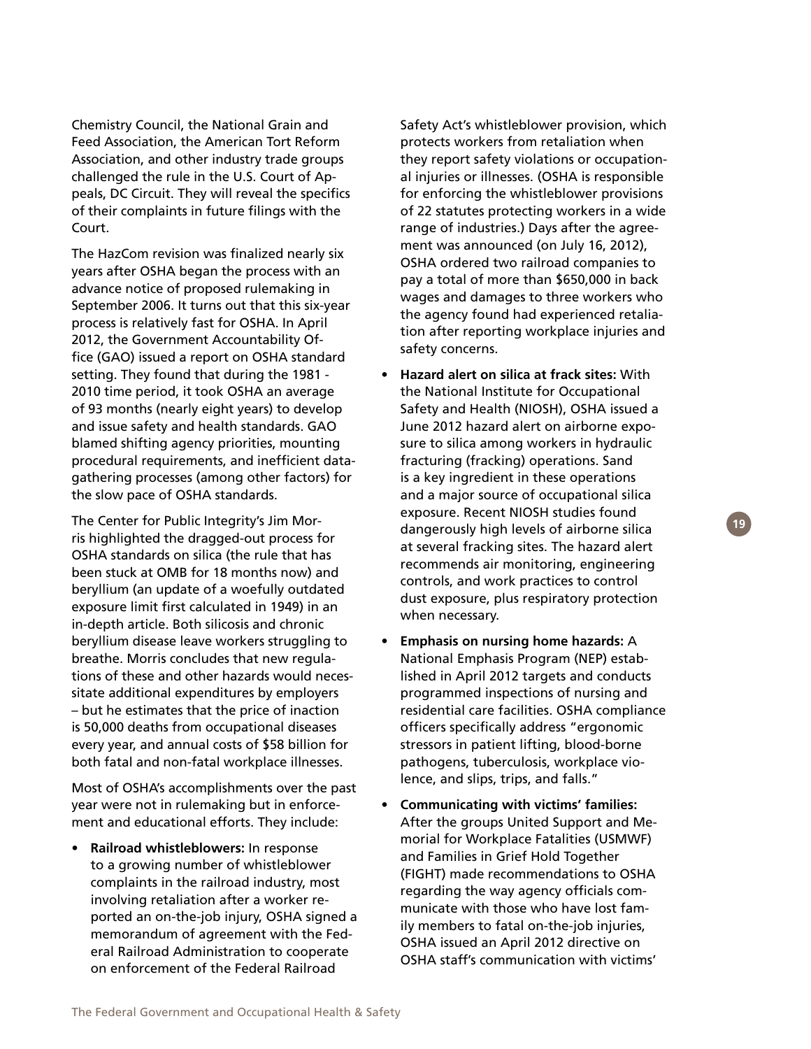Chemistry Council, the National Grain and Feed Association, the American Tort Reform Association, and other industry trade groups challenged the rule in the U.S. Court of Appeals, DC Circuit. They will reveal the specifics of their complaints in future filings with the Court.

The HazCom revision was finalized nearly six years after OSHA began the process with an advance notice of proposed rulemaking in September 2006. It turns out that this six-year process is relatively fast for OSHA. In April 2012, the Government Accountability Office (GAO) issued a report on OSHA standard setting. They found that during the 1981 - 2010 time period, it took OSHA an average of 93 months (nearly eight years) to develop and issue safety and health standards. GAO blamed shifting agency priorities, mounting procedural requirements, and inefficient data-gathering processes (among other factors) for the slow pace of OSHA standards.

The Center for Public Integrity's Jim Morris highlighted the dragged-out process for OSHA standards on silica (the rule that has been stuck at OMB for 18 months now) and beryllium (an update of a woefully outdated exposure limit first calculated in 1949) in an in-depth article. Both silicosis and chronic beryllium disease leave workers struggling to breathe. Morris concludes that new regulations of these and other hazards would necessitate additional expenditures by employers – but he estimates that the price of inaction is 50,000 deaths from occupational diseases every year, and annual costs of $58 billion for both fatal and non-fatal workplace illnesses.

Most of OSHA's accomplishments over the past year were not in rulemaking but in enforcement and educational efforts. They include:

- **Railroad whistleblowers:** In response to a growing number of whistleblower complaints in the railroad industry, most involving retaliation after a worker reported an on-the-job injury, OSHA signed a memorandum of agreement with the Federal Railroad Administration to cooperate on enforcement of the Federal Railroad Safety Act's whistleblower provision, which protects workers from retaliation when they report safety violations or occupational injuries or illnesses. (OSHA is responsible for enforcing the whistleblower provisions of 22 statutes protecting workers in a wide range of industries.) Days after the agreement was announced (on July 16, 2012), OSHA ordered two railroad companies to pay a total of more than $650,000 in back wages and damages to three workers who the agency found had experienced retaliation after reporting workplace injuries and safety concerns.
- **Hazard alert on silica at frack sites:** With the National Institute for Occupational Safety and Health (NIOSH), OSHA issued a June 2012 hazard alert on airborne exposure to silica among workers in hydraulic fracturing (fracking) operations. Sand is a key ingredient in these operations and a major source of occupational silica exposure. Recent NIOSH studies found dangerously high levels of airborne silica at several fracking sites. The hazard alert recommends air monitoring, engineering controls, and work practices to control dust exposure, plus respiratory protection when necessary.
- **Emphasis on nursing home hazards:** A National Emphasis Program (NEP) established in April 2012 targets and conducts programmed inspections of nursing and residential care facilities. OSHA compliance officers specifically address "ergonomic stressors in patient lifting, blood-borne pathogens, tuberculosis, workplace violence, and slips, trips, and falls."
- **Communicating with victims' families:** After the groups United Support and Memorial for Workplace Fatalities (USMWF) and Families in Grief Hold Together (FIGHT) made recommendations to OSHA regarding the way agency officials communicate with those who have lost family members to fatal on-the-job injuries, OSHA issued an April 2012 directive on OSHA staff's communication with victims'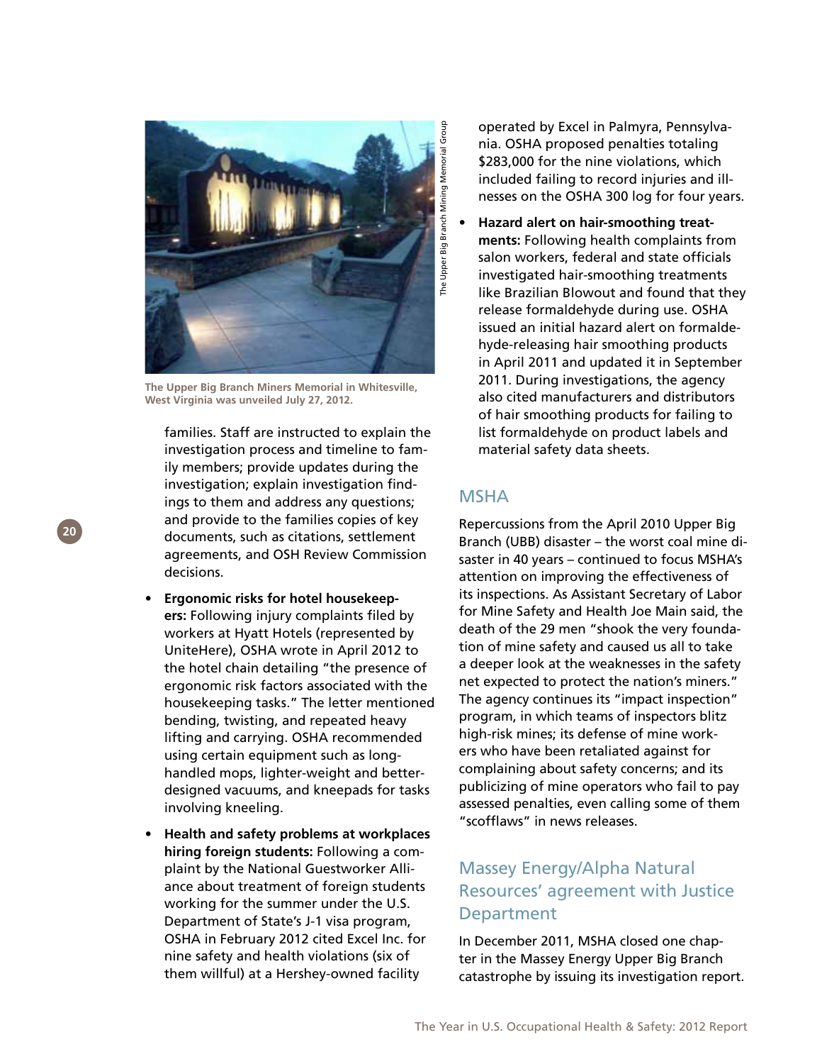The Upper Big Branch Miners Memorial in Whitesville, West Virginia was unveiled July 27, 2012.

The Upper Big Branch Mining Memorial Group

families. Staff are instructed to explain the investigation process and timeline to family members; provide updates during the investigation; explain investigation findings to them and address any questions; and provide to the families copies of key documents, such as citations, settlement agreements, and OSH Review Commission decisions.

- **Ergonomic risks for hotel housekeepers:** Following injury complaints filed by workers at Hyatt Hotels (represented by UniteHere), OSHA wrote in April 2012 to the hotel chain detailing "the presence of ergonomic risk factors associated with the housekeeping tasks." The letter mentioned bending, twisting, and repeated heavy lifting and carrying. OSHA recommended using certain equipment such as long-handled mops, lighter-weight and better-designed vacuums, and kneepads for tasks involving kneeling.
- **Health and safety problems at workplaces hiring foreign students:** Following a complaint by the National Guestworker Alliance about treatment of foreign students working for the summer under the U.S. Department of State's J-1 visa program, OSHA in February 2012 cited Excel Inc. for nine safety and health violations (six of them willful) at a Hershey-owned facility operated by Excel in Palmyra, Pennsylvania. OSHA proposed penalties totaling $283,000 for the nine violations, which included failing to record injuries and illnesses on the OSHA 300 log for four years.
- **Hazard alert on hair-smoothing treatments:** Following health complaints from salon workers, federal and state officials investigated hair-smoothing treatments like Brazilian Blowout and found that they release formaldehyde during use. OSHA issued an initial hazard alert on formaldehyde-releasing hair smoothing products in April 2011 and updated it in September 2011. During investigations, the agency also cited manufacturers and distributors of hair smoothing products for failing to list formaldehyde on product labels and material safety data sheets.

## MSHA

Repercussions from the April 2010 Upper Big Branch (UBB) disaster – the worst coal mine disaster in 40 years – continued to focus MSHA's attention on improving the effectiveness of its inspections. As Assistant Secretary of Labor for Mine Safety and Health Joe Main said, the death of the 29 men "shook the very foundation of mine safety and caused us all to take a deeper look at the weaknesses in the safety net expected to protect the nation's miners." The agency continues its "impact inspection" program, in which teams of inspectors blitz high-risk mines; its defense of mine workers who have been retaliated against for complaining about safety concerns; and its publicizing of mine operators who fail to pay assessed penalties, even calling some of them "scofflaws" in news releases.

## Massey Energy/Alpha Natural Resources' agreement with Justice Department

In December 2011, MSHA closed one chapter in the Massey Energy Upper Big Branch catastrophe by issuing its investigation report.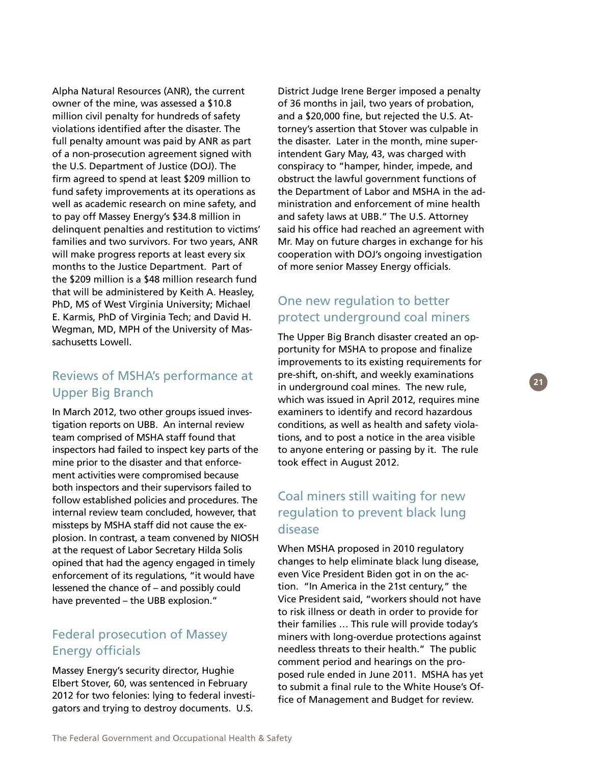Alpha Natural Resources (ANR), the current owner of the mine, was assessed a $10.8 million civil penalty for hundreds of safety violations identified after the disaster. The full penalty amount was paid by ANR as part of a non-prosecution agreement signed with the U.S. Department of Justice (DOJ). The firm agreed to spend at least $209 million to fund safety improvements at its operations as well as academic research on mine safety, and to pay off Massey Energy's $34.8 million in delinquent penalties and restitution to victims' families and two survivors. For two years, ANR will make progress reports at least every six months to the Justice Department. Part of the $209 million is a $48 million research fund that will be administered by Keith A. Heasley, PhD, MS of West Virginia University; Michael E. Karmis, PhD of Virginia Tech; and David H. Wegman, MD, MPH of the University of Massachusetts Lowell.

## Reviews of MSHA's performance at Upper Big Branch

In March 2012, two other groups issued investigation reports on UBB. An internal review team comprised of MSHA staff found that inspectors had failed to inspect key parts of the mine prior to the disaster and that enforcement activities were compromised because both inspectors and their supervisors failed to follow established policies and procedures. The internal review team concluded, however, that missteps by MSHA staff did not cause the explosion. In contrast, a team convened by NIOSH at the request of Labor Secretary Hilda Solis opined that had the agency engaged in timely enforcement of its regulations, "it would have lessened the chance of – and possibly could have prevented – the UBB explosion."

## Federal prosecution of Massey Energy officials

Massey Energy's security director, Hughie Elbert Stover, 60, was sentenced in February 2012 for two felonies: lying to federal investigators and trying to destroy documents. U.S. District Judge Irene Berger imposed a penalty of 36 months in jail, two years of probation, and a $20,000 fine, but rejected the U.S. Attorney's assertion that Stover was culpable in the disaster. Later in the month, mine superintendent Gary May, 43, was charged with conspiracy to "hamper, hinder, impede, and obstruct the lawful government functions of the Department of Labor and MSHA in the administration and enforcement of mine health and safety laws at UBB." The U.S. Attorney said his office had reached an agreement with Mr. May on future charges in exchange for his cooperation with DOJ's ongoing investigation of more senior Massey Energy officials.

## One new regulation to better protect underground coal miners

The Upper Big Branch disaster created an opportunity for MSHA to propose and finalize improvements to its existing requirements for pre-shift, on-shift, and weekly examinations in underground coal mines. The new rule, which was issued in April 2012, requires mine examiners to identify and record hazardous conditions, as well as health and safety violations, and to post a notice in the area visible to anyone entering or passing by it. The rule took effect in August 2012.

## Coal miners still waiting for new regulation to prevent black lung disease

When MSHA proposed in 2010 regulatory changes to help eliminate black lung disease, even Vice President Biden got in on the action. "In America in the 21st century," the Vice President said, "workers should not have to risk illness or death in order to provide for their families … This rule will provide today's miners with long-overdue protections against needless threats to their health." The public comment period and hearings on the proposed rule ended in June 2011. MSHA has yet to submit a final rule to the White House's Office of Management and Budget for review.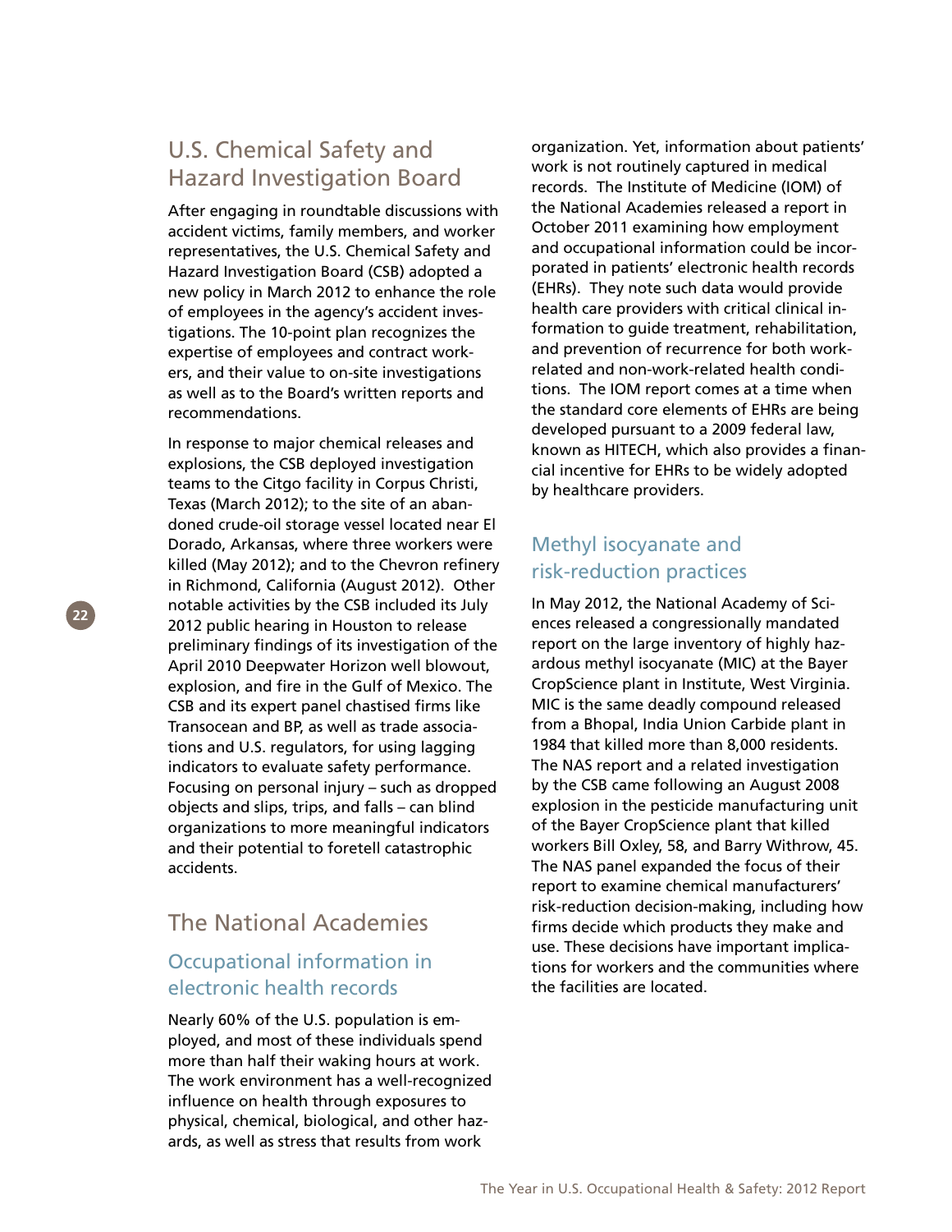## U.S. Chemical Safety and Hazard Investigation Board

After engaging in roundtable discussions with accident victims, family members, and worker representatives, the U.S. Chemical Safety and Hazard Investigation Board (CSB) adopted a new policy in March 2012 to enhance the role of employees in the agency's accident investigations. The 10-point plan recognizes the expertise of employees and contract workers, and their value to on-site investigations as well as to the Board's written reports and recommendations.

In response to major chemical releases and explosions, the CSB deployed investigation teams to the Citgo facility in Corpus Christi, Texas (March 2012); to the site of an abandoned crude-oil storage vessel located near El Dorado, Arkansas, where three workers were killed (May 2012); and to the Chevron refinery in Richmond, California (August 2012). Other notable activities by the CSB included its July 2012 public hearing in Houston to release preliminary findings of its investigation of the April 2010 Deepwater Horizon well blowout, explosion, and fire in the Gulf of Mexico. The CSB and its expert panel chastised firms like Transocean and BP, as well as trade associations and U.S. regulators, for using lagging indicators to evaluate safety performance. Focusing on personal injury – such as dropped objects and slips, trips, and falls – can blind organizations to more meaningful indicators and their potential to foretell catastrophic accidents.

## The National Academies

### Occupational information in electronic health records

Nearly 60% of the U.S. population is employed, and most of these individuals spend more than half their waking hours at work. The work environment has a well-recognized influence on health through exposures to physical, chemical, biological, and other hazards, as well as stress that results from work organization. Yet, information about patients' work is not routinely captured in medical records. The Institute of Medicine (IOM) of the National Academies released a report in October 2011 examining how employment and occupational information could be incorporated in patients' electronic health records (EHRs). They note such data would provide health care providers with critical clinical information to guide treatment, rehabilitation, and prevention of recurrence for both work-related and non-work-related health conditions. The IOM report comes at a time when the standard core elements of EHRs are being developed pursuant to a 2009 federal law, known as HITECH, which also provides a financial incentive for EHRs to be widely adopted by healthcare providers.

### Methyl isocyanate and risk-reduction practices

In May 2012, the National Academy of Sciences released a congressionally mandated report on the large inventory of highly hazardous methyl isocyanate (MIC) at the Bayer CropScience plant in Institute, West Virginia. MIC is the same deadly compound released from a Bhopal, India Union Carbide plant in 1984 that killed more than 8,000 residents. The NAS report and a related investigation by the CSB came following an August 2008 explosion in the pesticide manufacturing unit of the Bayer CropScience plant that killed workers Bill Oxley, 58, and Barry Withrow, 45. The NAS panel expanded the focus of their report to examine chemical manufacturers' risk-reduction decision-making, including how firms decide which products they make and use. These decisions have important implications for workers and the communities where the facilities are located.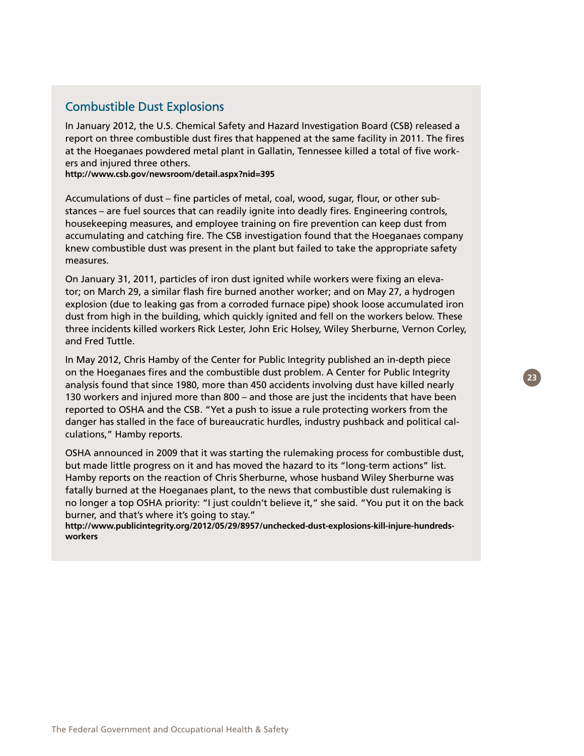## Combustible Dust Explosions

In January 2012, the U.S. Chemical Safety and Hazard Investigation Board (CSB) released a report on three combustible dust fires that happened at the same facility in 2011. The fires at the Hoeganaes powdered metal plant in Gallatin, Tennessee killed a total of five workers and injured three others.
**http://www.csb.gov/newsroom/detail.aspx?nid=395**

Accumulations of dust – fine particles of metal, coal, wood, sugar, flour, or other substances – are fuel sources that can readily ignite into deadly fires. Engineering controls, housekeeping measures, and employee training on fire prevention can keep dust from accumulating and catching fire. The CSB investigation found that the Hoeganaes company knew combustible dust was present in the plant but failed to take the appropriate safety measures.

On January 31, 2011, particles of iron dust ignited while workers were fixing an elevator; on March 29, a similar flash fire burned another worker; and on May 27, a hydrogen explosion (due to leaking gas from a corroded furnace pipe) shook loose accumulated iron dust from high in the building, which quickly ignited and fell on the workers below. These three incidents killed workers Rick Lester, John Eric Holsey, Wiley Sherburne, Vernon Corley, and Fred Tuttle.

In May 2012, Chris Hamby of the Center for Public Integrity published an in-depth piece on the Hoeganaes fires and the combustible dust problem. A Center for Public Integrity analysis found that since 1980, more than 450 accidents involving dust have killed nearly 130 workers and injured more than 800 – and those are just the incidents that have been reported to OSHA and the CSB. "Yet a push to issue a rule protecting workers from the danger has stalled in the face of bureaucratic hurdles, industry pushback and political calculations," Hamby reports.

OSHA announced in 2009 that it was starting the rulemaking process for combustible dust, but made little progress on it and has moved the hazard to its "long-term actions" list. Hamby reports on the reaction of Chris Sherburne, whose husband Wiley Sherburne was fatally burned at the Hoeganaes plant, to the news that combustible dust rulemaking is no longer a top OSHA priority: "I just couldn't believe it," she said. "You put it on the back burner, and that's where it's going to stay."
**http://www.publicintegrity.org/2012/05/29/8957/unchecked-dust-explosions-kill-injure-hundreds-workers**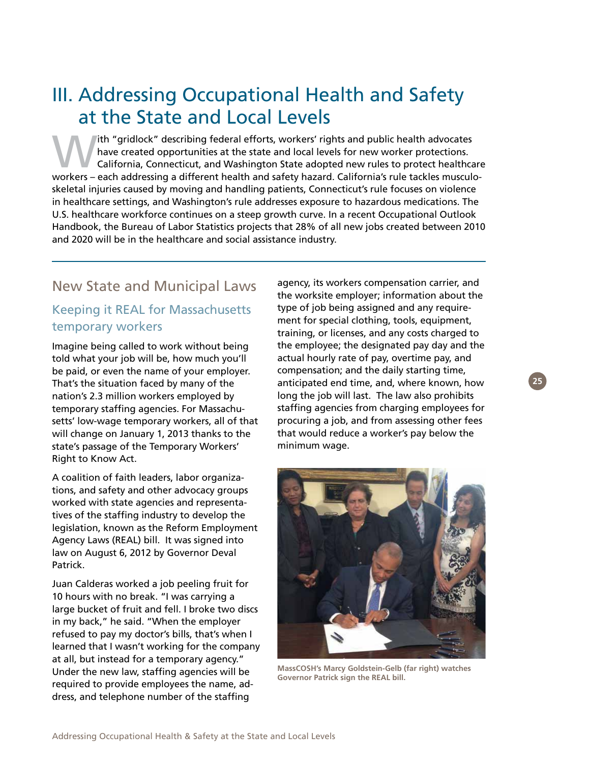# III. Addressing Occupational Health and Safety at the State and Local Levels

With "gridlock" describing federal efforts, workers' rights and public health advocates have created opportunities at the state and local levels for new worker protections. California, Connecticut, and Washington State adopted new rules to protect healthcare workers – each addressing a different health and safety hazard. California's rule tackles musculoskeletal injuries caused by moving and handling patients, Connecticut's rule focuses on violence in healthcare settings, and Washington's rule addresses exposure to hazardous medications. The U.S. healthcare workforce continues on a steep growth curve. In a recent Occupational Outlook Handbook, the Bureau of Labor Statistics projects that 28% of all new jobs created between 2010 and 2020 will be in the healthcare and social assistance industry.

## New State and Municipal Laws

### Keeping it REAL for Massachusetts temporary workers

Imagine being called to work without being told what your job will be, how much you'll be paid, or even the name of your employer. That's the situation faced by many of the nation's 2.3 million workers employed by temporary staffing agencies. For Massachusetts' low-wage temporary workers, all of that will change on January 1, 2013 thanks to the state's passage of the Temporary Workers' Right to Know Act.

A coalition of faith leaders, labor organizations, and safety and other advocacy groups worked with state agencies and representatives of the staffing industry to develop the legislation, known as the Reform Employment Agency Laws (REAL) bill. It was signed into law on August 6, 2012 by Governor Deval Patrick.

Juan Calderas worked a job peeling fruit for 10 hours with no break. "I was carrying a large bucket of fruit and fell. I broke two discs in my back," he said. "When the employer refused to pay my doctor's bills, that's when I learned that I wasn't working for the company at all, but instead for a temporary agency." Under the new law, staffing agencies will be required to provide employees the name, address, and telephone number of the staffing agency, its workers compensation carrier, and the worksite employer; information about the type of job being assigned and any requirement for special clothing, tools, equipment, training, or licenses, and any costs charged to the employee; the designated pay day and the actual hourly rate of pay, overtime pay, and compensation; and the daily starting time, anticipated end time, and, where known, how long the job will last. The law also prohibits staffing agencies from charging employees for procuring a job, and from assessing other fees that would reduce a worker's pay below the minimum wage.

**MassCOSH's Marcy Goldstein-Gelb (far right) watches Governor Patrick sign the REAL bill.**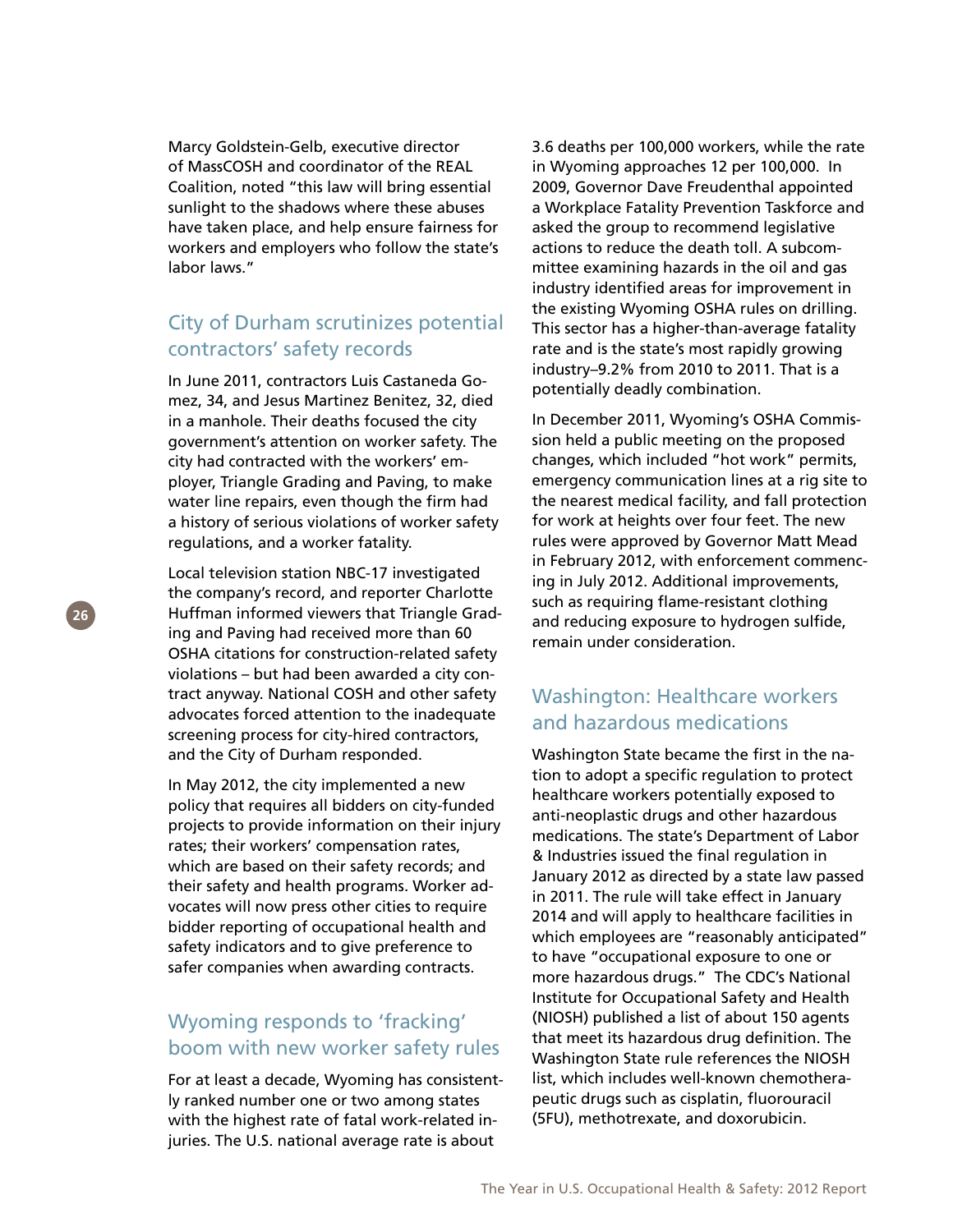Marcy Goldstein-Gelb, executive director of MassCOSH and coordinator of the REAL Coalition, noted "this law will bring essential sunlight to the shadows where these abuses have taken place, and help ensure fairness for workers and employers who follow the state's labor laws."

## City of Durham scrutinizes potential contractors' safety records

In June 2011, contractors Luis Castaneda Gomez, 34, and Jesus Martinez Benitez, 32, died in a manhole. Their deaths focused the city government's attention on worker safety. The city had contracted with the workers' employer, Triangle Grading and Paving, to make water line repairs, even though the firm had a history of serious violations of worker safety regulations, and a worker fatality.

Local television station NBC-17 investigated the company's record, and reporter Charlotte Huffman informed viewers that Triangle Grading and Paving had received more than 60 OSHA citations for construction-related safety violations – but had been awarded a city contract anyway. National COSH and other safety advocates forced attention to the inadequate screening process for city-hired contractors, and the City of Durham responded.

In May 2012, the city implemented a new policy that requires all bidders on city-funded projects to provide information on their injury rates; their workers' compensation rates, which are based on their safety records; and their safety and health programs. Worker advocates will now press other cities to require bidder reporting of occupational health and safety indicators and to give preference to safer companies when awarding contracts.

## Wyoming responds to 'fracking' boom with new worker safety rules

For at least a decade, Wyoming has consistently ranked number one or two among states with the highest rate of fatal work-related injuries. The U.S. national average rate is about 3.6 deaths per 100,000 workers, while the rate in Wyoming approaches 12 per 100,000. In 2009, Governor Dave Freudenthal appointed a Workplace Fatality Prevention Taskforce and asked the group to recommend legislative actions to reduce the death toll. A subcommittee examining hazards in the oil and gas industry identified areas for improvement in the existing Wyoming OSHA rules on drilling. This sector has a higher-than-average fatality rate and is the state's most rapidly growing industry–9.2% from 2010 to 2011. That is a potentially deadly combination.

In December 2011, Wyoming's OSHA Commission held a public meeting on the proposed changes, which included "hot work" permits, emergency communication lines at a rig site to the nearest medical facility, and fall protection for work at heights over four feet. The new rules were approved by Governor Matt Mead in February 2012, with enforcement commencing in July 2012. Additional improvements, such as requiring flame-resistant clothing and reducing exposure to hydrogen sulfide, remain under consideration.

## Washington: Healthcare workers and hazardous medications

Washington State became the first in the nation to adopt a specific regulation to protect healthcare workers potentially exposed to anti-neoplastic drugs and other hazardous medications. The state's Department of Labor & Industries issued the final regulation in January 2012 as directed by a state law passed in 2011. The rule will take effect in January 2014 and will apply to healthcare facilities in which employees are "reasonably anticipated" to have "occupational exposure to one or more hazardous drugs." The CDC's National Institute for Occupational Safety and Health (NIOSH) published a list of about 150 agents that meet its hazardous drug definition. The Washington State rule references the NIOSH list, which includes well-known chemotherapeutic drugs such as cisplatin, fluorouracil (5FU), methotrexate, and doxorubicin.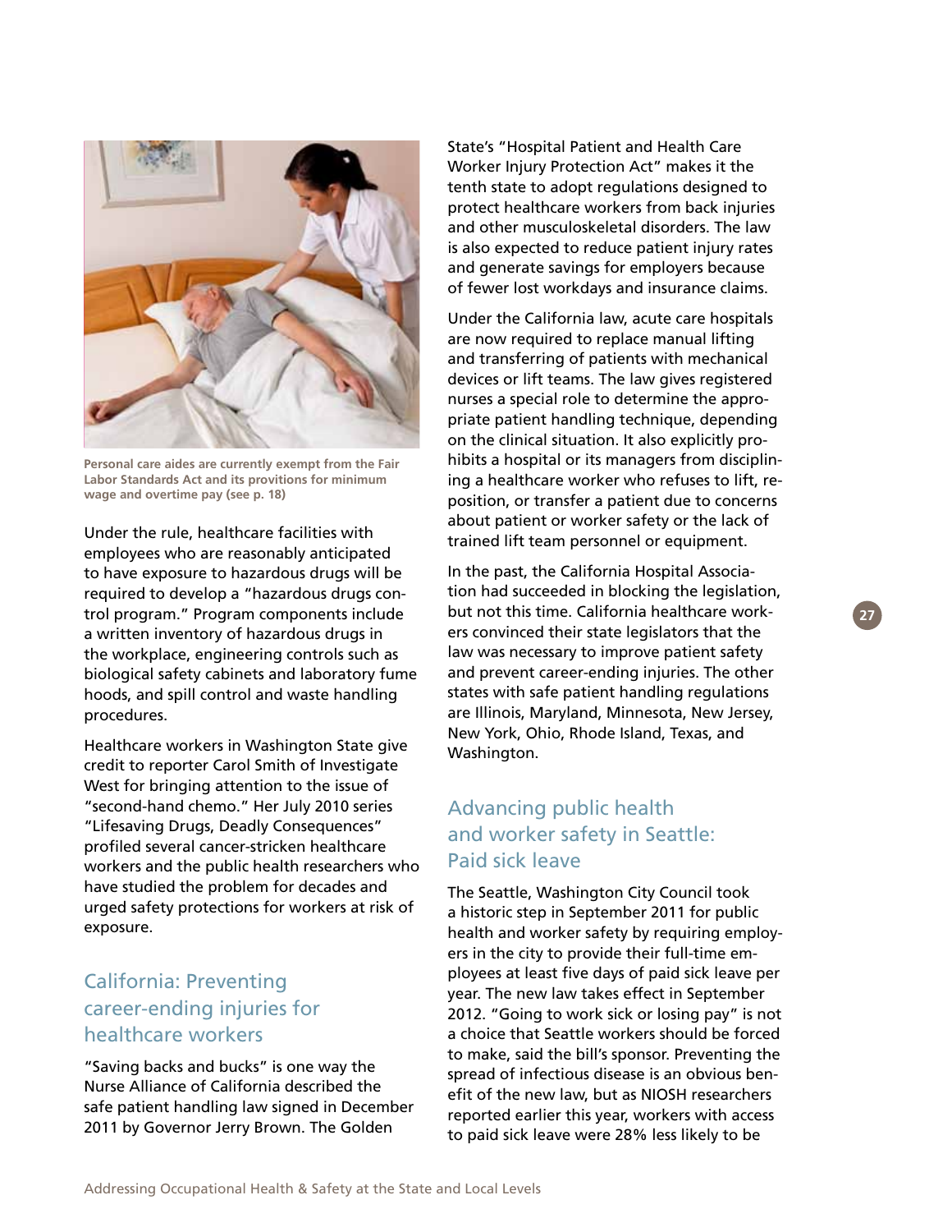Personal care aides are currently exempt from the Fair Labor Standards Act and its provitions for minimum wage and overtime pay (see p. 18)

Under the rule, healthcare facilities with employees who are reasonably anticipated to have exposure to hazardous drugs will be required to develop a "hazardous drugs control program." Program components include a written inventory of hazardous drugs in the workplace, engineering controls such as biological safety cabinets and laboratory fume hoods, and spill control and waste handling procedures.

Healthcare workers in Washington State give credit to reporter Carol Smith of Investigate West for bringing attention to the issue of "second-hand chemo." Her July 2010 series "Lifesaving Drugs, Deadly Consequences" profiled several cancer-stricken healthcare workers and the public health researchers who have studied the problem for decades and urged safety protections for workers at risk of exposure.

## California: Preventing career-ending injuries for healthcare workers

"Saving backs and bucks" is one way the Nurse Alliance of California described the safe patient handling law signed in December 2011 by Governor Jerry Brown. The Golden State's "Hospital Patient and Health Care Worker Injury Protection Act" makes it the tenth state to adopt regulations designed to protect healthcare workers from back injuries and other musculoskeletal disorders. The law is also expected to reduce patient injury rates and generate savings for employers because of fewer lost workdays and insurance claims.

Under the California law, acute care hospitals are now required to replace manual lifting and transferring of patients with mechanical devices or lift teams. The law gives registered nurses a special role to determine the appropriate patient handling technique, depending on the clinical situation. It also explicitly prohibits a hospital or its managers from disciplining a healthcare worker who refuses to lift, reposition, or transfer a patient due to concerns about patient or worker safety or the lack of trained lift team personnel or equipment.

In the past, the California Hospital Association had succeeded in blocking the legislation, but not this time. California healthcare workers convinced their state legislators that the law was necessary to improve patient safety and prevent career-ending injuries. The other states with safe patient handling regulations are Illinois, Maryland, Minnesota, New Jersey, New York, Ohio, Rhode Island, Texas, and Washington.

## Advancing public health and worker safety in Seattle: Paid sick leave

The Seattle, Washington City Council took a historic step in September 2011 for public health and worker safety by requiring employers in the city to provide their full-time employees at least five days of paid sick leave per year. The new law takes effect in September 2012. "Going to work sick or losing pay" is not a choice that Seattle workers should be forced to make, said the bill's sponsor. Preventing the spread of infectious disease is an obvious benefit of the new law, but as NIOSH researchers reported earlier this year, workers with access to paid sick leave were 28% less likely to be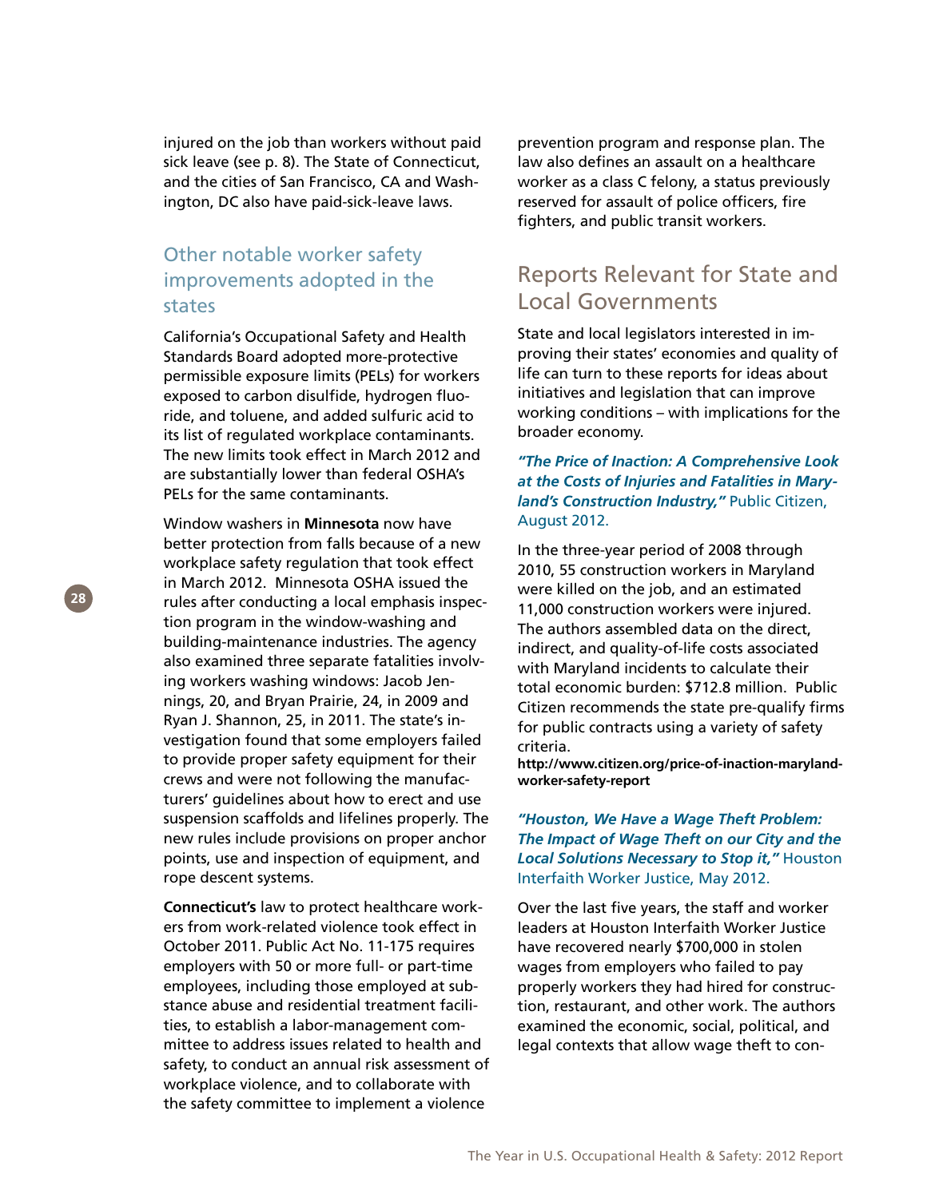injured on the job than workers without paid sick leave (see p. 8). The State of Connecticut, and the cities of San Francisco, CA and Washington, DC also have paid-sick-leave laws.

### Other notable worker safety improvements adopted in the states

California's Occupational Safety and Health Standards Board adopted more-protective permissible exposure limits (PELs) for workers exposed to carbon disulfide, hydrogen fluoride, and toluene, and added sulfuric acid to its list of regulated workplace contaminants. The new limits took effect in March 2012 and are substantially lower than federal OSHA's PELs for the same contaminants.

Window washers in **Minnesota** now have better protection from falls because of a new workplace safety regulation that took effect in March 2012. Minnesota OSHA issued the rules after conducting a local emphasis inspection program in the window-washing and building-maintenance industries. The agency also examined three separate fatalities involving workers washing windows: Jacob Jennings, 20, and Bryan Prairie, 24, in 2009 and Ryan J. Shannon, 25, in 2011. The state's investigation found that some employers failed to provide proper safety equipment for their crews and were not following the manufacturers' guidelines about how to erect and use suspension scaffolds and lifelines properly. The new rules include provisions on proper anchor points, use and inspection of equipment, and rope descent systems.

**Connecticut's** law to protect healthcare workers from work-related violence took effect in October 2011. Public Act No. 11-175 requires employers with 50 or more full- or part-time employees, including those employed at substance abuse and residential treatment facilities, to establish a labor-management committee to address issues related to health and safety, to conduct an annual risk assessment of workplace violence, and to collaborate with the safety committee to implement a violence prevention program and response plan. The law also defines an assault on a healthcare worker as a class C felony, a status previously reserved for assault of police officers, fire fighters, and public transit workers.

## Reports Relevant for State and Local Governments

State and local legislators interested in improving their states' economies and quality of life can turn to these reports for ideas about initiatives and legislation that can improve working conditions – with implications for the broader economy.

***"The Price of Inaction: A Comprehensive Look at the Costs of Injuries and Fatalities in Maryland's Construction Industry,"*** Public Citizen, August 2012.

In the three-year period of 2008 through 2010, 55 construction workers in Maryland were killed on the job, and an estimated 11,000 construction workers were injured. The authors assembled data on the direct, indirect, and quality-of-life costs associated with Maryland incidents to calculate their total economic burden: $712.8 million. Public Citizen recommends the state pre-qualify firms for public contracts using a variety of safety criteria.

**http://www.citizen.org/price-of-inaction-maryland-worker-safety-report**

***"Houston, We Have a Wage Theft Problem: The Impact of Wage Theft on our City and the Local Solutions Necessary to Stop it,"*** Houston Interfaith Worker Justice, May 2012.

Over the last five years, the staff and worker leaders at Houston Interfaith Worker Justice have recovered nearly $700,000 in stolen wages from employers who failed to pay properly workers they had hired for construction, restaurant, and other work. The authors examined the economic, social, political, and legal contexts that allow wage theft to con-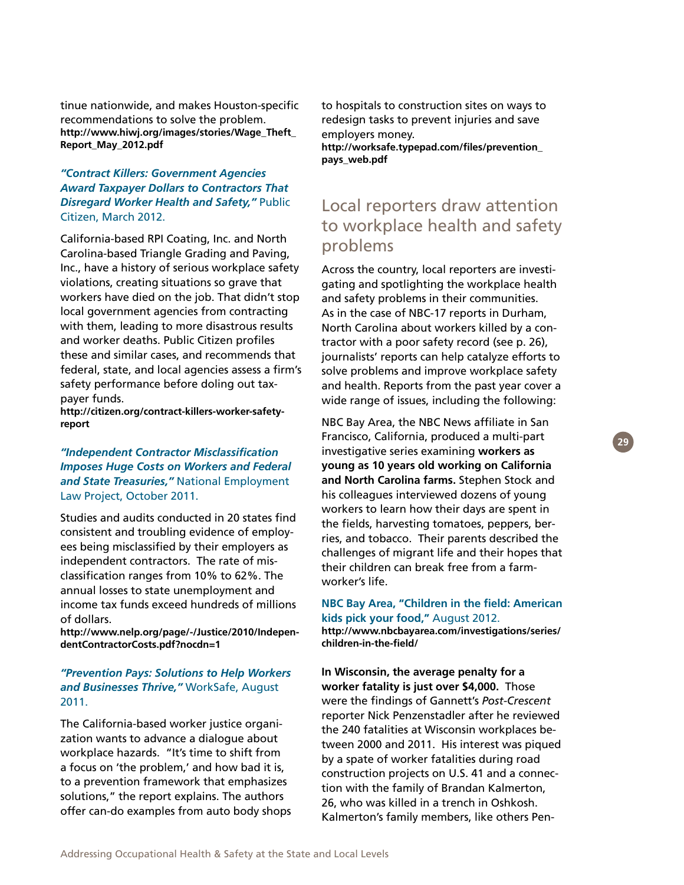tinue nationwide, and makes Houston-specific recommendations to solve the problem.
**http://www.hiwj.org/images/stories/Wage_Theft_Report_May_2012.pdf**

***"Contract Killers: Government Agencies Award Taxpayer Dollars to Contractors That Disregard Worker Health and Safety,"*** Public Citizen, March 2012.

California-based RPI Coating, Inc. and North Carolina-based Triangle Grading and Paving, Inc., have a history of serious workplace safety violations, creating situations so grave that workers have died on the job. That didn't stop local government agencies from contracting with them, leading to more disastrous results and worker deaths. Public Citizen profiles these and similar cases, and recommends that federal, state, and local agencies assess a firm's safety performance before doling out taxpayer funds.
**http://citizen.org/contract-killers-worker-safety-report**

***"Independent Contractor Misclassification Imposes Huge Costs on Workers and Federal and State Treasuries,"*** National Employment Law Project, October 2011.

Studies and audits conducted in 20 states find consistent and troubling evidence of employees being misclassified by their employers as independent contractors. The rate of misclassification ranges from 10% to 62%. The annual losses to state unemployment and income tax funds exceed hundreds of millions of dollars.
**http://www.nelp.org/page/-/Justice/2010/IndependentContractorCosts.pdf?nocdn=1**

***"Prevention Pays: Solutions to Help Workers and Businesses Thrive,"*** WorkSafe, August 2011.

The California-based worker justice organization wants to advance a dialogue about workplace hazards. "It's time to shift from a focus on 'the problem,' and how bad it is, to a prevention framework that emphasizes solutions," the report explains. The authors offer can-do examples from auto body shops to hospitals to construction sites on ways to redesign tasks to prevent injuries and save employers money.
**http://worksafe.typepad.com/files/prevention_pays_web.pdf**

## Local reporters draw attention to workplace health and safety problems

Across the country, local reporters are investigating and spotlighting the workplace health and safety problems in their communities. As in the case of NBC-17 reports in Durham, North Carolina about workers killed by a contractor with a poor safety record (see p. 26), journalists' reports can help catalyze efforts to solve problems and improve workplace safety and health. Reports from the past year cover a wide range of issues, including the following:

NBC Bay Area, the NBC News affiliate in San Francisco, California, produced a multi-part investigative series examining **workers as young as 10 years old working on California and North Carolina farms.** Stephen Stock and his colleagues interviewed dozens of young workers to learn how their days are spent in the fields, harvesting tomatoes, peppers, berries, and tobacco. Their parents described the challenges of migrant life and their hopes that their children can break free from a farmworker's life.

**NBC Bay Area, "Children in the field: American kids pick your food,"** August 2012.
**http://www.nbcbayarea.com/investigations/series/children-in-the-field/**

**In Wisconsin, the average penalty for a worker fatality is just over $4,000.** Those were the findings of Gannett's *Post-Crescent* reporter Nick Penzenstadler after he reviewed the 240 fatalities at Wisconsin workplaces between 2000 and 2011. His interest was piqued by a spate of worker fatalities during road construction projects on U.S. 41 and a connection with the family of Brandan Kalmerton, 26, who was killed in a trench in Oshkosh. Kalmerton's family members, like others Pen-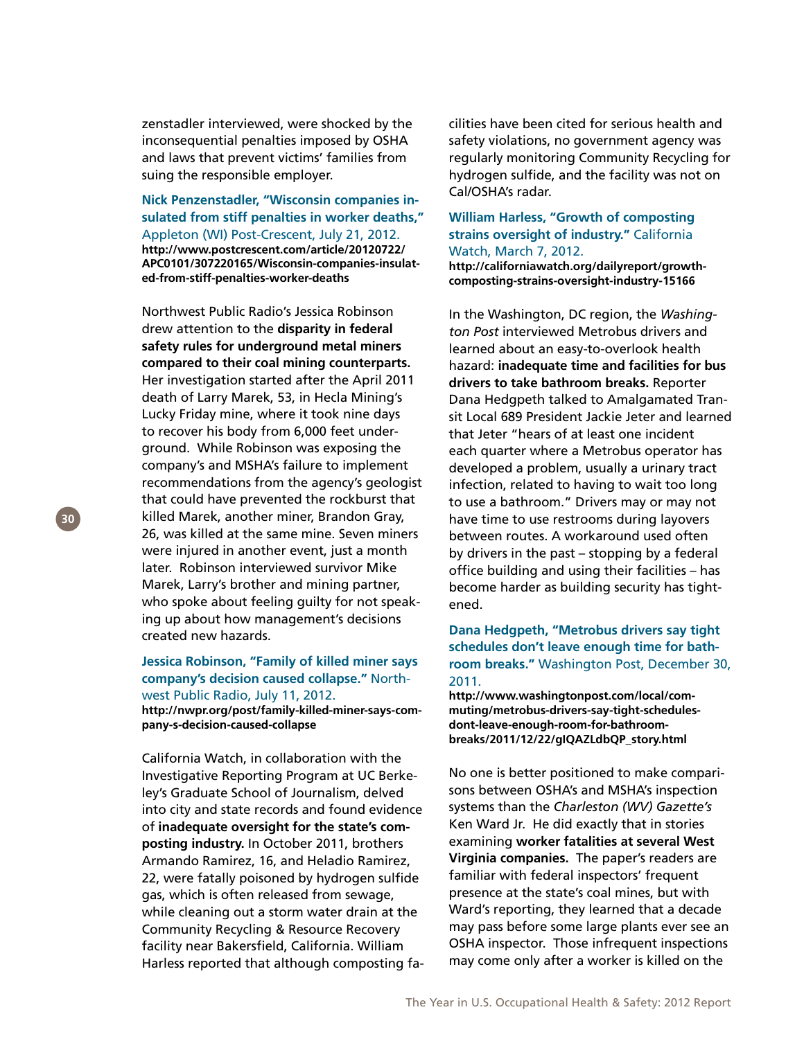zenstadler interviewed, were shocked by the inconsequential penalties imposed by OSHA and laws that prevent victims' families from suing the responsible employer.

**Nick Penzenstadler, "Wisconsin companies insulated from stiff penalties in worker deaths,"** Appleton (WI) Post-Crescent, July 21, 2012.
**http://www.postcrescent.com/article/20120722/APC0101/307220165/Wisconsin-companies-insulated-from-stiff-penalties-worker-deaths**

Northwest Public Radio's Jessica Robinson drew attention to the **disparity in federal safety rules for underground metal miners compared to their coal mining counterparts.** Her investigation started after the April 2011 death of Larry Marek, 53, in Hecla Mining's Lucky Friday mine, where it took nine days to recover his body from 6,000 feet underground. While Robinson was exposing the company's and MSHA's failure to implement recommendations from the agency's geologist that could have prevented the rockburst that killed Marek, another miner, Brandon Gray, 26, was killed at the same mine. Seven miners were injured in another event, just a month later. Robinson interviewed survivor Mike Marek, Larry's brother and mining partner, who spoke about feeling guilty for not speaking up about how management's decisions created new hazards.

**Jessica Robinson, "Family of killed miner says company's decision caused collapse."** Northwest Public Radio, July 11, 2012.
**http://nwpr.org/post/family-killed-miner-says-company-s-decision-caused-collapse**

California Watch, in collaboration with the Investigative Reporting Program at UC Berkeley's Graduate School of Journalism, delved into city and state records and found evidence of **inadequate oversight for the state's composting industry.** In October 2011, brothers Armando Ramirez, 16, and Heladio Ramirez, 22, were fatally poisoned by hydrogen sulfide gas, which is often released from sewage, while cleaning out a storm water drain at the Community Recycling & Resource Recovery facility near Bakersfield, California. William Harless reported that although composting facilities have been cited for serious health and safety violations, no government agency was regularly monitoring Community Recycling for hydrogen sulfide, and the facility was not on Cal/OSHA's radar.

**William Harless, "Growth of composting strains oversight of industry."** California Watch, March 7, 2012.
**http://californiawatch.org/dailyreport/growth-composting-strains-oversight-industry-15166**

In the Washington, DC region, the *Washington Post* interviewed Metrobus drivers and learned about an easy-to-overlook health hazard: **inadequate time and facilities for bus drivers to take bathroom breaks.** Reporter Dana Hedgpeth talked to Amalgamated Transit Local 689 President Jackie Jeter and learned that Jeter "hears of at least one incident each quarter where a Metrobus operator has developed a problem, usually a urinary tract infection, related to having to wait too long to use a bathroom." Drivers may or may not have time to use restrooms during layovers between routes. A workaround used often by drivers in the past – stopping by a federal office building and using their facilities – has become harder as building security has tightened.

**Dana Hedgpeth, "Metrobus drivers say tight schedules don't leave enough time for bathroom breaks."** Washington Post, December 30, 2011.
**http://www.washingtonpost.com/local/commuting/metrobus-drivers-say-tight-schedules-dont-leave-enough-room-for-bathroom-breaks/2011/12/22/gIQAZLdbQP_story.html**

No one is better positioned to make comparisons between OSHA's and MSHA's inspection systems than the *Charleston (WV) Gazette's* Ken Ward Jr. He did exactly that in stories examining **worker fatalities at several West Virginia companies.** The paper's readers are familiar with federal inspectors' frequent presence at the state's coal mines, but with Ward's reporting, they learned that a decade may pass before some large plants ever see an OSHA inspector. Those infrequent inspections may come only after a worker is killed on the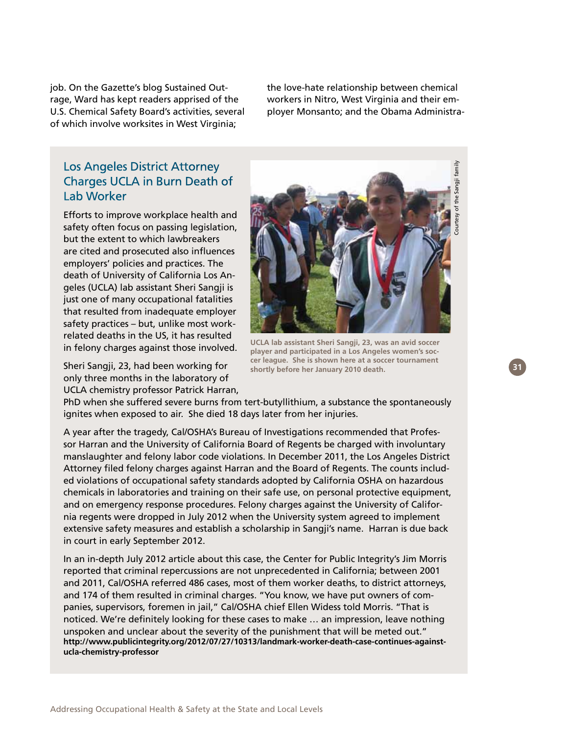job. On the Gazette's blog Sustained Outrage, Ward has kept readers apprised of the U.S. Chemical Safety Board's activities, several of which involve worksites in West Virginia; the love-hate relationship between chemical workers in Nitro, West Virginia and their employer Monsanto; and the Obama Administra-

## Los Angeles District Attorney Charges UCLA in Burn Death of Lab Worker

Efforts to improve workplace health and safety often focus on passing legislation, but the extent to which lawbreakers are cited and prosecuted also influences employers' policies and practices. The death of University of California Los Angeles (UCLA) lab assistant Sheri Sangji is just one of many occupational fatalities that resulted from inadequate employer safety practices – but, unlike most work-related deaths in the US, it has resulted in felony charges against those involved.

Courtesy of the Sangji family

**UCLA lab assistant Sheri Sangji, 23, was an avid soccer player and participated in a Los Angeles women's soccer league. She is shown here at a soccer tournament shortly before her January 2010 death.**

Sheri Sangji, 23, had been working for only three months in the laboratory of UCLA chemistry professor Patrick Harran, PhD when she suffered severe burns from tert-butyllithium, a substance the spontaneously ignites when exposed to air. She died 18 days later from her injuries.

A year after the tragedy, Cal/OSHA's Bureau of Investigations recommended that Professor Harran and the University of California Board of Regents be charged with involuntary manslaughter and felony labor code violations. In December 2011, the Los Angeles District Attorney filed felony charges against Harran and the Board of Regents. The counts included violations of occupational safety standards adopted by California OSHA on hazardous chemicals in laboratories and training on their safe use, on personal protective equipment, and on emergency response procedures. Felony charges against the University of California regents were dropped in July 2012 when the University system agreed to implement extensive safety measures and establish a scholarship in Sangji's name. Harran is due back in court in early September 2012.

In an in-depth July 2012 article about this case, the Center for Public Integrity's Jim Morris reported that criminal repercussions are not unprecedented in California; between 2001 and 2011, Cal/OSHA referred 486 cases, most of them worker deaths, to district attorneys, and 174 of them resulted in criminal charges. "You know, we have put owners of companies, supervisors, foremen in jail," Cal/OSHA chief Ellen Widess told Morris. "That is noticed. We're definitely looking for these cases to make … an impression, leave nothing unspoken and unclear about the severity of the punishment that will be meted out." **http://www.publicintegrity.org/2012/07/27/10313/landmark-worker-death-case-continues-against-ucla-chemistry-professor**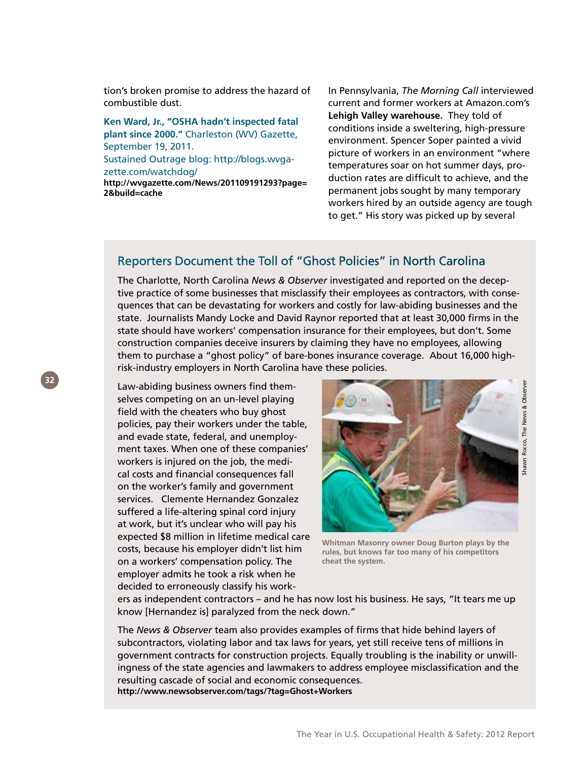tion's broken promise to address the hazard of combustible dust.

**Ken Ward, Jr., "OSHA hadn't inspected fatal plant since 2000."** Charleston (WV) Gazette, September 19, 2011.
Sustained Outrage blog: http://blogs.wvgazette.com/watchdog/
**http://wvgazette.com/News/201109191293?page=2&build=cache**

In Pennsylvania, *The Morning Call* interviewed current and former workers at Amazon.com's **Lehigh Valley warehouse.** They told of conditions inside a sweltering, high-pressure environment. Spencer Soper painted a vivid picture of workers in an environment "where temperatures soar on hot summer days, production rates are difficult to achieve, and the permanent jobs sought by many temporary workers hired by an outside agency are tough to get." His story was picked up by several

## Reporters Document the Toll of "Ghost Policies" in North Carolina

The Charlotte, North Carolina *News & Observer* investigated and reported on the deceptive practice of some businesses that misclassify their employees as contractors, with consequences that can be devastating for workers and costly for law-abiding businesses and the state. Journalists Mandy Locke and David Raynor reported that at least 30,000 firms in the state should have workers' compensation insurance for their employees, but don't. Some construction companies deceive insurers by claiming they have no employees, allowing them to purchase a "ghost policy" of bare-bones insurance coverage. About 16,000 high-risk-industry employers in North Carolina have these policies.

Law-abiding business owners find themselves competing on an un-level playing field with the cheaters who buy ghost policies, pay their workers under the table, and evade state, federal, and unemployment taxes. When one of these companies' workers is injured on the job, the medical costs and financial consequences fall on the worker's family and government services. Clemente Hernandez Gonzalez suffered a life-altering spinal cord injury at work, but it's unclear who will pay his expected $8 million in lifetime medical care costs, because his employer didn't list him on a workers' compensation policy. The employer admits he took a risk when he decided to erroneously classify his workers as independent contractors – and he has now lost his business. He says, "It tears me up know [Hernandez is] paralyzed from the neck down."

Shawn Rocco, The News & Observer

Whitman Masonry owner Doug Burton plays by the rules, but knows far too many of his competitors cheat the system.

The *News & Observer* team also provides examples of firms that hide behind layers of subcontractors, violating labor and tax laws for years, yet still receive tens of millions in government contracts for construction projects. Equally troubling is the inability or unwillingness of the state agencies and lawmakers to address employee misclassification and the resulting cascade of social and economic consequences.
**http://www.newsobserver.com/tags/?tag=Ghost+Workers**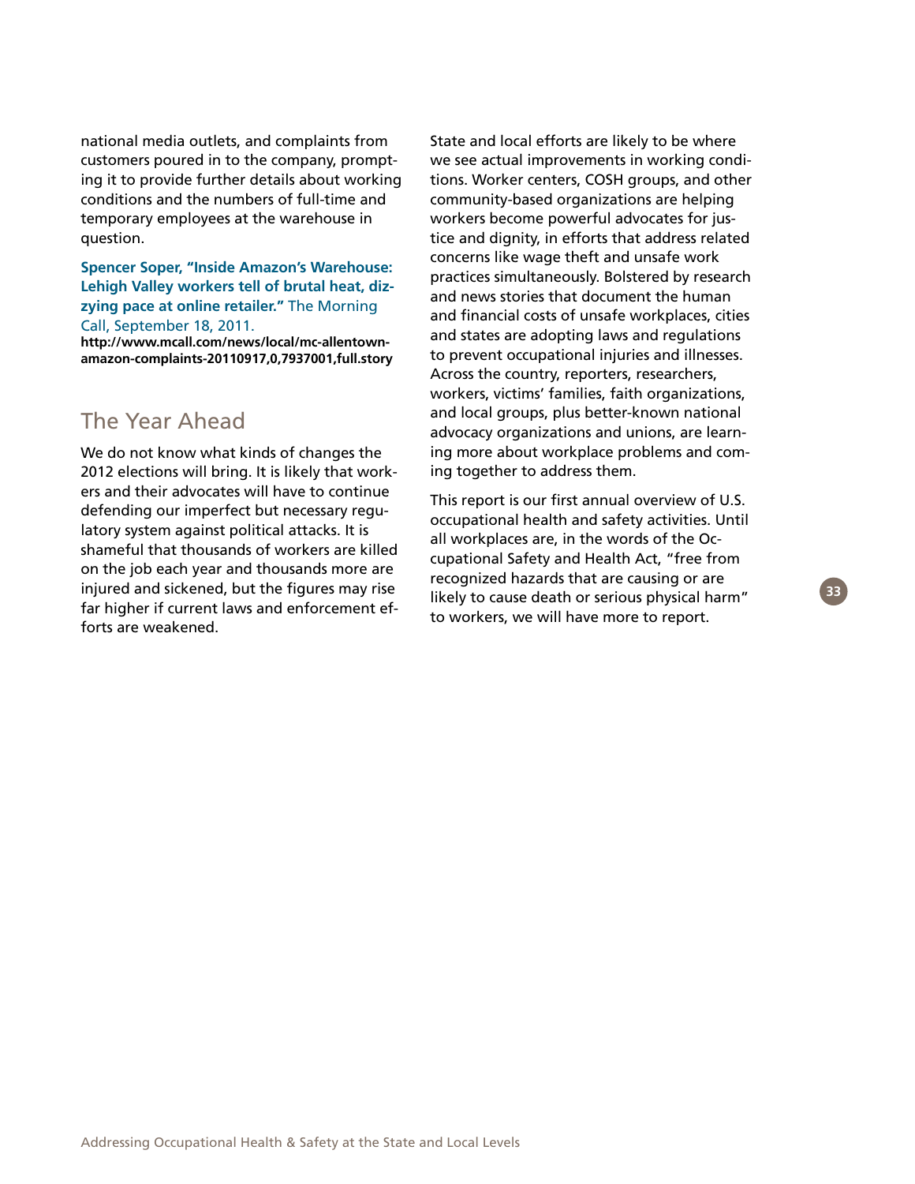national media outlets, and complaints from customers poured in to the company, prompting it to provide further details about working conditions and the numbers of full-time and temporary employees at the warehouse in question.

**Spencer Soper, "Inside Amazon's Warehouse: Lehigh Valley workers tell of brutal heat, dizzying pace at online retailer."** The Morning Call, September 18, 2011.
**http://www.mcall.com/news/local/mc-allentown-amazon-complaints-20110917,0,7937001,full.story**

## The Year Ahead

We do not know what kinds of changes the 2012 elections will bring. It is likely that workers and their advocates will have to continue defending our imperfect but necessary regulatory system against political attacks. It is shameful that thousands of workers are killed on the job each year and thousands more are injured and sickened, but the figures may rise far higher if current laws and enforcement efforts are weakened.

State and local efforts are likely to be where we see actual improvements in working conditions. Worker centers, COSH groups, and other community-based organizations are helping workers become powerful advocates for justice and dignity, in efforts that address related concerns like wage theft and unsafe work practices simultaneously. Bolstered by research and news stories that document the human and financial costs of unsafe workplaces, cities and states are adopting laws and regulations to prevent occupational injuries and illnesses. Across the country, reporters, researchers, workers, victims' families, faith organizations, and local groups, plus better-known national advocacy organizations and unions, are learning more about workplace problems and coming together to address them.

This report is our first annual overview of U.S. occupational health and safety activities. Until all workplaces are, in the words of the Occupational Safety and Health Act, "free from recognized hazards that are causing or are likely to cause death or serious physical harm" to workers, we will have more to report.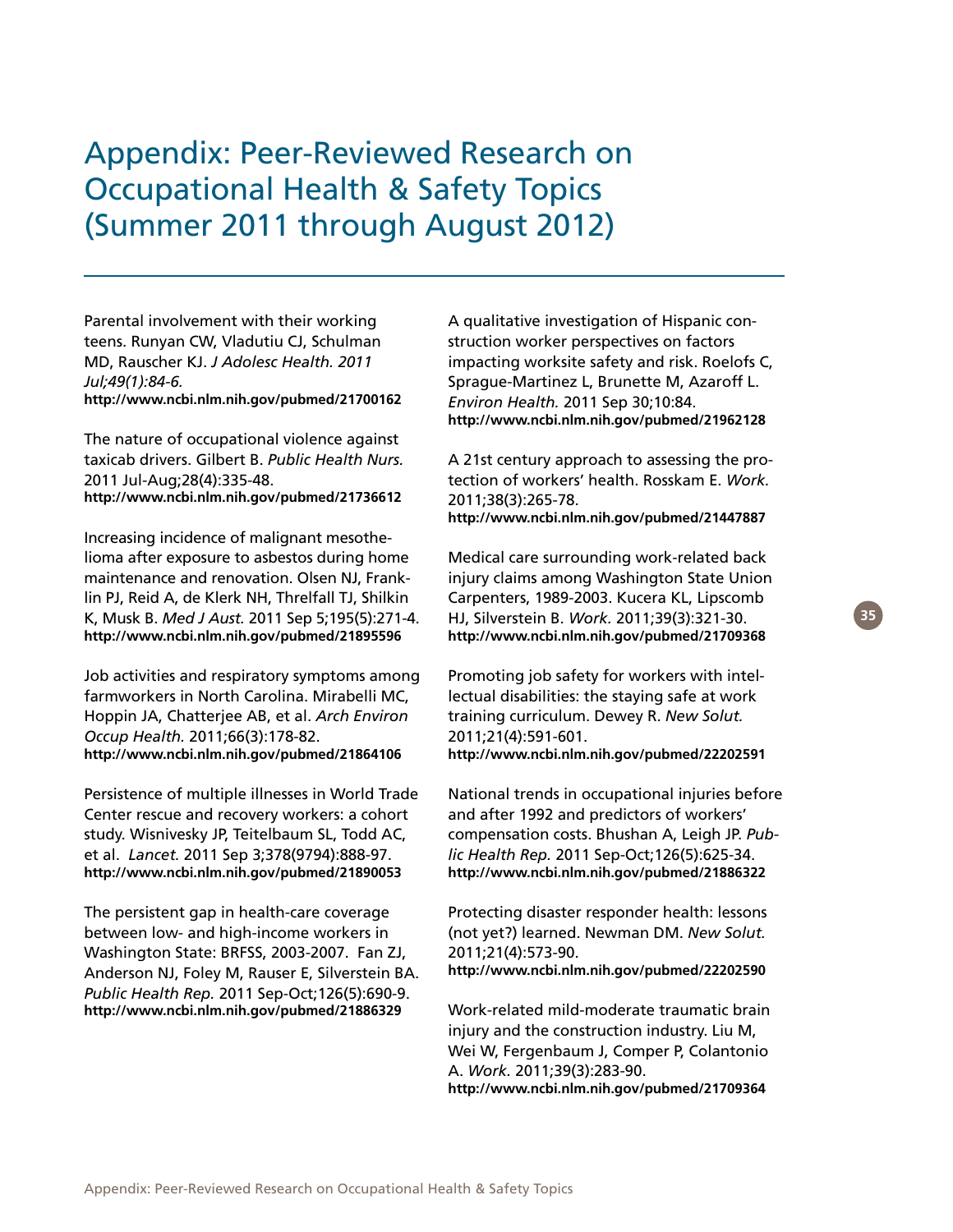# Appendix: Peer-Reviewed Research on Occupational Health & Safety Topics (Summer 2011 through August 2012)

Parental involvement with their working teens. Runyan CW, Vladutiu CJ, Schulman MD, Rauscher KJ. *J Adolesc Health. 2011 Jul;49(1):84-6.*
**http://www.ncbi.nlm.nih.gov/pubmed/21700162**

The nature of occupational violence against taxicab drivers. Gilbert B. *Public Health Nurs.* 2011 Jul-Aug;28(4):335-48.
**http://www.ncbi.nlm.nih.gov/pubmed/21736612**

Increasing incidence of malignant mesothelioma after exposure to asbestos during home maintenance and renovation. Olsen NJ, Franklin PJ, Reid A, de Klerk NH, Threlfall TJ, Shilkin K, Musk B. *Med J Aust.* 2011 Sep 5;195(5):271-4.
**http://www.ncbi.nlm.nih.gov/pubmed/21895596**

Job activities and respiratory symptoms among farmworkers in North Carolina. Mirabelli MC, Hoppin JA, Chatterjee AB, et al. *Arch Environ Occup Health.* 2011;66(3):178-82.
**http://www.ncbi.nlm.nih.gov/pubmed/21864106**

Persistence of multiple illnesses in World Trade Center rescue and recovery workers: a cohort study. Wisnivesky JP, Teitelbaum SL, Todd AC, et al. *Lancet.* 2011 Sep 3;378(9794):888-97.
**http://www.ncbi.nlm.nih.gov/pubmed/21890053**

The persistent gap in health-care coverage between low- and high-income workers in Washington State: BRFSS, 2003-2007. Fan ZJ, Anderson NJ, Foley M, Rauser E, Silverstein BA. *Public Health Rep.* 2011 Sep-Oct;126(5):690-9.
**http://www.ncbi.nlm.nih.gov/pubmed/21886329**

A qualitative investigation of Hispanic construction worker perspectives on factors impacting worksite safety and risk. Roelofs C, Sprague-Martinez L, Brunette M, Azaroff L. *Environ Health.* 2011 Sep 30;10:84.
**http://www.ncbi.nlm.nih.gov/pubmed/21962128**

A 21st century approach to assessing the protection of workers' health. Rosskam E. *Work.* 2011;38(3):265-78.
**http://www.ncbi.nlm.nih.gov/pubmed/21447887**

Medical care surrounding work-related back injury claims among Washington State Union Carpenters, 1989-2003. Kucera KL, Lipscomb HJ, Silverstein B. *Work.* 2011;39(3):321-30.
**http://www.ncbi.nlm.nih.gov/pubmed/21709368**

Promoting job safety for workers with intellectual disabilities: the staying safe at work training curriculum. Dewey R. *New Solut.* 2011;21(4):591-601.
**http://www.ncbi.nlm.nih.gov/pubmed/22202591**

National trends in occupational injuries before and after 1992 and predictors of workers' compensation costs. Bhushan A, Leigh JP. *Public Health Rep.* 2011 Sep-Oct;126(5):625-34.
**http://www.ncbi.nlm.nih.gov/pubmed/21886322**

Protecting disaster responder health: lessons (not yet?) learned. Newman DM. *New Solut.* 2011;21(4):573-90.
**http://www.ncbi.nlm.nih.gov/pubmed/22202590**

Work-related mild-moderate traumatic brain injury and the construction industry. Liu M, Wei W, Fergenbaum J, Comper P, Colantonio A. *Work.* 2011;39(3):283-90.
**http://www.ncbi.nlm.nih.gov/pubmed/21709364**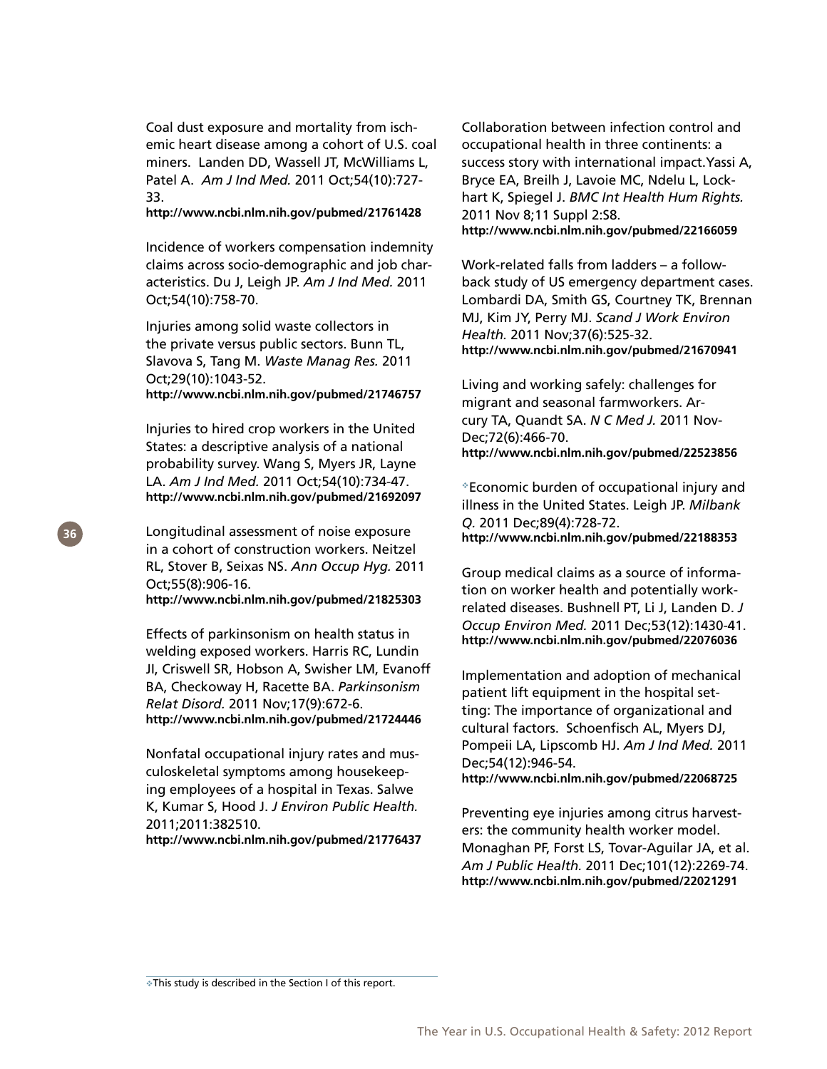Coal dust exposure and mortality from ischemic heart disease among a cohort of U.S. coal miners. Landen DD, Wassell JT, McWilliams L, Patel A. *Am J Ind Med.* 2011 Oct;54(10):727-33.
**http://www.ncbi.nlm.nih.gov/pubmed/21761428**

Incidence of workers compensation indemnity claims across socio-demographic and job characteristics. Du J, Leigh JP. *Am J Ind Med.* 2011 Oct;54(10):758-70.

Injuries among solid waste collectors in the private versus public sectors. Bunn TL, Slavova S, Tang M. *Waste Manag Res.* 2011 Oct;29(10):1043-52.
**http://www.ncbi.nlm.nih.gov/pubmed/21746757**

Injuries to hired crop workers in the United States: a descriptive analysis of a national probability survey. Wang S, Myers JR, Layne LA. *Am J Ind Med.* 2011 Oct;54(10):734-47.
**http://www.ncbi.nlm.nih.gov/pubmed/21692097**

Longitudinal assessment of noise exposure in a cohort of construction workers. Neitzel RL, Stover B, Seixas NS. *Ann Occup Hyg.* 2011 Oct;55(8):906-16.
**http://www.ncbi.nlm.nih.gov/pubmed/21825303**

Effects of parkinsonism on health status in welding exposed workers. Harris RC, Lundin JI, Criswell SR, Hobson A, Swisher LM, Evanoff BA, Checkoway H, Racette BA. *Parkinsonism Relat Disord.* 2011 Nov;17(9):672-6.
**http://www.ncbi.nlm.nih.gov/pubmed/21724446**

Nonfatal occupational injury rates and musculoskeletal symptoms among housekeeping employees of a hospital in Texas. Salwe K, Kumar S, Hood J. *J Environ Public Health.* 2011;2011:382510.
**http://www.ncbi.nlm.nih.gov/pubmed/21776437**

Collaboration between infection control and occupational health in three continents: a success story with international impact.Yassi A, Bryce EA, Breilh J, Lavoie MC, Ndelu L, Lockhart K, Spiegel J. *BMC Int Health Hum Rights.* 2011 Nov 8;11 Suppl 2:S8.
**http://www.ncbi.nlm.nih.gov/pubmed/22166059**

Work-related falls from ladders – a follow-back study of US emergency department cases. Lombardi DA, Smith GS, Courtney TK, Brennan MJ, Kim JY, Perry MJ. *Scand J Work Environ Health.* 2011 Nov;37(6):525-32.
**http://www.ncbi.nlm.nih.gov/pubmed/21670941**

Living and working safely: challenges for migrant and seasonal farmworkers. Arcury TA, Quandt SA. *N C Med J.* 2011 Nov-Dec;72(6):466-70.
**http://www.ncbi.nlm.nih.gov/pubmed/22523856**

❖Economic burden of occupational injury and illness in the United States. Leigh JP. *Milbank Q.* 2011 Dec;89(4):728-72.
**http://www.ncbi.nlm.nih.gov/pubmed/22188353**

Group medical claims as a source of information on worker health and potentially work-related diseases. Bushnell PT, Li J, Landen D. *J Occup Environ Med.* 2011 Dec;53(12):1430-41.
**http://www.ncbi.nlm.nih.gov/pubmed/22076036**

Implementation and adoption of mechanical patient lift equipment in the hospital setting: The importance of organizational and cultural factors. Schoenfisch AL, Myers DJ, Pompeii LA, Lipscomb HJ. *Am J Ind Med.* 2011 Dec;54(12):946-54.
**http://www.ncbi.nlm.nih.gov/pubmed/22068725**

Preventing eye injuries among citrus harvesters: the community health worker model. Monaghan PF, Forst LS, Tovar-Aguilar JA, et al. *Am J Public Health.* 2011 Dec;101(12):2269-74.
**http://www.ncbi.nlm.nih.gov/pubmed/22021291**

❖This study is described in the Section I of this report.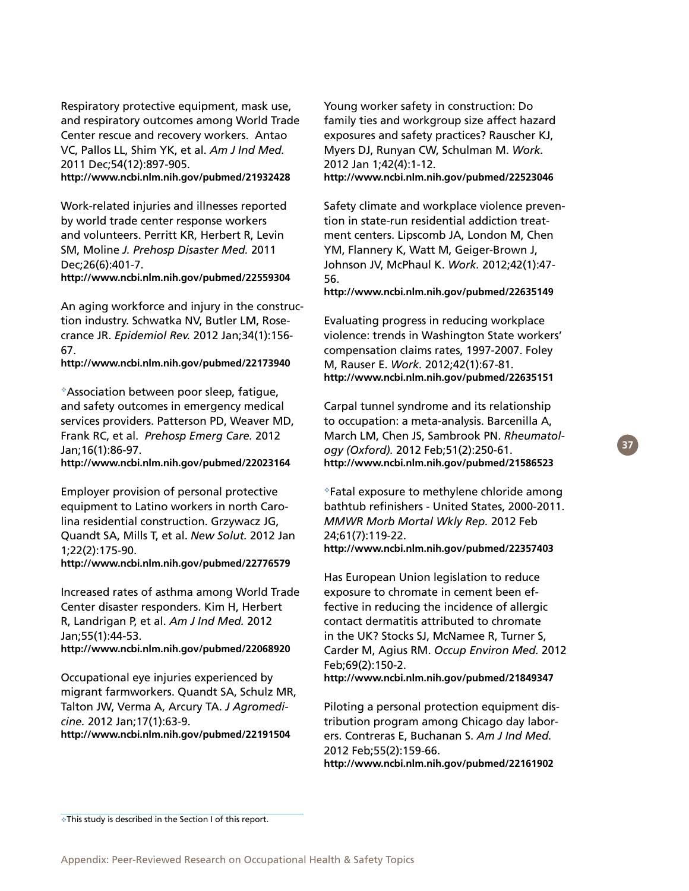Respiratory protective equipment, mask use, and respiratory outcomes among World Trade Center rescue and recovery workers. Antao VC, Pallos LL, Shim YK, et al. *Am J Ind Med.* 2011 Dec;54(12):897-905.
**http://www.ncbi.nlm.nih.gov/pubmed/21932428**

Work-related injuries and illnesses reported by world trade center response workers and volunteers. Perritt KR, Herbert R, Levin SM, Moline *J. Prehosp Disaster Med.* 2011 Dec;26(6):401-7.
**http://www.ncbi.nlm.nih.gov/pubmed/22559304**

An aging workforce and injury in the construction industry. Schwatka NV, Butler LM, Rosecrance JR. *Epidemiol Rev.* 2012 Jan;34(1):156-67.
**http://www.ncbi.nlm.nih.gov/pubmed/22173940**

❖Association between poor sleep, fatigue, and safety outcomes in emergency medical services providers. Patterson PD, Weaver MD, Frank RC, et al. *Prehosp Emerg Care.* 2012 Jan;16(1):86-97.
**http://www.ncbi.nlm.nih.gov/pubmed/22023164**

Employer provision of personal protective equipment to Latino workers in north Carolina residential construction. Grzywacz JG, Quandt SA, Mills T, et al. *New Solut.* 2012 Jan 1;22(2):175-90.
**http://www.ncbi.nlm.nih.gov/pubmed/22776579**

Increased rates of asthma among World Trade Center disaster responders. Kim H, Herbert R, Landrigan P, et al. *Am J Ind Med.* 2012 Jan;55(1):44-53.
**http://www.ncbi.nlm.nih.gov/pubmed/22068920**

Occupational eye injuries experienced by migrant farmworkers. Quandt SA, Schulz MR, Talton JW, Verma A, Arcury TA. *J Agromedicine.* 2012 Jan;17(1):63-9.
**http://www.ncbi.nlm.nih.gov/pubmed/22191504**

Young worker safety in construction: Do family ties and workgroup size affect hazard exposures and safety practices? Rauscher KJ, Myers DJ, Runyan CW, Schulman M. *Work.* 2012 Jan 1;42(4):1-12.
**http://www.ncbi.nlm.nih.gov/pubmed/22523046**

Safety climate and workplace violence prevention in state-run residential addiction treatment centers. Lipscomb JA, London M, Chen YM, Flannery K, Watt M, Geiger-Brown J, Johnson JV, McPhaul K. *Work.* 2012;42(1):47-56.
**http://www.ncbi.nlm.nih.gov/pubmed/22635149**

Evaluating progress in reducing workplace violence: trends in Washington State workers' compensation claims rates, 1997-2007. Foley M, Rauser E. *Work.* 2012;42(1):67-81.
**http://www.ncbi.nlm.nih.gov/pubmed/22635151**

Carpal tunnel syndrome and its relationship to occupation: a meta-analysis. Barcenilla A, March LM, Chen JS, Sambrook PN. *Rheumatology (Oxford).* 2012 Feb;51(2):250-61.
**http://www.ncbi.nlm.nih.gov/pubmed/21586523**

❖Fatal exposure to methylene chloride among bathtub refinishers - United States, 2000-2011. *MMWR Morb Mortal Wkly Rep.* 2012 Feb 24;61(7):119-22.
**http://www.ncbi.nlm.nih.gov/pubmed/22357403**

Has European Union legislation to reduce exposure to chromate in cement been effective in reducing the incidence of allergic contact dermatitis attributed to chromate in the UK? Stocks SJ, McNamee R, Turner S, Carder M, Agius RM. *Occup Environ Med.* 2012 Feb;69(2):150-2.
**http://www.ncbi.nlm.nih.gov/pubmed/21849347**

Piloting a personal protection equipment distribution program among Chicago day laborers. Contreras E, Buchanan S. *Am J Ind Med.* 2012 Feb;55(2):159-66.
**http://www.ncbi.nlm.nih.gov/pubmed/22161902**

❖This study is described in the Section I of this report.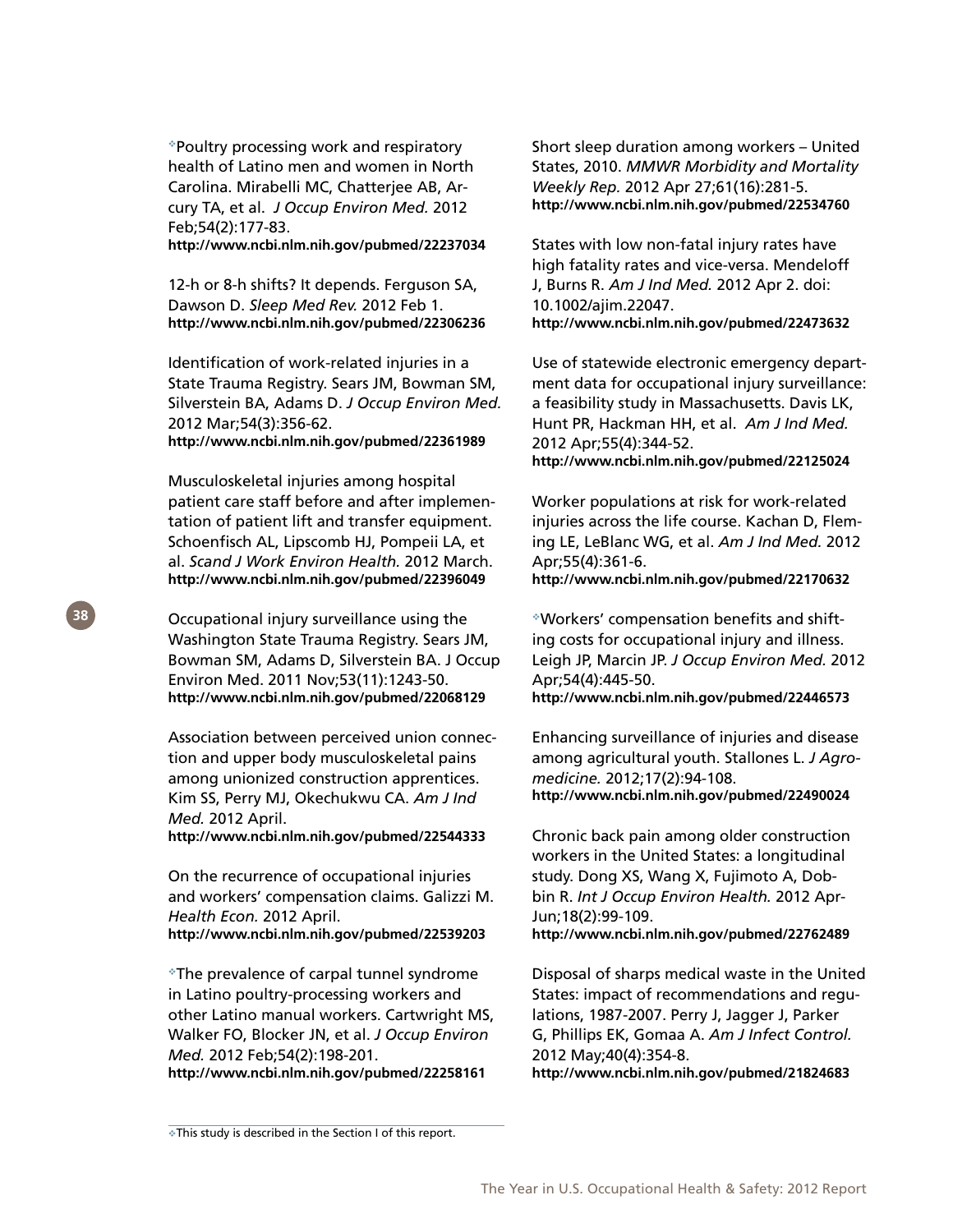❖Poultry processing work and respiratory health of Latino men and women in North Carolina. Mirabelli MC, Chatterjee AB, Arcury TA, et al. *J Occup Environ Med.* 2012 Feb;54(2):177-83.
**http://www.ncbi.nlm.nih.gov/pubmed/22237034**

12-h or 8-h shifts? It depends. Ferguson SA, Dawson D. *Sleep Med Rev.* 2012 Feb 1.
**http://www.ncbi.nlm.nih.gov/pubmed/22306236**

Identification of work-related injuries in a State Trauma Registry. Sears JM, Bowman SM, Silverstein BA, Adams D. *J Occup Environ Med.* 2012 Mar;54(3):356-62.
**http://www.ncbi.nlm.nih.gov/pubmed/22361989**

Musculoskeletal injuries among hospital patient care staff before and after implementation of patient lift and transfer equipment. Schoenfisch AL, Lipscomb HJ, Pompeii LA, et al. *Scand J Work Environ Health.* 2012 March.
**http://www.ncbi.nlm.nih.gov/pubmed/22396049**

Occupational injury surveillance using the Washington State Trauma Registry. Sears JM, Bowman SM, Adams D, Silverstein BA. J Occup Environ Med. 2011 Nov;53(11):1243-50.
**http://www.ncbi.nlm.nih.gov/pubmed/22068129**

Association between perceived union connection and upper body musculoskeletal pains among unionized construction apprentices. Kim SS, Perry MJ, Okechukwu CA. *Am J Ind Med.* 2012 April.
**http://www.ncbi.nlm.nih.gov/pubmed/22544333**

On the recurrence of occupational injuries and workers' compensation claims. Galizzi M. *Health Econ.* 2012 April.
**http://www.ncbi.nlm.nih.gov/pubmed/22539203**

❖The prevalence of carpal tunnel syndrome in Latino poultry-processing workers and other Latino manual workers. Cartwright MS, Walker FO, Blocker JN, et al. *J Occup Environ Med.* 2012 Feb;54(2):198-201.
**http://www.ncbi.nlm.nih.gov/pubmed/22258161**

Short sleep duration among workers – United States, 2010. *MMWR Morbidity and Mortality Weekly Rep.* 2012 Apr 27;61(16):281-5.
**http://www.ncbi.nlm.nih.gov/pubmed/22534760**

States with low non-fatal injury rates have high fatality rates and vice-versa. Mendeloff J, Burns R. *Am J Ind Med.* 2012 Apr 2. doi: 10.1002/ajim.22047.
**http://www.ncbi.nlm.nih.gov/pubmed/22473632**

Use of statewide electronic emergency department data for occupational injury surveillance: a feasibility study in Massachusetts. Davis LK, Hunt PR, Hackman HH, et al. *Am J Ind Med.* 2012 Apr;55(4):344-52.
**http://www.ncbi.nlm.nih.gov/pubmed/22125024**

Worker populations at risk for work-related injuries across the life course. Kachan D, Fleming LE, LeBlanc WG, et al. *Am J Ind Med.* 2012 Apr;55(4):361-6.
**http://www.ncbi.nlm.nih.gov/pubmed/22170632**

❖Workers' compensation benefits and shifting costs for occupational injury and illness. Leigh JP, Marcin JP. *J Occup Environ Med.* 2012 Apr;54(4):445-50.
**http://www.ncbi.nlm.nih.gov/pubmed/22446573**

Enhancing surveillance of injuries and disease among agricultural youth. Stallones L. *J Agromedicine.* 2012;17(2):94-108.
**http://www.ncbi.nlm.nih.gov/pubmed/22490024**

Chronic back pain among older construction workers in the United States: a longitudinal study. Dong XS, Wang X, Fujimoto A, Dobbin R. *Int J Occup Environ Health.* 2012 Apr-Jun;18(2):99-109.
**http://www.ncbi.nlm.nih.gov/pubmed/22762489**

Disposal of sharps medical waste in the United States: impact of recommendations and regulations, 1987-2007. Perry J, Jagger J, Parker G, Phillips EK, Gomaa A. *Am J Infect Control.* 2012 May;40(4):354-8.
**http://www.ncbi.nlm.nih.gov/pubmed/21824683**

---

❖This study is described in the Section I of this report.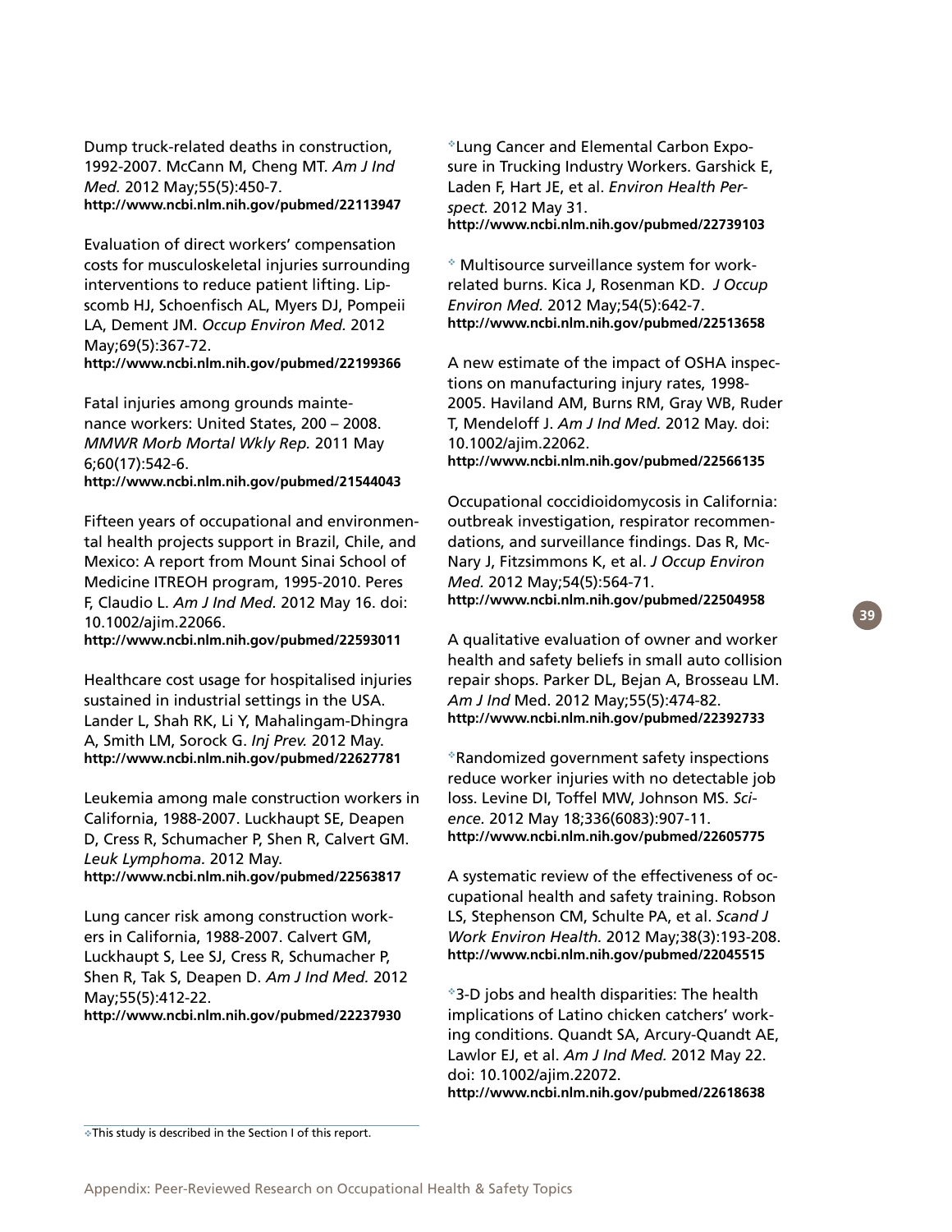Dump truck-related deaths in construction, 1992-2007. McCann M, Cheng MT. *Am J Ind Med.* 2012 May;55(5):450-7.
**http://www.ncbi.nlm.nih.gov/pubmed/22113947**

Evaluation of direct workers' compensation costs for musculoskeletal injuries surrounding interventions to reduce patient lifting. Lipscomb HJ, Schoenfisch AL, Myers DJ, Pompeii LA, Dement JM. *Occup Environ Med.* 2012 May;69(5):367-72.
**http://www.ncbi.nlm.nih.gov/pubmed/22199366**

Fatal injuries among grounds maintenance workers: United States, 200 – 2008. *MMWR Morb Mortal Wkly Rep.* 2011 May 6;60(17):542-6.
**http://www.ncbi.nlm.nih.gov/pubmed/21544043**

Fifteen years of occupational and environmental health projects support in Brazil, Chile, and Mexico: A report from Mount Sinai School of Medicine ITREOH program, 1995-2010. Peres F, Claudio L. *Am J Ind Med.* 2012 May 16. doi: 10.1002/ajim.22066.
**http://www.ncbi.nlm.nih.gov/pubmed/22593011**

Healthcare cost usage for hospitalised injuries sustained in industrial settings in the USA. Lander L, Shah RK, Li Y, Mahalingam-Dhingra A, Smith LM, Sorock G. *Inj Prev.* 2012 May.
**http://www.ncbi.nlm.nih.gov/pubmed/22627781**

Leukemia among male construction workers in California, 1988-2007. Luckhaupt SE, Deapen D, Cress R, Schumacher P, Shen R, Calvert GM. *Leuk Lymphoma.* 2012 May.
**http://www.ncbi.nlm.nih.gov/pubmed/22563817**

Lung cancer risk among construction workers in California, 1988-2007. Calvert GM, Luckhaupt S, Lee SJ, Cress R, Schumacher P, Shen R, Tak S, Deapen D. *Am J Ind Med.* 2012 May;55(5):412-22.
**http://www.ncbi.nlm.nih.gov/pubmed/22237930**

❖Lung Cancer and Elemental Carbon Exposure in Trucking Industry Workers. Garshick E, Laden F, Hart JE, et al. *Environ Health Perspect.* 2012 May 31.
**http://www.ncbi.nlm.nih.gov/pubmed/22739103**

❖ Multisource surveillance system for work-related burns. Kica J, Rosenman KD. *J Occup Environ Med.* 2012 May;54(5):642-7.
**http://www.ncbi.nlm.nih.gov/pubmed/22513658**

A new estimate of the impact of OSHA inspections on manufacturing injury rates, 1998-2005. Haviland AM, Burns RM, Gray WB, Ruder T, Mendeloff J. *Am J Ind Med.* 2012 May. doi: 10.1002/ajim.22062.
**http://www.ncbi.nlm.nih.gov/pubmed/22566135**

Occupational coccidioidomycosis in California: outbreak investigation, respirator recommendations, and surveillance findings. Das R, McNary J, Fitzsimmons K, et al. *J Occup Environ Med.* 2012 May;54(5):564-71.
**http://www.ncbi.nlm.nih.gov/pubmed/22504958**

A qualitative evaluation of owner and worker health and safety beliefs in small auto collision repair shops. Parker DL, Bejan A, Brosseau LM. *Am J Ind* Med. 2012 May;55(5):474-82.
**http://www.ncbi.nlm.nih.gov/pubmed/22392733**

❖Randomized government safety inspections reduce worker injuries with no detectable job loss. Levine DI, Toffel MW, Johnson MS. *Science.* 2012 May 18;336(6083):907-11.
**http://www.ncbi.nlm.nih.gov/pubmed/22605775**

A systematic review of the effectiveness of occupational health and safety training. Robson LS, Stephenson CM, Schulte PA, et al. *Scand J Work Environ Health.* 2012 May;38(3):193-208.
**http://www.ncbi.nlm.nih.gov/pubmed/22045515**

❖3-D jobs and health disparities: The health implications of Latino chicken catchers' working conditions. Quandt SA, Arcury-Quandt AE, Lawlor EJ, et al. *Am J Ind Med.* 2012 May 22. doi: 10.1002/ajim.22072.
**http://www.ncbi.nlm.nih.gov/pubmed/22618638**

❖This study is described in the Section I of this report.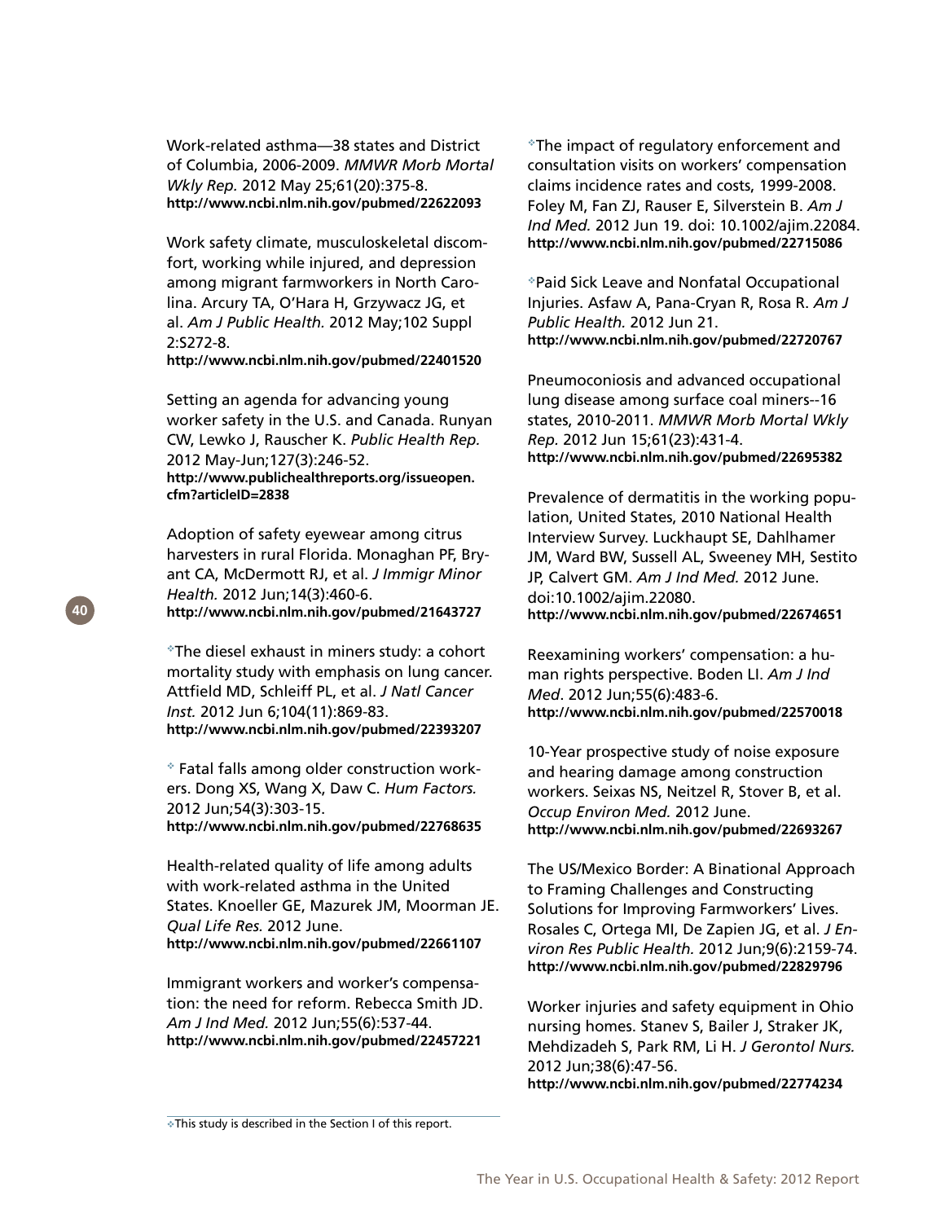Work-related asthma—38 states and District of Columbia, 2006-2009. *MMWR Morb Mortal Wkly Rep.* 2012 May 25;61(20):375-8.
**http://www.ncbi.nlm.nih.gov/pubmed/22622093**

Work safety climate, musculoskeletal discomfort, working while injured, and depression among migrant farmworkers in North Carolina. Arcury TA, O'Hara H, Grzywacz JG, et al. *Am J Public Health.* 2012 May;102 Suppl 2:S272-8.
**http://www.ncbi.nlm.nih.gov/pubmed/22401520**

Setting an agenda for advancing young worker safety in the U.S. and Canada. Runyan CW, Lewko J, Rauscher K. *Public Health Rep.* 2012 May-Jun;127(3):246-52.
**http://www.publichealthreports.org/issueopen.cfm?articleID=2838**

Adoption of safety eyewear among citrus harvesters in rural Florida. Monaghan PF, Bryant CA, McDermott RJ, et al. *J Immigr Minor Health.* 2012 Jun;14(3):460-6.
**http://www.ncbi.nlm.nih.gov/pubmed/21643727**

❖The diesel exhaust in miners study: a cohort mortality study with emphasis on lung cancer. Attfield MD, Schleiff PL, et al. *J Natl Cancer Inst.* 2012 Jun 6;104(11):869-83.
**http://www.ncbi.nlm.nih.gov/pubmed/22393207**

❖ Fatal falls among older construction workers. Dong XS, Wang X, Daw C. *Hum Factors.* 2012 Jun;54(3):303-15.
**http://www.ncbi.nlm.nih.gov/pubmed/22768635**

Health-related quality of life among adults with work-related asthma in the United States. Knoeller GE, Mazurek JM, Moorman JE. *Qual Life Res.* 2012 June.
**http://www.ncbi.nlm.nih.gov/pubmed/22661107**

Immigrant workers and worker's compensation: the need for reform. Rebecca Smith JD. *Am J Ind Med.* 2012 Jun;55(6):537-44.
**http://www.ncbi.nlm.nih.gov/pubmed/22457221**

❖The impact of regulatory enforcement and consultation visits on workers' compensation claims incidence rates and costs, 1999-2008. Foley M, Fan ZJ, Rauser E, Silverstein B. *Am J Ind Med.* 2012 Jun 19. doi: 10.1002/ajim.22084.
**http://www.ncbi.nlm.nih.gov/pubmed/22715086**

❖Paid Sick Leave and Nonfatal Occupational Injuries. Asfaw A, Pana-Cryan R, Rosa R. *Am J Public Health.* 2012 Jun 21.
**http://www.ncbi.nlm.nih.gov/pubmed/22720767**

Pneumoconiosis and advanced occupational lung disease among surface coal miners--16 states, 2010-2011. *MMWR Morb Mortal Wkly Rep.* 2012 Jun 15;61(23):431-4.
**http://www.ncbi.nlm.nih.gov/pubmed/22695382**

Prevalence of dermatitis in the working population, United States, 2010 National Health Interview Survey. Luckhaupt SE, Dahlhamer JM, Ward BW, Sussell AL, Sweeney MH, Sestito JP, Calvert GM. *Am J Ind Med.* 2012 June. doi:10.1002/ajim.22080.
**http://www.ncbi.nlm.nih.gov/pubmed/22674651**

Reexamining workers' compensation: a human rights perspective. Boden LI. *Am J Ind Med*. 2012 Jun;55(6):483-6.
**http://www.ncbi.nlm.nih.gov/pubmed/22570018**

10-Year prospective study of noise exposure and hearing damage among construction workers. Seixas NS, Neitzel R, Stover B, et al. *Occup Environ Med.* 2012 June.
**http://www.ncbi.nlm.nih.gov/pubmed/22693267**

The US/Mexico Border: A Binational Approach to Framing Challenges and Constructing Solutions for Improving Farmworkers' Lives. Rosales C, Ortega MI, De Zapien JG, et al. *J Environ Res Public Health.* 2012 Jun;9(6):2159-74.
**http://www.ncbi.nlm.nih.gov/pubmed/22829796**

Worker injuries and safety equipment in Ohio nursing homes. Stanev S, Bailer J, Straker JK, Mehdizadeh S, Park RM, Li H. *J Gerontol Nurs.* 2012 Jun;38(6):47-56.
**http://www.ncbi.nlm.nih.gov/pubmed/22774234**

❖This study is described in the Section I of this report.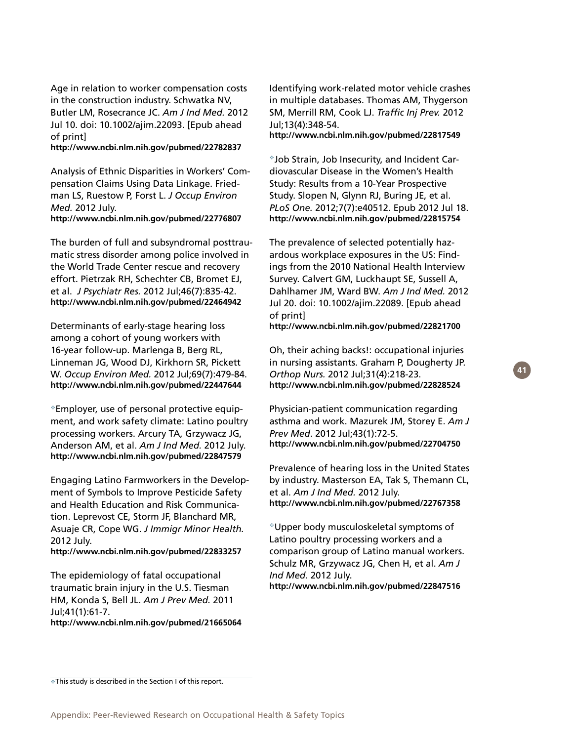Age in relation to worker compensation costs in the construction industry. Schwatka NV, Butler LM, Rosecrance JC. *Am J Ind Med.* 2012 Jul 10. doi: 10.1002/ajim.22093. [Epub ahead of print]
**http://www.ncbi.nlm.nih.gov/pubmed/22782837**

Analysis of Ethnic Disparities in Workers' Compensation Claims Using Data Linkage. Friedman LS, Ruestow P, Forst L. *J Occup Environ Med.* 2012 July.
**http://www.ncbi.nlm.nih.gov/pubmed/22776807**

The burden of full and subsyndromal posttraumatic stress disorder among police involved in the World Trade Center rescue and recovery effort. Pietrzak RH, Schechter CB, Bromet EJ, et al. *J Psychiatr Res.* 2012 Jul;46(7):835-42.
**http://www.ncbi.nlm.nih.gov/pubmed/22464942**

Determinants of early-stage hearing loss among a cohort of young workers with 16-year follow-up. Marlenga B, Berg RL, Linneman JG, Wood DJ, Kirkhorn SR, Pickett W. *Occup Environ Med.* 2012 Jul;69(7):479-84.
**http://www.ncbi.nlm.nih.gov/pubmed/22447644**

❖Employer, use of personal protective equipment, and work safety climate: Latino poultry processing workers. Arcury TA, Grzywacz JG, Anderson AM, et al. *Am J Ind Med.* 2012 July.
**http://www.ncbi.nlm.nih.gov/pubmed/22847579**

Engaging Latino Farmworkers in the Development of Symbols to Improve Pesticide Safety and Health Education and Risk Communication. Leprevost CE, Storm JF, Blanchard MR, Asuaje CR, Cope WG. *J Immigr Minor Health.* 2012 July.
**http://www.ncbi.nlm.nih.gov/pubmed/22833257**

The epidemiology of fatal occupational traumatic brain injury in the U.S. Tiesman HM, Konda S, Bell JL. *Am J Prev Med.* 2011 Jul;41(1):61-7.
**http://www.ncbi.nlm.nih.gov/pubmed/21665064**

Identifying work-related motor vehicle crashes in multiple databases. Thomas AM, Thygerson SM, Merrill RM, Cook LJ. *Traffic Inj Prev.* 2012 Jul;13(4):348-54.
**http://www.ncbi.nlm.nih.gov/pubmed/22817549**

❖Job Strain, Job Insecurity, and Incident Cardiovascular Disease in the Women's Health Study: Results from a 10-Year Prospective Study. Slopen N, Glynn RJ, Buring JE, et al. *PLoS One.* 2012;7(7):e40512. Epub 2012 Jul 18.
**http://www.ncbi.nlm.nih.gov/pubmed/22815754**

The prevalence of selected potentially hazardous workplace exposures in the US: Findings from the 2010 National Health Interview Survey. Calvert GM, Luckhaupt SE, Sussell A, Dahlhamer JM, Ward BW. *Am J Ind Med.* 2012 Jul 20. doi: 10.1002/ajim.22089. [Epub ahead of print]
**http://www.ncbi.nlm.nih.gov/pubmed/22821700**

Oh, their aching backs!: occupational injuries in nursing assistants. Graham P, Dougherty JP. *Orthop Nurs.* 2012 Jul;31(4):218-23.
**http://www.ncbi.nlm.nih.gov/pubmed/22828524**

Physician-patient communication regarding asthma and work. Mazurek JM, Storey E. *Am J Prev Med*. 2012 Jul;43(1):72-5.
**http://www.ncbi.nlm.nih.gov/pubmed/22704750**

Prevalence of hearing loss in the United States by industry. Masterson EA, Tak S, Themann CL, et al. *Am J Ind Med.* 2012 July.
**http://www.ncbi.nlm.nih.gov/pubmed/22767358**

❖Upper body musculoskeletal symptoms of Latino poultry processing workers and a comparison group of Latino manual workers. Schulz MR, Grzywacz JG, Chen H, et al. *Am J Ind Med.* 2012 July.
**http://www.ncbi.nlm.nih.gov/pubmed/22847516**

❖This study is described in the Section I of this report.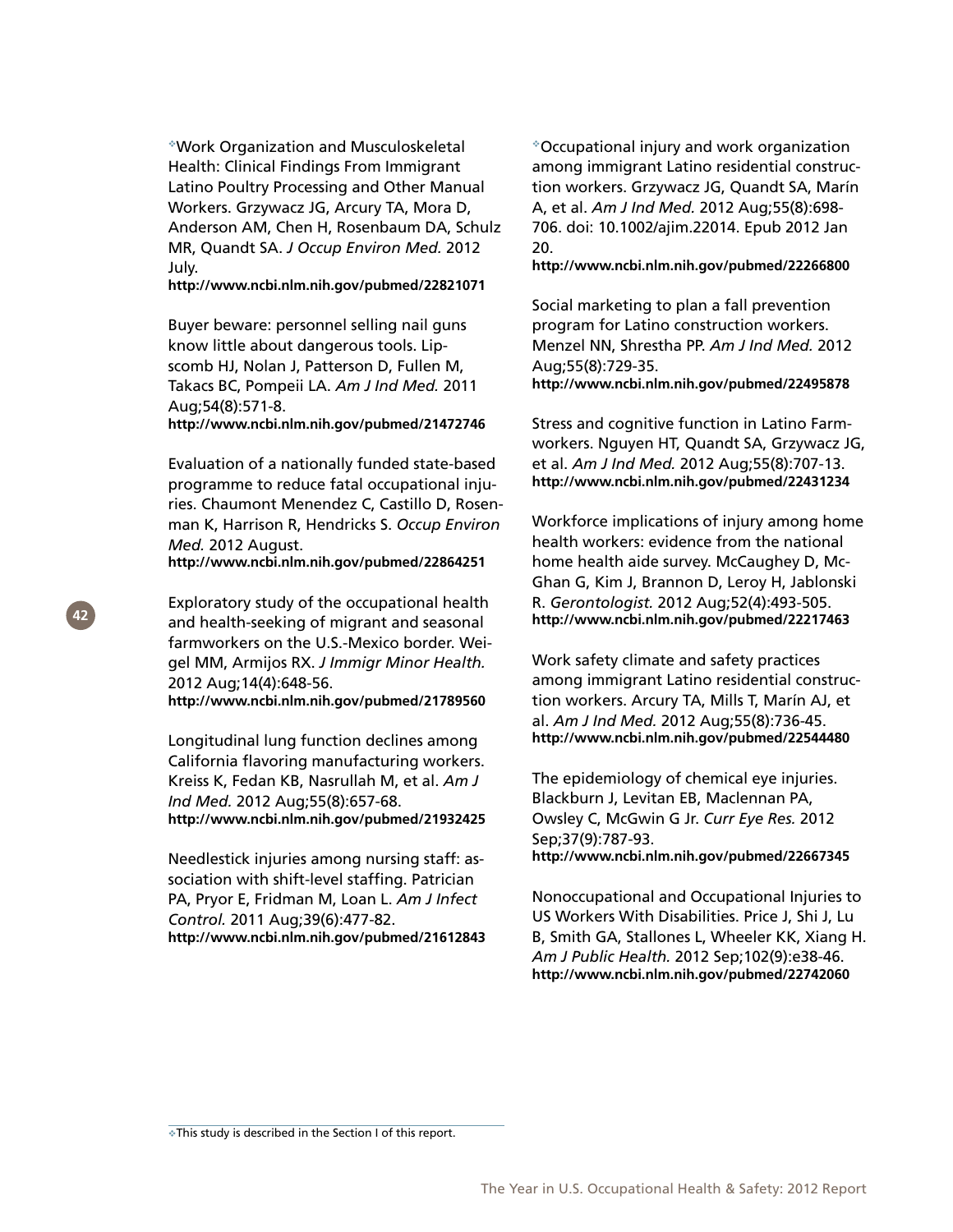❖Work Organization and Musculoskeletal Health: Clinical Findings From Immigrant Latino Poultry Processing and Other Manual Workers. Grzywacz JG, Arcury TA, Mora D, Anderson AM, Chen H, Rosenbaum DA, Schulz MR, Quandt SA. *J Occup Environ Med.* 2012 July.
**http://www.ncbi.nlm.nih.gov/pubmed/22821071**

Buyer beware: personnel selling nail guns know little about dangerous tools. Lipscomb HJ, Nolan J, Patterson D, Fullen M, Takacs BC, Pompeii LA. *Am J Ind Med.* 2011 Aug;54(8):571-8.
**http://www.ncbi.nlm.nih.gov/pubmed/21472746**

Evaluation of a nationally funded state-based programme to reduce fatal occupational injuries. Chaumont Menendez C, Castillo D, Rosenman K, Harrison R, Hendricks S. *Occup Environ Med.* 2012 August.
**http://www.ncbi.nlm.nih.gov/pubmed/22864251**

Exploratory study of the occupational health and health-seeking of migrant and seasonal farmworkers on the U.S.-Mexico border. Weigel MM, Armijos RX. *J Immigr Minor Health.* 2012 Aug;14(4):648-56.
**http://www.ncbi.nlm.nih.gov/pubmed/21789560**

Longitudinal lung function declines among California flavoring manufacturing workers. Kreiss K, Fedan KB, Nasrullah M, et al. *Am J Ind Med.* 2012 Aug;55(8):657-68.
**http://www.ncbi.nlm.nih.gov/pubmed/21932425**

Needlestick injuries among nursing staff: association with shift-level staffing. Patrician PA, Pryor E, Fridman M, Loan L. *Am J Infect Control.* 2011 Aug;39(6):477-82.
**http://www.ncbi.nlm.nih.gov/pubmed/21612843**

❖Occupational injury and work organization among immigrant Latino residential construction workers. Grzywacz JG, Quandt SA, Marín A, et al. *Am J Ind Med.* 2012 Aug;55(8):698-706. doi: 10.1002/ajim.22014. Epub 2012 Jan 20.
**http://www.ncbi.nlm.nih.gov/pubmed/22266800**

Social marketing to plan a fall prevention program for Latino construction workers. Menzel NN, Shrestha PP. *Am J Ind Med.* 2012 Aug;55(8):729-35.
**http://www.ncbi.nlm.nih.gov/pubmed/22495878**

Stress and cognitive function in Latino Farmworkers. Nguyen HT, Quandt SA, Grzywacz JG, et al. *Am J Ind Med.* 2012 Aug;55(8):707-13.
**http://www.ncbi.nlm.nih.gov/pubmed/22431234**

Workforce implications of injury among home health workers: evidence from the national home health aide survey. McCaughey D, McGhan G, Kim J, Brannon D, Leroy H, Jablonski R. *Gerontologist.* 2012 Aug;52(4):493-505.
**http://www.ncbi.nlm.nih.gov/pubmed/22217463**

Work safety climate and safety practices among immigrant Latino residential construction workers. Arcury TA, Mills T, Marín AJ, et al. *Am J Ind Med.* 2012 Aug;55(8):736-45.
**http://www.ncbi.nlm.nih.gov/pubmed/22544480**

The epidemiology of chemical eye injuries. Blackburn J, Levitan EB, Maclennan PA, Owsley C, McGwin G Jr. *Curr Eye Res.* 2012 Sep;37(9):787-93.
**http://www.ncbi.nlm.nih.gov/pubmed/22667345**

Nonoccupational and Occupational Injuries to US Workers With Disabilities. Price J, Shi J, Lu B, Smith GA, Stallones L, Wheeler KK, Xiang H. *Am J Public Health.* 2012 Sep;102(9):e38-46.
**http://www.ncbi.nlm.nih.gov/pubmed/22742060**

❖This study is described in the Section I of this report.